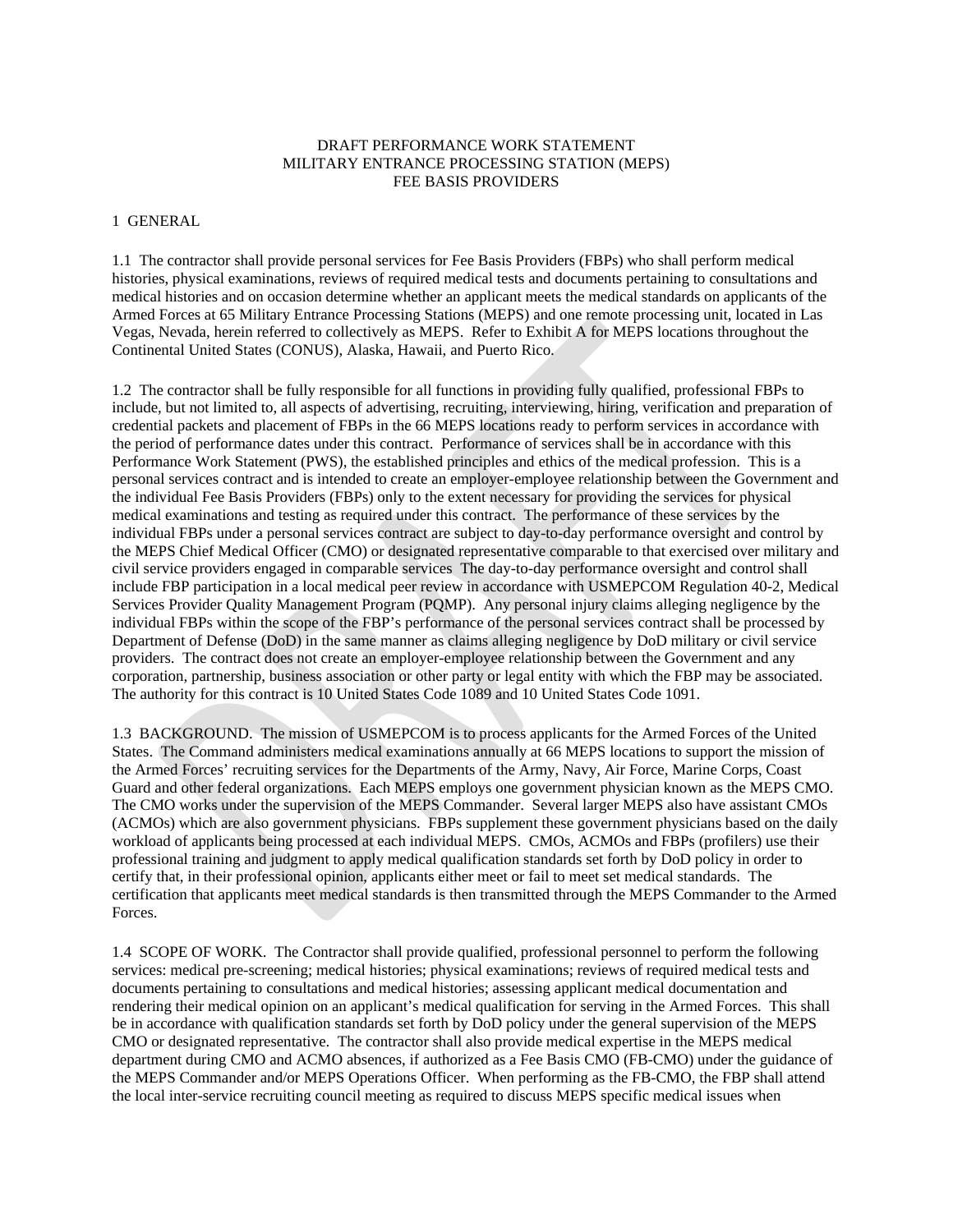# DRAFT PERFORMANCE WORK STATEMENT
# MILITARY ENTRANCE PROCESSING STATION (MEPS)
# FEE BASIS PROVIDERS

## 1 GENERAL

1.1 The contractor shall provide personal services for Fee Basis Providers (FBPs) who shall perform medical histories, physical examinations, reviews of required medical tests and documents pertaining to consultations and medical histories and on occasion determine whether an applicant meets the medical standards on applicants of the Armed Forces at 65 Military Entrance Processing Stations (MEPS) and one remote processing unit, located in Las Vegas, Nevada, herein referred to collectively as MEPS. Refer to Exhibit A for MEPS locations throughout the Continental United States (CONUS), Alaska, Hawaii, and Puerto Rico.

1.2 The contractor shall be fully responsible for all functions in providing fully qualified, professional FBPs to include, but not limited to, all aspects of advertising, recruiting, interviewing, hiring, verification and preparation of credential packets and placement of FBPs in the 66 MEPS locations ready to perform services in accordance with the period of performance dates under this contract. Performance of services shall be in accordance with this Performance Work Statement (PWS), the established principles and ethics of the medical profession. This is a personal services contract and is intended to create an employer-employee relationship between the Government and the individual Fee Basis Providers (FBPs) only to the extent necessary for providing the services for physical medical examinations and testing as required under this contract. The performance of these services by the individual FBPs under a personal services contract are subject to day-to-day performance oversight and control by the MEPS Chief Medical Officer (CMO) or designated representative comparable to that exercised over military and civil service providers engaged in comparable services The day-to-day performance oversight and control shall include FBP participation in a local medical peer review in accordance with USMEPCOM Regulation 40-2, Medical Services Provider Quality Management Program (PQMP). Any personal injury claims alleging negligence by the individual FBPs within the scope of the FBP's performance of the personal services contract shall be processed by Department of Defense (DoD) in the same manner as claims alleging negligence by DoD military or civil service providers. The contract does not create an employer-employee relationship between the Government and any corporation, partnership, business association or other party or legal entity with which the FBP may be associated. The authority for this contract is 10 United States Code 1089 and 10 United States Code 1091.

1.3 BACKGROUND. The mission of USMEPCOM is to process applicants for the Armed Forces of the United States. The Command administers medical examinations annually at 66 MEPS locations to support the mission of the Armed Forces' recruiting services for the Departments of the Army, Navy, Air Force, Marine Corps, Coast Guard and other federal organizations. Each MEPS employs one government physician known as the MEPS CMO. The CMO works under the supervision of the MEPS Commander. Several larger MEPS also have assistant CMOs (ACMOs) which are also government physicians. FBPs supplement these government physicians based on the daily workload of applicants being processed at each individual MEPS. CMOs, ACMOs and FBPs (profilers) use their professional training and judgment to apply medical qualification standards set forth by DoD policy in order to certify that, in their professional opinion, applicants either meet or fail to meet set medical standards. The certification that applicants meet medical standards is then transmitted through the MEPS Commander to the Armed Forces.

1.4 SCOPE OF WORK. The Contractor shall provide qualified, professional personnel to perform the following services: medical pre-screening; medical histories; physical examinations; reviews of required medical tests and documents pertaining to consultations and medical histories; assessing applicant medical documentation and rendering their medical opinion on an applicant's medical qualification for serving in the Armed Forces. This shall be in accordance with qualification standards set forth by DoD policy under the general supervision of the MEPS CMO or designated representative. The contractor shall also provide medical expertise in the MEPS medical department during CMO and ACMO absences, if authorized as a Fee Basis CMO (FB-CMO) under the guidance of the MEPS Commander and/or MEPS Operations Officer. When performing as the FB-CMO, the FBP shall attend the local inter-service recruiting council meeting as required to discuss MEPS specific medical issues when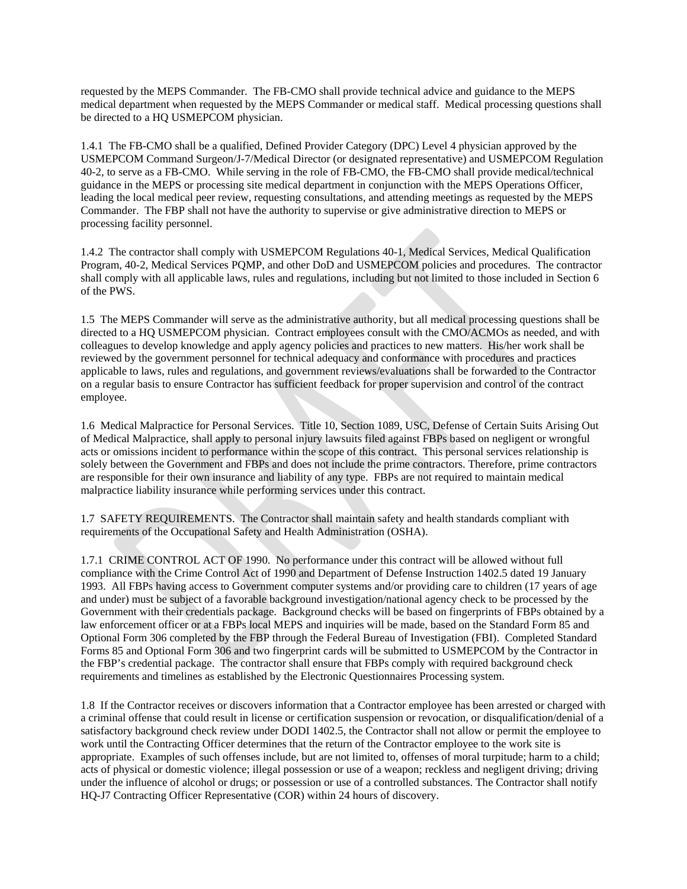requested by the MEPS Commander. The FB-CMO shall provide technical advice and guidance to the MEPS medical department when requested by the MEPS Commander or medical staff. Medical processing questions shall be directed to a HQ USMEPCOM physician.

1.4.1 The FB-CMO shall be a qualified, Defined Provider Category (DPC) Level 4 physician approved by the USMEPCOM Command Surgeon/J-7/Medical Director (or designated representative) and USMEPCOM Regulation 40-2, to serve as a FB-CMO. While serving in the role of FB-CMO, the FB-CMO shall provide medical/technical guidance in the MEPS or processing site medical department in conjunction with the MEPS Operations Officer, leading the local medical peer review, requesting consultations, and attending meetings as requested by the MEPS Commander. The FBP shall not have the authority to supervise or give administrative direction to MEPS or processing facility personnel.

1.4.2 The contractor shall comply with USMEPCOM Regulations 40-1, Medical Services, Medical Qualification Program, 40-2, Medical Services PQMP, and other DoD and USMEPCOM policies and procedures. The contractor shall comply with all applicable laws, rules and regulations, including but not limited to those included in Section 6 of the PWS.

1.5 The MEPS Commander will serve as the administrative authority, but all medical processing questions shall be directed to a HQ USMEPCOM physician. Contract employees consult with the CMO/ACMOs as needed, and with colleagues to develop knowledge and apply agency policies and practices to new matters. His/her work shall be reviewed by the government personnel for technical adequacy and conformance with procedures and practices applicable to laws, rules and regulations, and government reviews/evaluations shall be forwarded to the Contractor on a regular basis to ensure Contractor has sufficient feedback for proper supervision and control of the contract employee.

1.6 Medical Malpractice for Personal Services. Title 10, Section 1089, USC, Defense of Certain Suits Arising Out of Medical Malpractice, shall apply to personal injury lawsuits filed against FBPs based on negligent or wrongful acts or omissions incident to performance within the scope of this contract. This personal services relationship is solely between the Government and FBPs and does not include the prime contractors. Therefore, prime contractors are responsible for their own insurance and liability of any type. FBPs are not required to maintain medical malpractice liability insurance while performing services under this contract.

1.7 SAFETY REQUIREMENTS. The Contractor shall maintain safety and health standards compliant with requirements of the Occupational Safety and Health Administration (OSHA).

1.7.1 CRIME CONTROL ACT OF 1990. No performance under this contract will be allowed without full compliance with the Crime Control Act of 1990 and Department of Defense Instruction 1402.5 dated 19 January 1993. All FBPs having access to Government computer systems and/or providing care to children (17 years of age and under) must be subject of a favorable background investigation/national agency check to be processed by the Government with their credentials package. Background checks will be based on fingerprints of FBPs obtained by a law enforcement officer or at a FBPs local MEPS and inquiries will be made, based on the Standard Form 85 and Optional Form 306 completed by the FBP through the Federal Bureau of Investigation (FBI). Completed Standard Forms 85 and Optional Form 306 and two fingerprint cards will be submitted to USMEPCOM by the Contractor in the FBP's credential package. The contractor shall ensure that FBPs comply with required background check requirements and timelines as established by the Electronic Questionnaires Processing system.

1.8 If the Contractor receives or discovers information that a Contractor employee has been arrested or charged with a criminal offense that could result in license or certification suspension or revocation, or disqualification/denial of a satisfactory background check review under DODI 1402.5, the Contractor shall not allow or permit the employee to work until the Contracting Officer determines that the return of the Contractor employee to the work site is appropriate. Examples of such offenses include, but are not limited to, offenses of moral turpitude; harm to a child; acts of physical or domestic violence; illegal possession or use of a weapon; reckless and negligent driving; driving under the influence of alcohol or drugs; or possession or use of a controlled substances. The Contractor shall notify HQ-J7 Contracting Officer Representative (COR) within 24 hours of discovery.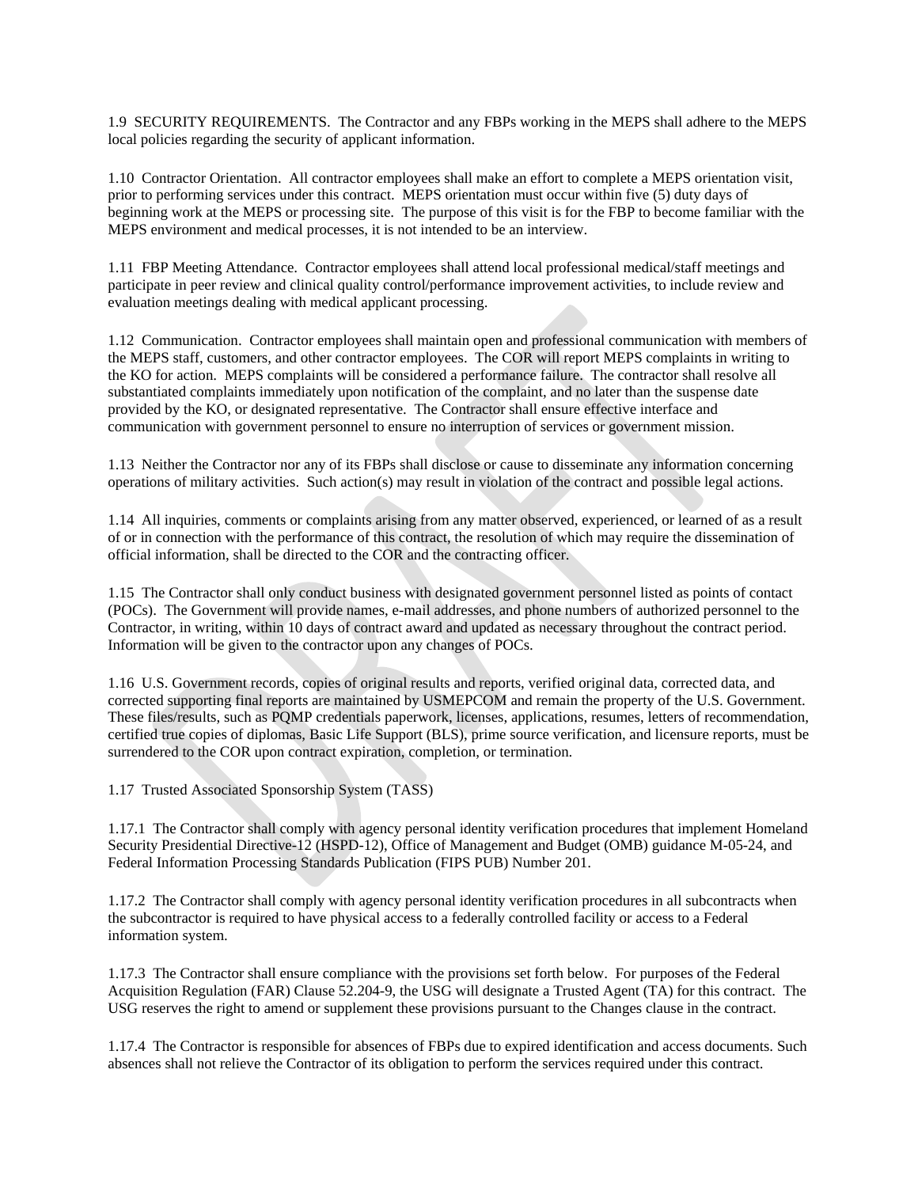1.9 SECURITY REQUIREMENTS. The Contractor and any FBPs working in the MEPS shall adhere to the MEPS local policies regarding the security of applicant information.

1.10 Contractor Orientation. All contractor employees shall make an effort to complete a MEPS orientation visit, prior to performing services under this contract. MEPS orientation must occur within five (5) duty days of beginning work at the MEPS or processing site. The purpose of this visit is for the FBP to become familiar with the MEPS environment and medical processes, it is not intended to be an interview.

1.11 FBP Meeting Attendance. Contractor employees shall attend local professional medical/staff meetings and participate in peer review and clinical quality control/performance improvement activities, to include review and evaluation meetings dealing with medical applicant processing.

1.12 Communication. Contractor employees shall maintain open and professional communication with members of the MEPS staff, customers, and other contractor employees. The COR will report MEPS complaints in writing to the KO for action. MEPS complaints will be considered a performance failure. The contractor shall resolve all substantiated complaints immediately upon notification of the complaint, and no later than the suspense date provided by the KO, or designated representative. The Contractor shall ensure effective interface and communication with government personnel to ensure no interruption of services or government mission.

1.13 Neither the Contractor nor any of its FBPs shall disclose or cause to disseminate any information concerning operations of military activities. Such action(s) may result in violation of the contract and possible legal actions.

1.14 All inquiries, comments or complaints arising from any matter observed, experienced, or learned of as a result of or in connection with the performance of this contract, the resolution of which may require the dissemination of official information, shall be directed to the COR and the contracting officer.

1.15 The Contractor shall only conduct business with designated government personnel listed as points of contact (POCs). The Government will provide names, e-mail addresses, and phone numbers of authorized personnel to the Contractor, in writing, within 10 days of contract award and updated as necessary throughout the contract period. Information will be given to the contractor upon any changes of POCs.

1.16 U.S. Government records, copies of original results and reports, verified original data, corrected data, and corrected supporting final reports are maintained by USMEPCOM and remain the property of the U.S. Government. These files/results, such as PQMP credentials paperwork, licenses, applications, resumes, letters of recommendation, certified true copies of diplomas, Basic Life Support (BLS), prime source verification, and licensure reports, must be surrendered to the COR upon contract expiration, completion, or termination.

1.17 Trusted Associated Sponsorship System (TASS)

1.17.1 The Contractor shall comply with agency personal identity verification procedures that implement Homeland Security Presidential Directive-12 (HSPD-12), Office of Management and Budget (OMB) guidance M-05-24, and Federal Information Processing Standards Publication (FIPS PUB) Number 201.

1.17.2 The Contractor shall comply with agency personal identity verification procedures in all subcontracts when the subcontractor is required to have physical access to a federally controlled facility or access to a Federal information system.

1.17.3 The Contractor shall ensure compliance with the provisions set forth below. For purposes of the Federal Acquisition Regulation (FAR) Clause 52.204-9, the USG will designate a Trusted Agent (TA) for this contract. The USG reserves the right to amend or supplement these provisions pursuant to the Changes clause in the contract.

1.17.4 The Contractor is responsible for absences of FBPs due to expired identification and access documents. Such absences shall not relieve the Contractor of its obligation to perform the services required under this contract.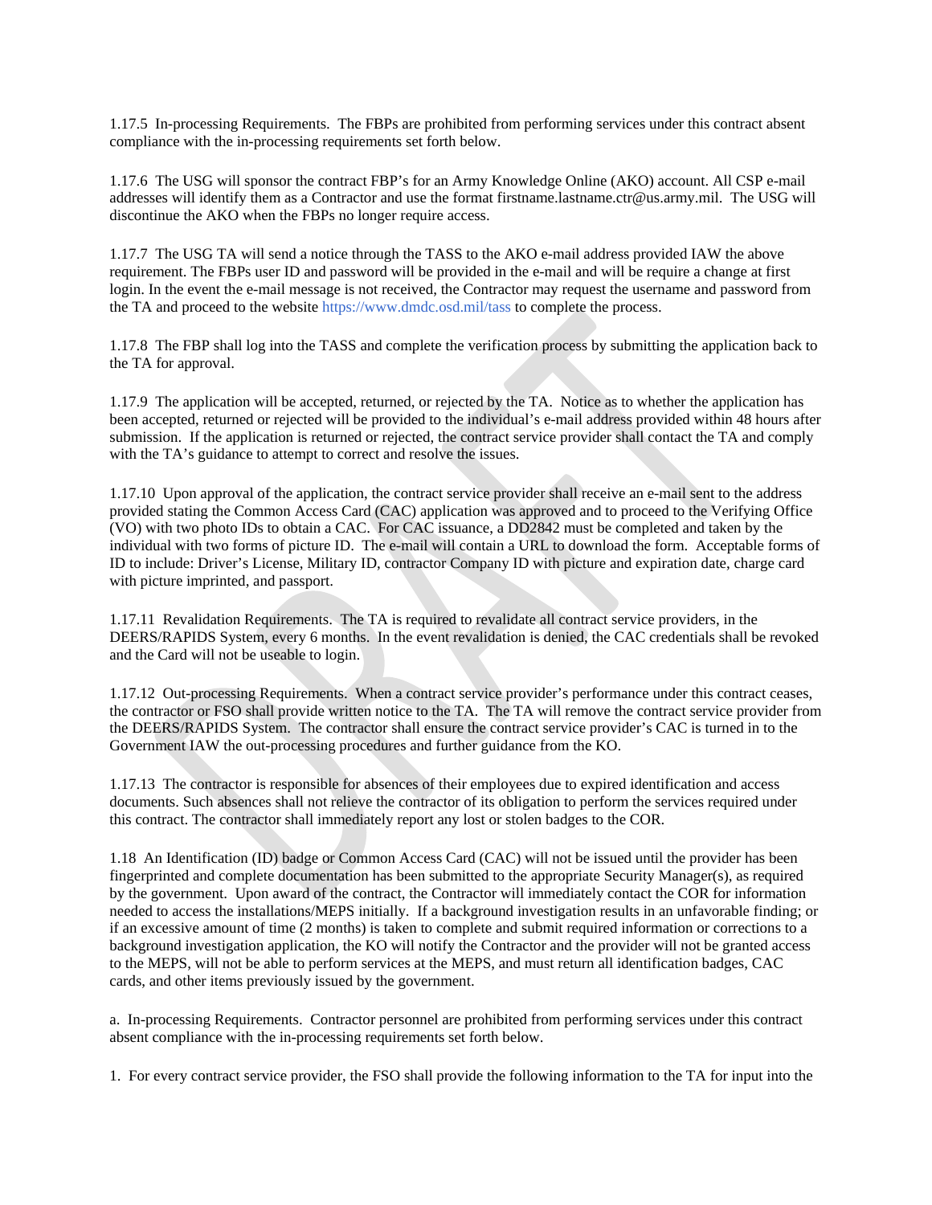1.17.5 In-processing Requirements. The FBPs are prohibited from performing services under this contract absent compliance with the in-processing requirements set forth below.

1.17.6 The USG will sponsor the contract FBP's for an Army Knowledge Online (AKO) account. All CSP e-mail addresses will identify them as a Contractor and use the format firstname.lastname.ctr@us.army.mil. The USG will discontinue the AKO when the FBPs no longer require access.

1.17.7 The USG TA will send a notice through the TASS to the AKO e-mail address provided IAW the above requirement. The FBPs user ID and password will be provided in the e-mail and will be require a change at first login. In the event the e-mail message is not received, the Contractor may request the username and password from the TA and proceed to the website https://www.dmdc.osd.mil/tass to complete the process.

1.17.8 The FBP shall log into the TASS and complete the verification process by submitting the application back to the TA for approval.

1.17.9 The application will be accepted, returned, or rejected by the TA. Notice as to whether the application has been accepted, returned or rejected will be provided to the individual's e-mail address provided within 48 hours after submission. If the application is returned or rejected, the contract service provider shall contact the TA and comply with the TA's guidance to attempt to correct and resolve the issues.

1.17.10 Upon approval of the application, the contract service provider shall receive an e-mail sent to the address provided stating the Common Access Card (CAC) application was approved and to proceed to the Verifying Office (VO) with two photo IDs to obtain a CAC. For CAC issuance, a DD2842 must be completed and taken by the individual with two forms of picture ID. The e-mail will contain a URL to download the form. Acceptable forms of ID to include: Driver's License, Military ID, contractor Company ID with picture and expiration date, charge card with picture imprinted, and passport.

1.17.11 Revalidation Requirements. The TA is required to revalidate all contract service providers, in the DEERS/RAPIDS System, every 6 months. In the event revalidation is denied, the CAC credentials shall be revoked and the Card will not be useable to login.

1.17.12 Out-processing Requirements. When a contract service provider's performance under this contract ceases, the contractor or FSO shall provide written notice to the TA. The TA will remove the contract service provider from the DEERS/RAPIDS System. The contractor shall ensure the contract service provider's CAC is turned in to the Government IAW the out-processing procedures and further guidance from the KO.

1.17.13 The contractor is responsible for absences of their employees due to expired identification and access documents. Such absences shall not relieve the contractor of its obligation to perform the services required under this contract. The contractor shall immediately report any lost or stolen badges to the COR.

1.18 An Identification (ID) badge or Common Access Card (CAC) will not be issued until the provider has been fingerprinted and complete documentation has been submitted to the appropriate Security Manager(s), as required by the government. Upon award of the contract, the Contractor will immediately contact the COR for information needed to access the installations/MEPS initially. If a background investigation results in an unfavorable finding; or if an excessive amount of time (2 months) is taken to complete and submit required information or corrections to a background investigation application, the KO will notify the Contractor and the provider will not be granted access to the MEPS, will not be able to perform services at the MEPS, and must return all identification badges, CAC cards, and other items previously issued by the government.

a. In-processing Requirements. Contractor personnel are prohibited from performing services under this contract absent compliance with the in-processing requirements set forth below.

1. For every contract service provider, the FSO shall provide the following information to the TA for input into the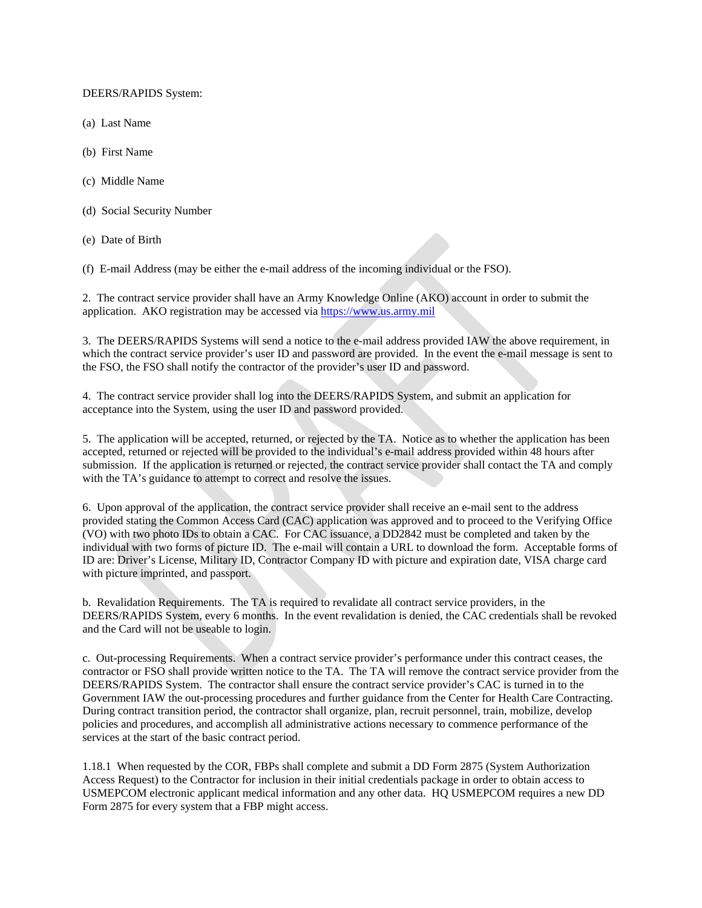DEERS/RAPIDS System:

(a) Last Name

(b) First Name

(c) Middle Name

(d) Social Security Number

(e) Date of Birth

(f) E-mail Address (may be either the e-mail address of the incoming individual or the FSO).

2. The contract service provider shall have an Army Knowledge Online (AKO) account in order to submit the application. AKO registration may be accessed via https://www.us.army.mil

3. The DEERS/RAPIDS Systems will send a notice to the e-mail address provided IAW the above requirement, in which the contract service provider's user ID and password are provided. In the event the e-mail message is sent to the FSO, the FSO shall notify the contractor of the provider's user ID and password.

4. The contract service provider shall log into the DEERS/RAPIDS System, and submit an application for acceptance into the System, using the user ID and password provided.

5. The application will be accepted, returned, or rejected by the TA. Notice as to whether the application has been accepted, returned or rejected will be provided to the individual's e-mail address provided within 48 hours after submission. If the application is returned or rejected, the contract service provider shall contact the TA and comply with the TA's guidance to attempt to correct and resolve the issues.

6. Upon approval of the application, the contract service provider shall receive an e-mail sent to the address provided stating the Common Access Card (CAC) application was approved and to proceed to the Verifying Office (VO) with two photo IDs to obtain a CAC. For CAC issuance, a DD2842 must be completed and taken by the individual with two forms of picture ID. The e-mail will contain a URL to download the form. Acceptable forms of ID are: Driver's License, Military ID, Contractor Company ID with picture and expiration date, VISA charge card with picture imprinted, and passport.

b. Revalidation Requirements. The TA is required to revalidate all contract service providers, in the DEERS/RAPIDS System, every 6 months. In the event revalidation is denied, the CAC credentials shall be revoked and the Card will not be useable to login.

c. Out-processing Requirements. When a contract service provider's performance under this contract ceases, the contractor or FSO shall provide written notice to the TA. The TA will remove the contract service provider from the DEERS/RAPIDS System. The contractor shall ensure the contract service provider's CAC is turned in to the Government IAW the out-processing procedures and further guidance from the Center for Health Care Contracting. During contract transition period, the contractor shall organize, plan, recruit personnel, train, mobilize, develop policies and procedures, and accomplish all administrative actions necessary to commence performance of the services at the start of the basic contract period.

1.18.1 When requested by the COR, FBPs shall complete and submit a DD Form 2875 (System Authorization Access Request) to the Contractor for inclusion in their initial credentials package in order to obtain access to USMEPCOM electronic applicant medical information and any other data. HQ USMEPCOM requires a new DD Form 2875 for every system that a FBP might access.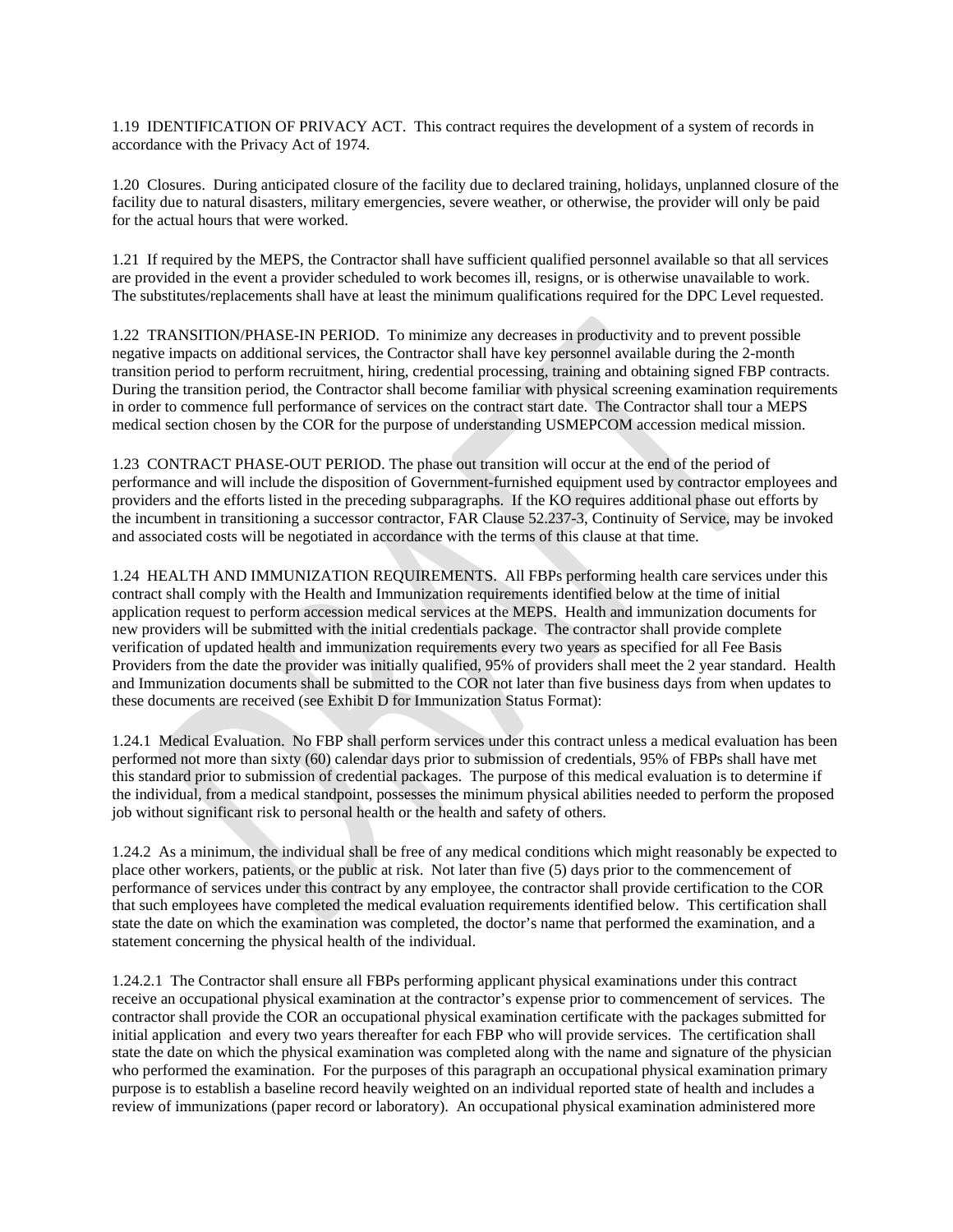1.19 IDENTIFICATION OF PRIVACY ACT. This contract requires the development of a system of records in accordance with the Privacy Act of 1974.

1.20 Closures. During anticipated closure of the facility due to declared training, holidays, unplanned closure of the facility due to natural disasters, military emergencies, severe weather, or otherwise, the provider will only be paid for the actual hours that were worked.

1.21 If required by the MEPS, the Contractor shall have sufficient qualified personnel available so that all services are provided in the event a provider scheduled to work becomes ill, resigns, or is otherwise unavailable to work. The substitutes/replacements shall have at least the minimum qualifications required for the DPC Level requested.

1.22 TRANSITION/PHASE-IN PERIOD. To minimize any decreases in productivity and to prevent possible negative impacts on additional services, the Contractor shall have key personnel available during the 2-month transition period to perform recruitment, hiring, credential processing, training and obtaining signed FBP contracts. During the transition period, the Contractor shall become familiar with physical screening examination requirements in order to commence full performance of services on the contract start date. The Contractor shall tour a MEPS medical section chosen by the COR for the purpose of understanding USMEPCOM accession medical mission.

1.23 CONTRACT PHASE-OUT PERIOD. The phase out transition will occur at the end of the period of performance and will include the disposition of Government-furnished equipment used by contractor employees and providers and the efforts listed in the preceding subparagraphs. If the KO requires additional phase out efforts by the incumbent in transitioning a successor contractor, FAR Clause 52.237-3, Continuity of Service, may be invoked and associated costs will be negotiated in accordance with the terms of this clause at that time.

1.24 HEALTH AND IMMUNIZATION REQUIREMENTS. All FBPs performing health care services under this contract shall comply with the Health and Immunization requirements identified below at the time of initial application request to perform accession medical services at the MEPS. Health and immunization documents for new providers will be submitted with the initial credentials package. The contractor shall provide complete verification of updated health and immunization requirements every two years as specified for all Fee Basis Providers from the date the provider was initially qualified, 95% of providers shall meet the 2 year standard. Health and Immunization documents shall be submitted to the COR not later than five business days from when updates to these documents are received (see Exhibit D for Immunization Status Format):

1.24.1 Medical Evaluation. No FBP shall perform services under this contract unless a medical evaluation has been performed not more than sixty (60) calendar days prior to submission of credentials, 95% of FBPs shall have met this standard prior to submission of credential packages. The purpose of this medical evaluation is to determine if the individual, from a medical standpoint, possesses the minimum physical abilities needed to perform the proposed job without significant risk to personal health or the health and safety of others.

1.24.2 As a minimum, the individual shall be free of any medical conditions which might reasonably be expected to place other workers, patients, or the public at risk. Not later than five (5) days prior to the commencement of performance of services under this contract by any employee, the contractor shall provide certification to the COR that such employees have completed the medical evaluation requirements identified below. This certification shall state the date on which the examination was completed, the doctor's name that performed the examination, and a statement concerning the physical health of the individual.

1.24.2.1 The Contractor shall ensure all FBPs performing applicant physical examinations under this contract receive an occupational physical examination at the contractor's expense prior to commencement of services. The contractor shall provide the COR an occupational physical examination certificate with the packages submitted for initial application and every two years thereafter for each FBP who will provide services. The certification shall state the date on which the physical examination was completed along with the name and signature of the physician who performed the examination. For the purposes of this paragraph an occupational physical examination primary purpose is to establish a baseline record heavily weighted on an individual reported state of health and includes a review of immunizations (paper record or laboratory). An occupational physical examination administered more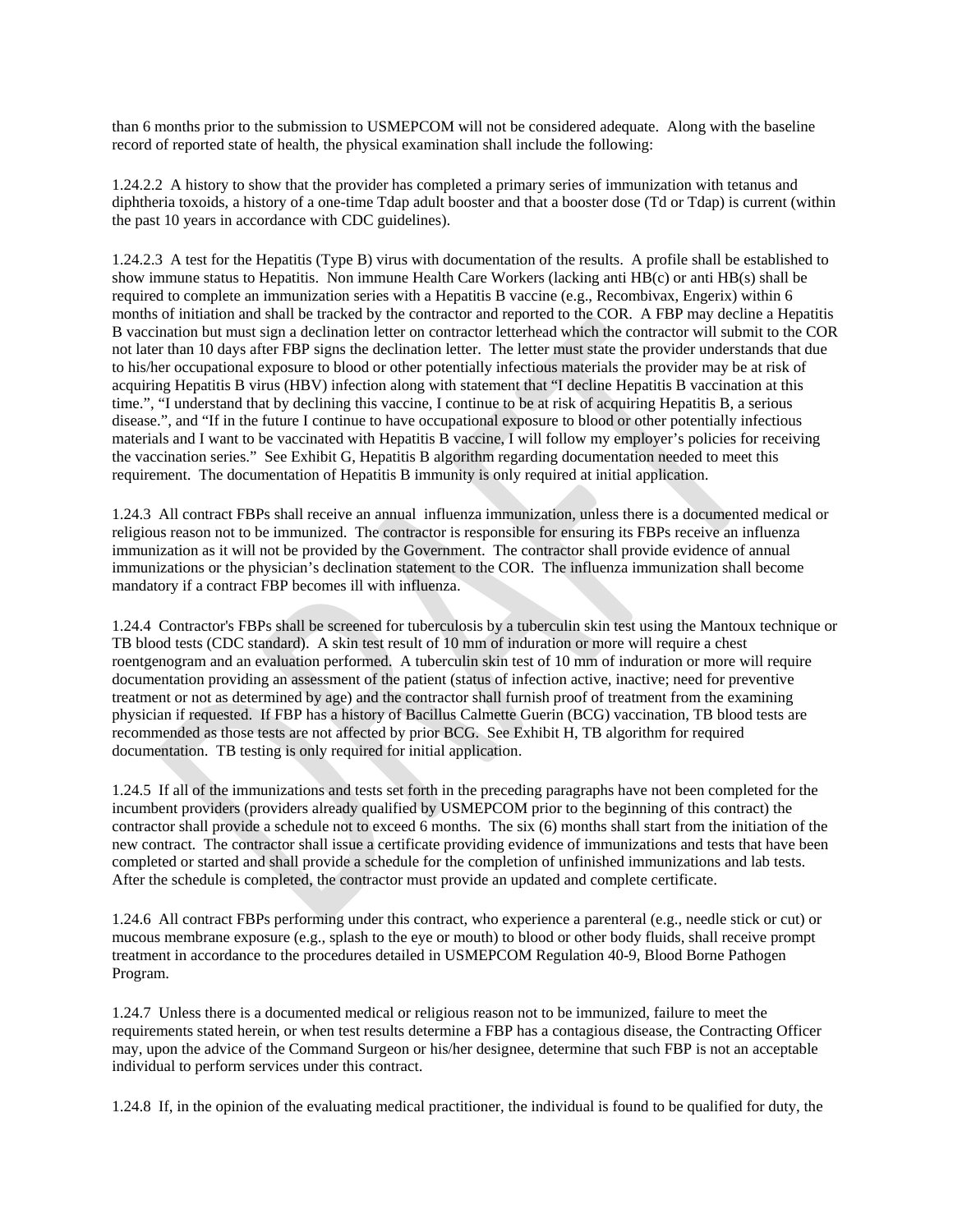than 6 months prior to the submission to USMEPCOM will not be considered adequate. Along with the baseline record of reported state of health, the physical examination shall include the following:

1.24.2.2 A history to show that the provider has completed a primary series of immunization with tetanus and diphtheria toxoids, a history of a one-time Tdap adult booster and that a booster dose (Td or Tdap) is current (within the past 10 years in accordance with CDC guidelines).

1.24.2.3 A test for the Hepatitis (Type B) virus with documentation of the results. A profile shall be established to show immune status to Hepatitis. Non immune Health Care Workers (lacking anti HB(c) or anti HB(s) shall be required to complete an immunization series with a Hepatitis B vaccine (e.g., Recombivax, Engerix) within 6 months of initiation and shall be tracked by the contractor and reported to the COR. A FBP may decline a Hepatitis B vaccination but must sign a declination letter on contractor letterhead which the contractor will submit to the COR not later than 10 days after FBP signs the declination letter. The letter must state the provider understands that due to his/her occupational exposure to blood or other potentially infectious materials the provider may be at risk of acquiring Hepatitis B virus (HBV) infection along with statement that "I decline Hepatitis B vaccination at this time.", "I understand that by declining this vaccine, I continue to be at risk of acquiring Hepatitis B, a serious disease.", and "If in the future I continue to have occupational exposure to blood or other potentially infectious materials and I want to be vaccinated with Hepatitis B vaccine, I will follow my employer's policies for receiving the vaccination series." See Exhibit G, Hepatitis B algorithm regarding documentation needed to meet this requirement. The documentation of Hepatitis B immunity is only required at initial application.

1.24.3 All contract FBPs shall receive an annual influenza immunization, unless there is a documented medical or religious reason not to be immunized. The contractor is responsible for ensuring its FBPs receive an influenza immunization as it will not be provided by the Government. The contractor shall provide evidence of annual immunizations or the physician's declination statement to the COR. The influenza immunization shall become mandatory if a contract FBP becomes ill with influenza.

1.24.4 Contractor's FBPs shall be screened for tuberculosis by a tuberculin skin test using the Mantoux technique or TB blood tests (CDC standard). A skin test result of 10 mm of induration or more will require a chest roentgenogram and an evaluation performed. A tuberculin skin test of 10 mm of induration or more will require documentation providing an assessment of the patient (status of infection active, inactive; need for preventive treatment or not as determined by age) and the contractor shall furnish proof of treatment from the examining physician if requested. If FBP has a history of Bacillus Calmette Guerin (BCG) vaccination, TB blood tests are recommended as those tests are not affected by prior BCG. See Exhibit H, TB algorithm for required documentation. TB testing is only required for initial application.

1.24.5 If all of the immunizations and tests set forth in the preceding paragraphs have not been completed for the incumbent providers (providers already qualified by USMEPCOM prior to the beginning of this contract) the contractor shall provide a schedule not to exceed 6 months. The six (6) months shall start from the initiation of the new contract. The contractor shall issue a certificate providing evidence of immunizations and tests that have been completed or started and shall provide a schedule for the completion of unfinished immunizations and lab tests. After the schedule is completed, the contractor must provide an updated and complete certificate.

1.24.6 All contract FBPs performing under this contract, who experience a parenteral (e.g., needle stick or cut) or mucous membrane exposure (e.g., splash to the eye or mouth) to blood or other body fluids, shall receive prompt treatment in accordance to the procedures detailed in USMEPCOM Regulation 40-9, Blood Borne Pathogen Program.

1.24.7 Unless there is a documented medical or religious reason not to be immunized, failure to meet the requirements stated herein, or when test results determine a FBP has a contagious disease, the Contracting Officer may, upon the advice of the Command Surgeon or his/her designee, determine that such FBP is not an acceptable individual to perform services under this contract.

1.24.8 If, in the opinion of the evaluating medical practitioner, the individual is found to be qualified for duty, the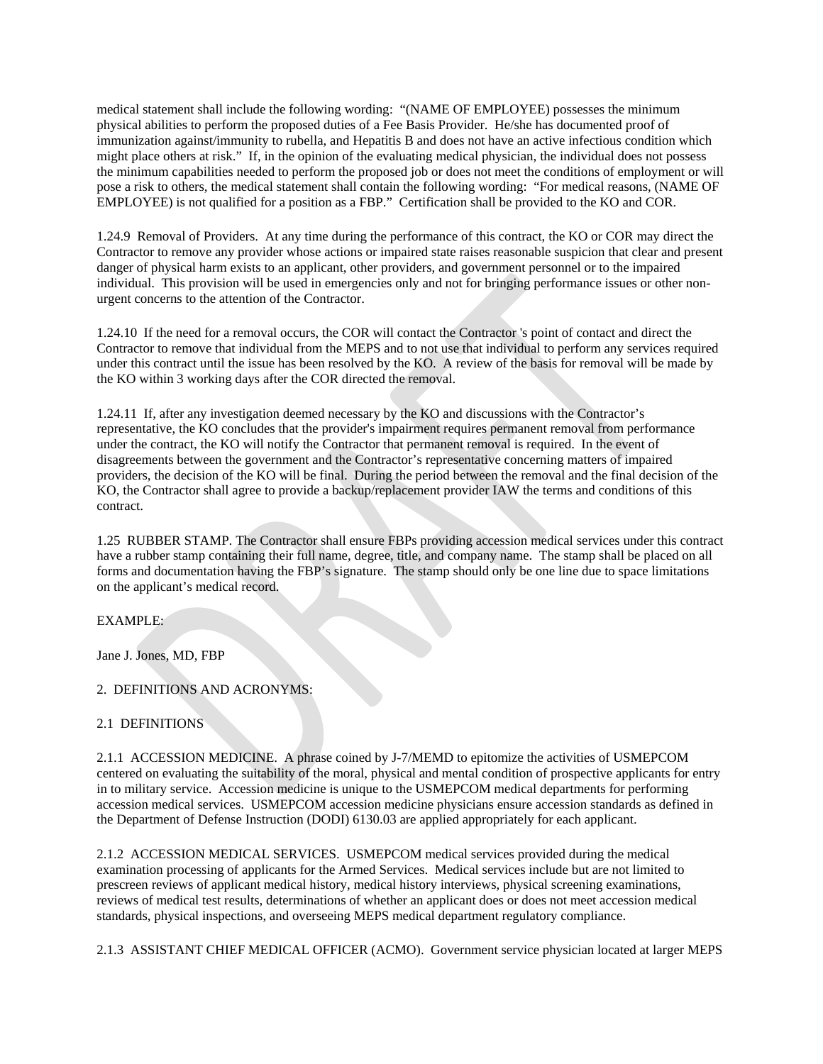medical statement shall include the following wording: "(NAME OF EMPLOYEE) possesses the minimum physical abilities to perform the proposed duties of a Fee Basis Provider. He/she has documented proof of immunization against/immunity to rubella, and Hepatitis B and does not have an active infectious condition which might place others at risk." If, in the opinion of the evaluating medical physician, the individual does not possess the minimum capabilities needed to perform the proposed job or does not meet the conditions of employment or will pose a risk to others, the medical statement shall contain the following wording: "For medical reasons, (NAME OF EMPLOYEE) is not qualified for a position as a FBP." Certification shall be provided to the KO and COR.

1.24.9 Removal of Providers. At any time during the performance of this contract, the KO or COR may direct the Contractor to remove any provider whose actions or impaired state raises reasonable suspicion that clear and present danger of physical harm exists to an applicant, other providers, and government personnel or to the impaired individual. This provision will be used in emergencies only and not for bringing performance issues or other non-urgent concerns to the attention of the Contractor.

1.24.10 If the need for a removal occurs, the COR will contact the Contractor 's point of contact and direct the Contractor to remove that individual from the MEPS and to not use that individual to perform any services required under this contract until the issue has been resolved by the KO. A review of the basis for removal will be made by the KO within 3 working days after the COR directed the removal.

1.24.11 If, after any investigation deemed necessary by the KO and discussions with the Contractor's representative, the KO concludes that the provider's impairment requires permanent removal from performance under the contract, the KO will notify the Contractor that permanent removal is required. In the event of disagreements between the government and the Contractor's representative concerning matters of impaired providers, the decision of the KO will be final. During the period between the removal and the final decision of the KO, the Contractor shall agree to provide a backup/replacement provider IAW the terms and conditions of this contract.

1.25 RUBBER STAMP. The Contractor shall ensure FBPs providing accession medical services under this contract have a rubber stamp containing their full name, degree, title, and company name. The stamp shall be placed on all forms and documentation having the FBP's signature. The stamp should only be one line due to space limitations on the applicant's medical record.

EXAMPLE:

Jane J. Jones, MD, FBP

## 2. DEFINITIONS AND ACRONYMS:

### 2.1 DEFINITIONS

2.1.1 ACCESSION MEDICINE. A phrase coined by J-7/MEMD to epitomize the activities of USMEPCOM centered on evaluating the suitability of the moral, physical and mental condition of prospective applicants for entry in to military service. Accession medicine is unique to the USMEPCOM medical departments for performing accession medical services. USMEPCOM accession medicine physicians ensure accession standards as defined in the Department of Defense Instruction (DODI) 6130.03 are applied appropriately for each applicant.

2.1.2 ACCESSION MEDICAL SERVICES. USMEPCOM medical services provided during the medical examination processing of applicants for the Armed Services. Medical services include but are not limited to prescreen reviews of applicant medical history, medical history interviews, physical screening examinations, reviews of medical test results, determinations of whether an applicant does or does not meet accession medical standards, physical inspections, and overseeing MEPS medical department regulatory compliance.

2.1.3 ASSISTANT CHIEF MEDICAL OFFICER (ACMO). Government service physician located at larger MEPS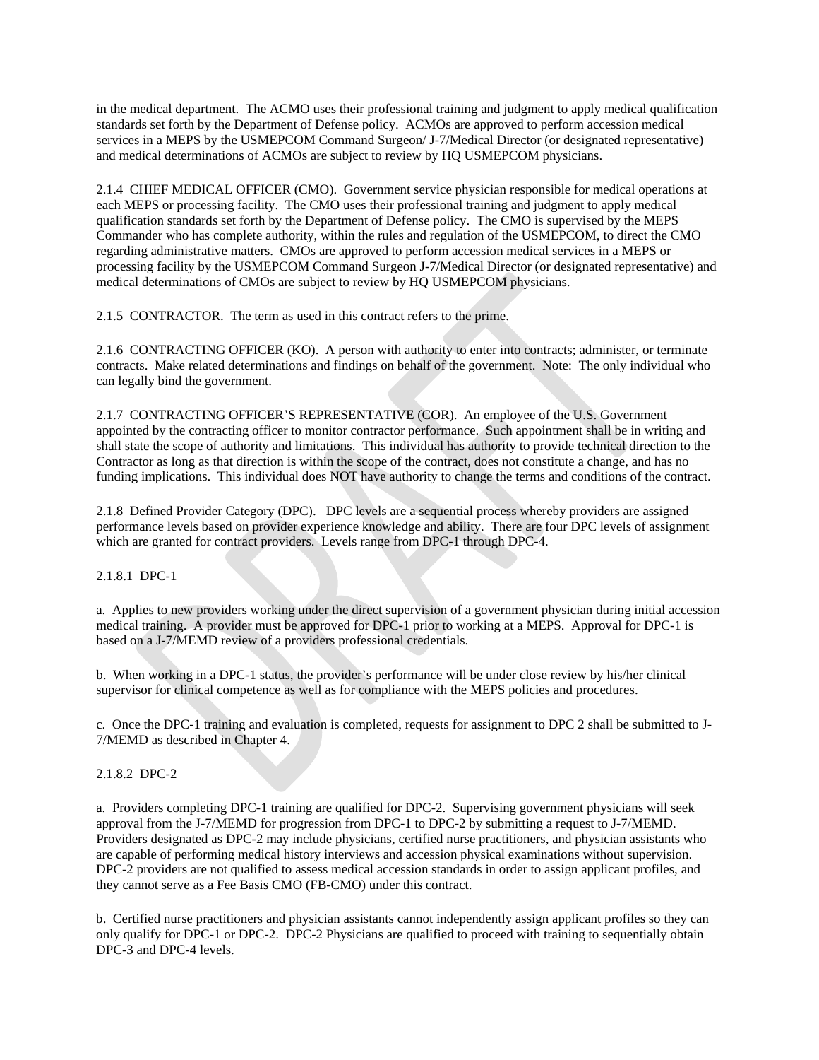in the medical department. The ACMO uses their professional training and judgment to apply medical qualification standards set forth by the Department of Defense policy. ACMOs are approved to perform accession medical services in a MEPS by the USMEPCOM Command Surgeon/ J-7/Medical Director (or designated representative) and medical determinations of ACMOs are subject to review by HQ USMEPCOM physicians.

2.1.4 CHIEF MEDICAL OFFICER (CMO). Government service physician responsible for medical operations at each MEPS or processing facility. The CMO uses their professional training and judgment to apply medical qualification standards set forth by the Department of Defense policy. The CMO is supervised by the MEPS Commander who has complete authority, within the rules and regulation of the USMEPCOM, to direct the CMO regarding administrative matters. CMOs are approved to perform accession medical services in a MEPS or processing facility by the USMEPCOM Command Surgeon J-7/Medical Director (or designated representative) and medical determinations of CMOs are subject to review by HQ USMEPCOM physicians.

2.1.5 CONTRACTOR. The term as used in this contract refers to the prime.

2.1.6 CONTRACTING OFFICER (KO). A person with authority to enter into contracts; administer, or terminate contracts. Make related determinations and findings on behalf of the government. Note: The only individual who can legally bind the government.

2.1.7 CONTRACTING OFFICER'S REPRESENTATIVE (COR). An employee of the U.S. Government appointed by the contracting officer to monitor contractor performance. Such appointment shall be in writing and shall state the scope of authority and limitations. This individual has authority to provide technical direction to the Contractor as long as that direction is within the scope of the contract, does not constitute a change, and has no funding implications. This individual does NOT have authority to change the terms and conditions of the contract.

2.1.8 Defined Provider Category (DPC). DPC levels are a sequential process whereby providers are assigned performance levels based on provider experience knowledge and ability. There are four DPC levels of assignment which are granted for contract providers. Levels range from DPC-1 through DPC-4.

2.1.8.1 DPC-1

a. Applies to new providers working under the direct supervision of a government physician during initial accession medical training. A provider must be approved for DPC-1 prior to working at a MEPS. Approval for DPC-1 is based on a J-7/MEMD review of a providers professional credentials.

b. When working in a DPC-1 status, the provider's performance will be under close review by his/her clinical supervisor for clinical competence as well as for compliance with the MEPS policies and procedures.

c. Once the DPC-1 training and evaluation is completed, requests for assignment to DPC 2 shall be submitted to J-7/MEMD as described in Chapter 4.

2.1.8.2 DPC-2

a. Providers completing DPC-1 training are qualified for DPC-2. Supervising government physicians will seek approval from the J-7/MEMD for progression from DPC-1 to DPC-2 by submitting a request to J-7/MEMD. Providers designated as DPC-2 may include physicians, certified nurse practitioners, and physician assistants who are capable of performing medical history interviews and accession physical examinations without supervision. DPC-2 providers are not qualified to assess medical accession standards in order to assign applicant profiles, and they cannot serve as a Fee Basis CMO (FB-CMO) under this contract.

b. Certified nurse practitioners and physician assistants cannot independently assign applicant profiles so they can only qualify for DPC-1 or DPC-2. DPC-2 Physicians are qualified to proceed with training to sequentially obtain DPC-3 and DPC-4 levels.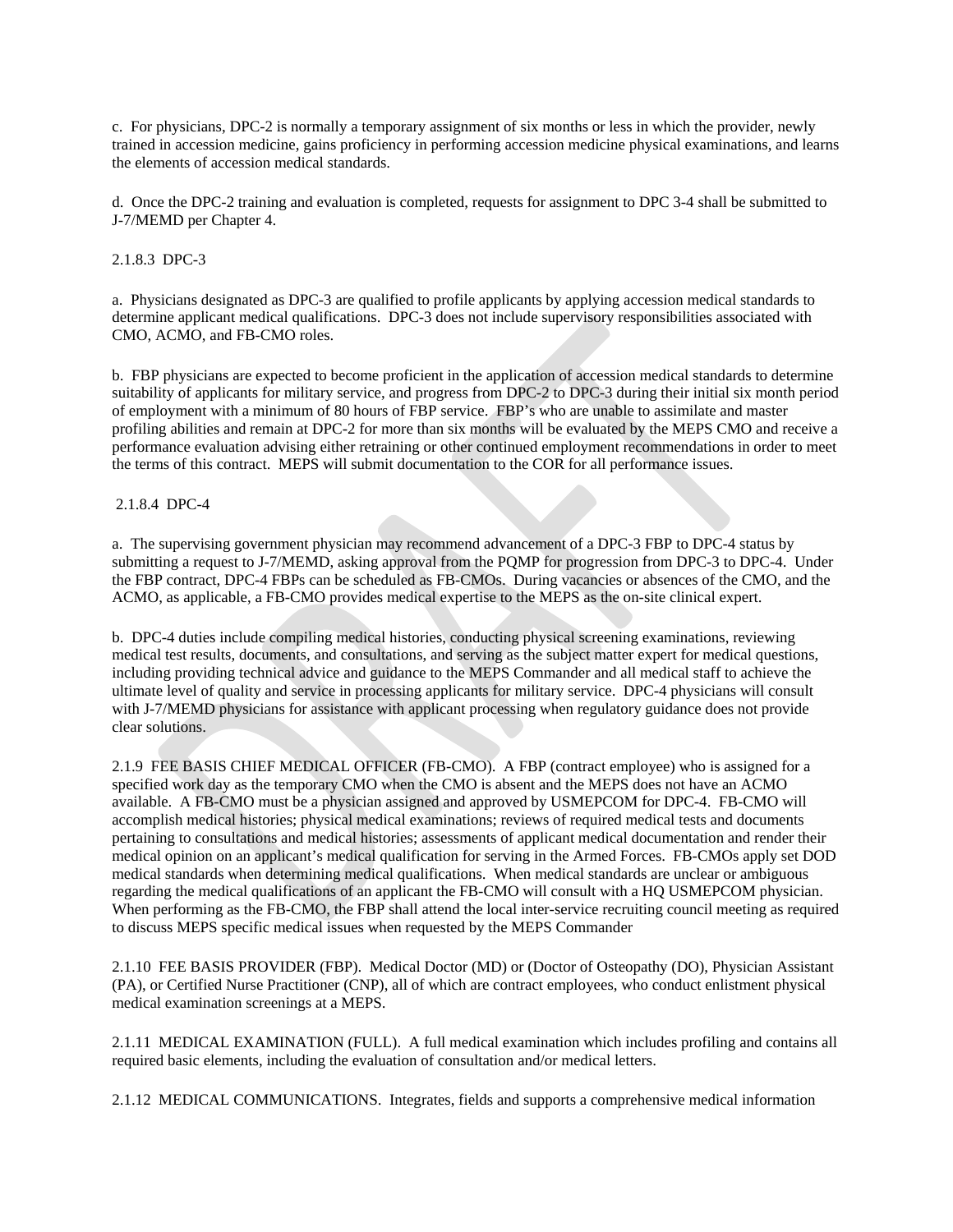c.  For physicians, DPC-2 is normally a temporary assignment of six months or less in which the provider, newly trained in accession medicine, gains proficiency in performing accession medicine physical examinations, and learns the elements of accession medical standards.

d.  Once the DPC-2 training and evaluation is completed, requests for assignment to DPC 3-4 shall be submitted to J-7/MEMD per Chapter 4.

2.1.8.3  DPC-3

a.  Physicians designated as DPC-3 are qualified to profile applicants by applying accession medical standards to determine applicant medical qualifications.  DPC-3 does not include supervisory responsibilities associated with CMO, ACMO, and FB-CMO roles.

b.  FBP physicians are expected to become proficient in the application of accession medical standards to determine suitability of applicants for military service, and progress from DPC-2 to DPC-3 during their initial six month period of employment with a minimum of 80 hours of FBP service.  FBP's who are unable to assimilate and master profiling abilities and remain at DPC-2 for more than six months will be evaluated by the MEPS CMO and receive a performance evaluation advising either retraining or other continued employment recommendations in order to meet the terms of this contract.  MEPS will submit documentation to the COR for all performance issues.

2.1.8.4  DPC-4

a.  The supervising government physician may recommend advancement of a DPC-3 FBP to DPC-4 status by submitting a request to J-7/MEMD, asking approval from the PQMP for progression from DPC-3 to DPC-4.  Under the FBP contract, DPC-4 FBPs can be scheduled as FB-CMOs.  During vacancies or absences of the CMO, and the ACMO, as applicable, a FB-CMO provides medical expertise to the MEPS as the on-site clinical expert.

b.  DPC-4 duties include compiling medical histories, conducting physical screening examinations, reviewing medical test results, documents, and consultations, and serving as the subject matter expert for medical questions, including providing technical advice and guidance to the MEPS Commander and all medical staff to achieve the ultimate level of quality and service in processing applicants for military service.  DPC-4 physicians will consult with J-7/MEMD physicians for assistance with applicant processing when regulatory guidance does not provide clear solutions.

2.1.9  FEE BASIS CHIEF MEDICAL OFFICER (FB-CMO).  A FBP (contract employee) who is assigned for a specified work day as the temporary CMO when the CMO is absent and the MEPS does not have an ACMO available.  A FB-CMO must be a physician assigned and approved by USMEPCOM for DPC-4.  FB-CMO will accomplish medical histories; physical medical examinations; reviews of required medical tests and documents pertaining to consultations and medical histories; assessments of applicant medical documentation and render their medical opinion on an applicant's medical qualification for serving in the Armed Forces.  FB-CMOs apply set DOD medical standards when determining medical qualifications.  When medical standards are unclear or ambiguous regarding the medical qualifications of an applicant the FB-CMO will consult with a HQ USMEPCOM physician. When performing as the FB-CMO, the FBP shall attend the local inter-service recruiting council meeting as required to discuss MEPS specific medical issues when requested by the MEPS Commander

2.1.10  FEE BASIS PROVIDER (FBP).  Medical Doctor (MD) or (Doctor of Osteopathy (DO), Physician Assistant (PA), or Certified Nurse Practitioner (CNP), all of which are contract employees, who conduct enlistment physical medical examination screenings at a MEPS.

2.1.11  MEDICAL EXAMINATION (FULL).  A full medical examination which includes profiling and contains all required basic elements, including the evaluation of consultation and/or medical letters.

2.1.12  MEDICAL COMMUNICATIONS.  Integrates, fields and supports a comprehensive medical information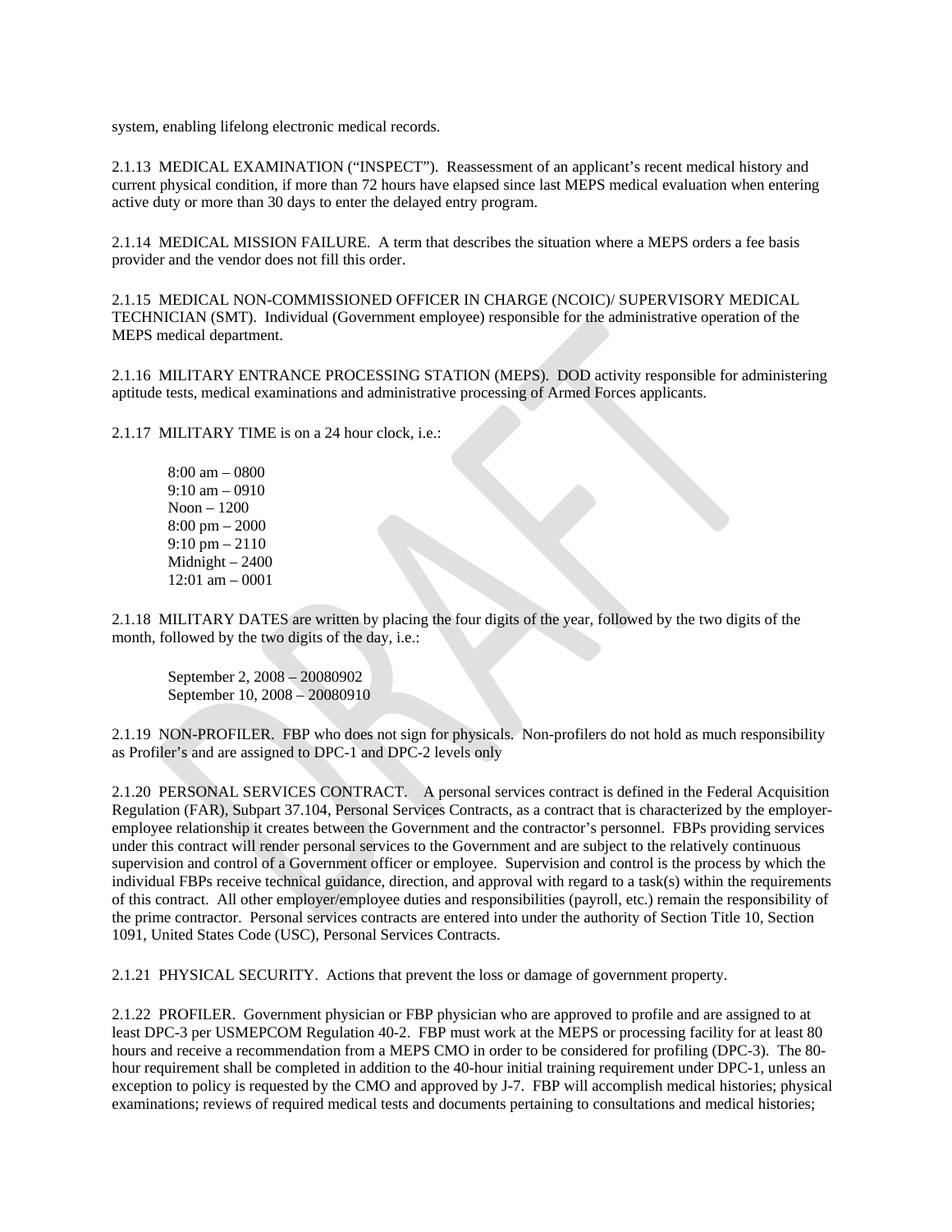system, enabling lifelong electronic medical records.

2.1.13 MEDICAL EXAMINATION ("INSPECT"). Reassessment of an applicant's recent medical history and current physical condition, if more than 72 hours have elapsed since last MEPS medical evaluation when entering active duty or more than 30 days to enter the delayed entry program.

2.1.14 MEDICAL MISSION FAILURE. A term that describes the situation where a MEPS orders a fee basis provider and the vendor does not fill this order.

2.1.15 MEDICAL NON-COMMISSIONED OFFICER IN CHARGE (NCOIC)/ SUPERVISORY MEDICAL TECHNICIAN (SMT). Individual (Government employee) responsible for the administrative operation of the MEPS medical department.

2.1.16 MILITARY ENTRANCE PROCESSING STATION (MEPS). DOD activity responsible for administering aptitude tests, medical examinations and administrative processing of Armed Forces applicants.

2.1.17 MILITARY TIME is on a 24 hour clock, i.e.:

8:00 am – 0800
9:10 am – 0910
Noon – 1200
8:00 pm – 2000
9:10 pm – 2110
Midnight – 2400
12:01 am – 0001

2.1.18 MILITARY DATES are written by placing the four digits of the year, followed by the two digits of the month, followed by the two digits of the day, i.e.:

September 2, 2008 – 20080902
September 10, 2008 – 20080910

2.1.19 NON-PROFILER. FBP who does not sign for physicals. Non-profilers do not hold as much responsibility as Profiler's and are assigned to DPC-1 and DPC-2 levels only

2.1.20 PERSONAL SERVICES CONTRACT. A personal services contract is defined in the Federal Acquisition Regulation (FAR), Subpart 37.104, Personal Services Contracts, as a contract that is characterized by the employer-employee relationship it creates between the Government and the contractor's personnel. FBPs providing services under this contract will render personal services to the Government and are subject to the relatively continuous supervision and control of a Government officer or employee. Supervision and control is the process by which the individual FBPs receive technical guidance, direction, and approval with regard to a task(s) within the requirements of this contract. All other employer/employee duties and responsibilities (payroll, etc.) remain the responsibility of the prime contractor. Personal services contracts are entered into under the authority of Section Title 10, Section 1091, United States Code (USC), Personal Services Contracts.

2.1.21 PHYSICAL SECURITY. Actions that prevent the loss or damage of government property.

2.1.22 PROFILER. Government physician or FBP physician who are approved to profile and are assigned to at least DPC-3 per USMEPCOM Regulation 40-2. FBP must work at the MEPS or processing facility for at least 80 hours and receive a recommendation from a MEPS CMO in order to be considered for profiling (DPC-3). The 80-hour requirement shall be completed in addition to the 40-hour initial training requirement under DPC-1, unless an exception to policy is requested by the CMO and approved by J-7. FBP will accomplish medical histories; physical examinations; reviews of required medical tests and documents pertaining to consultations and medical histories;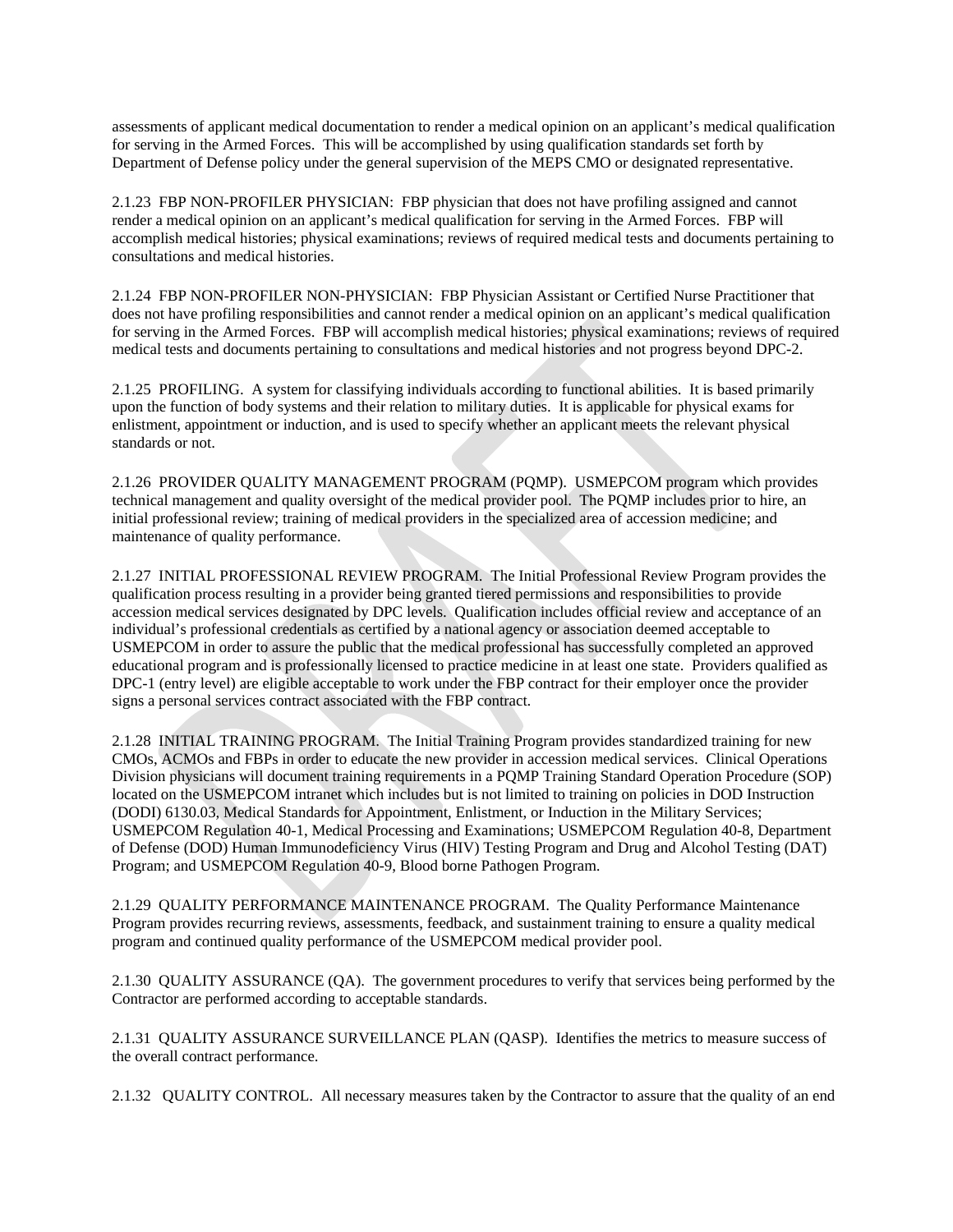assessments of applicant medical documentation to render a medical opinion on an applicant's medical qualification for serving in the Armed Forces. This will be accomplished by using qualification standards set forth by Department of Defense policy under the general supervision of the MEPS CMO or designated representative.

2.1.23 FBP NON-PROFILER PHYSICIAN: FBP physician that does not have profiling assigned and cannot render a medical opinion on an applicant's medical qualification for serving in the Armed Forces. FBP will accomplish medical histories; physical examinations; reviews of required medical tests and documents pertaining to consultations and medical histories.

2.1.24 FBP NON-PROFILER NON-PHYSICIAN: FBP Physician Assistant or Certified Nurse Practitioner that does not have profiling responsibilities and cannot render a medical opinion on an applicant's medical qualification for serving in the Armed Forces. FBP will accomplish medical histories; physical examinations; reviews of required medical tests and documents pertaining to consultations and medical histories and not progress beyond DPC-2.

2.1.25 PROFILING. A system for classifying individuals according to functional abilities. It is based primarily upon the function of body systems and their relation to military duties. It is applicable for physical exams for enlistment, appointment or induction, and is used to specify whether an applicant meets the relevant physical standards or not.

2.1.26 PROVIDER QUALITY MANAGEMENT PROGRAM (PQMP). USMEPCOM program which provides technical management and quality oversight of the medical provider pool. The PQMP includes prior to hire, an initial professional review; training of medical providers in the specialized area of accession medicine; and maintenance of quality performance.

2.1.27 INITIAL PROFESSIONAL REVIEW PROGRAM. The Initial Professional Review Program provides the qualification process resulting in a provider being granted tiered permissions and responsibilities to provide accession medical services designated by DPC levels. Qualification includes official review and acceptance of an individual's professional credentials as certified by a national agency or association deemed acceptable to USMEPCOM in order to assure the public that the medical professional has successfully completed an approved educational program and is professionally licensed to practice medicine in at least one state. Providers qualified as DPC-1 (entry level) are eligible acceptable to work under the FBP contract for their employer once the provider signs a personal services contract associated with the FBP contract.

2.1.28 INITIAL TRAINING PROGRAM. The Initial Training Program provides standardized training for new CMOs, ACMOs and FBPs in order to educate the new provider in accession medical services. Clinical Operations Division physicians will document training requirements in a PQMP Training Standard Operation Procedure (SOP) located on the USMEPCOM intranet which includes but is not limited to training on policies in DOD Instruction (DODI) 6130.03, Medical Standards for Appointment, Enlistment, or Induction in the Military Services; USMEPCOM Regulation 40-1, Medical Processing and Examinations; USMEPCOM Regulation 40-8, Department of Defense (DOD) Human Immunodeficiency Virus (HIV) Testing Program and Drug and Alcohol Testing (DAT) Program; and USMEPCOM Regulation 40-9, Blood borne Pathogen Program.

2.1.29 QUALITY PERFORMANCE MAINTENANCE PROGRAM. The Quality Performance Maintenance Program provides recurring reviews, assessments, feedback, and sustainment training to ensure a quality medical program and continued quality performance of the USMEPCOM medical provider pool.

2.1.30 QUALITY ASSURANCE (QA). The government procedures to verify that services being performed by the Contractor are performed according to acceptable standards.

2.1.31 QUALITY ASSURANCE SURVEILLANCE PLAN (QASP). Identifies the metrics to measure success of the overall contract performance.

2.1.32 QUALITY CONTROL. All necessary measures taken by the Contractor to assure that the quality of an end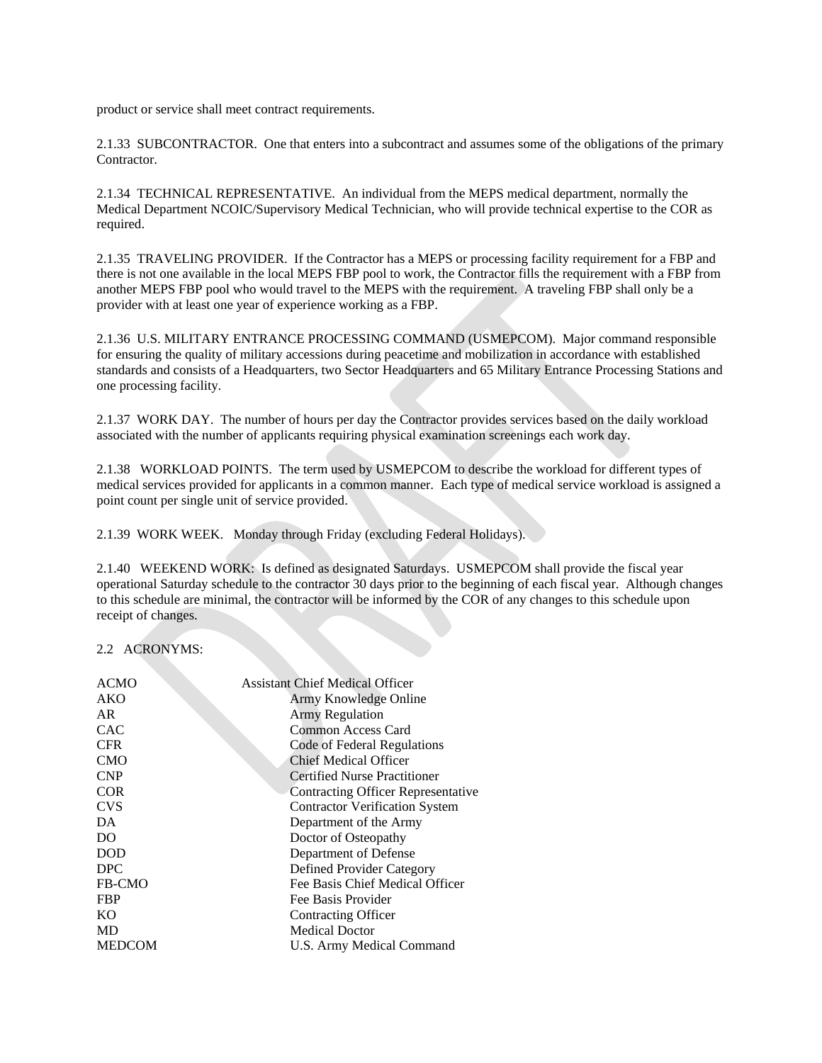product or service shall meet contract requirements.

2.1.33 SUBCONTRACTOR. One that enters into a subcontract and assumes some of the obligations of the primary Contractor.

2.1.34 TECHNICAL REPRESENTATIVE. An individual from the MEPS medical department, normally the Medical Department NCOIC/Supervisory Medical Technician, who will provide technical expertise to the COR as required.

2.1.35 TRAVELING PROVIDER. If the Contractor has a MEPS or processing facility requirement for a FBP and there is not one available in the local MEPS FBP pool to work, the Contractor fills the requirement with a FBP from another MEPS FBP pool who would travel to the MEPS with the requirement. A traveling FBP shall only be a provider with at least one year of experience working as a FBP.

2.1.36 U.S. MILITARY ENTRANCE PROCESSING COMMAND (USMEPCOM). Major command responsible for ensuring the quality of military accessions during peacetime and mobilization in accordance with established standards and consists of a Headquarters, two Sector Headquarters and 65 Military Entrance Processing Stations and one processing facility.

2.1.37 WORK DAY. The number of hours per day the Contractor provides services based on the daily workload associated with the number of applicants requiring physical examination screenings each work day.

2.1.38 WORKLOAD POINTS. The term used by USMEPCOM to describe the workload for different types of medical services provided for applicants in a common manner. Each type of medical service workload is assigned a point count per single unit of service provided.

2.1.39 WORK WEEK. Monday through Friday (excluding Federal Holidays).

2.1.40 WEEKEND WORK: Is defined as designated Saturdays. USMEPCOM shall provide the fiscal year operational Saturday schedule to the contractor 30 days prior to the beginning of each fiscal year. Although changes to this schedule are minimal, the contractor will be informed by the COR of any changes to this schedule upon receipt of changes.

2.2 ACRONYMS:

| | |
|---|---|
| ACMO | Assistant Chief Medical Officer |
| AKO | Army Knowledge Online |
| AR | Army Regulation |
| CAC | Common Access Card |
| CFR | Code of Federal Regulations |
| CMO | Chief Medical Officer |
| CNP | Certified Nurse Practitioner |
| COR | Contracting Officer Representative |
| CVS | Contractor Verification System |
| DA | Department of the Army |
| DO | Doctor of Osteopathy |
| DOD | Department of Defense |
| DPC | Defined Provider Category |
| FB-CMO | Fee Basis Chief Medical Officer |
| FBP | Fee Basis Provider |
| KO | Contracting Officer |
| MD | Medical Doctor |
| MEDCOM | U.S. Army Medical Command |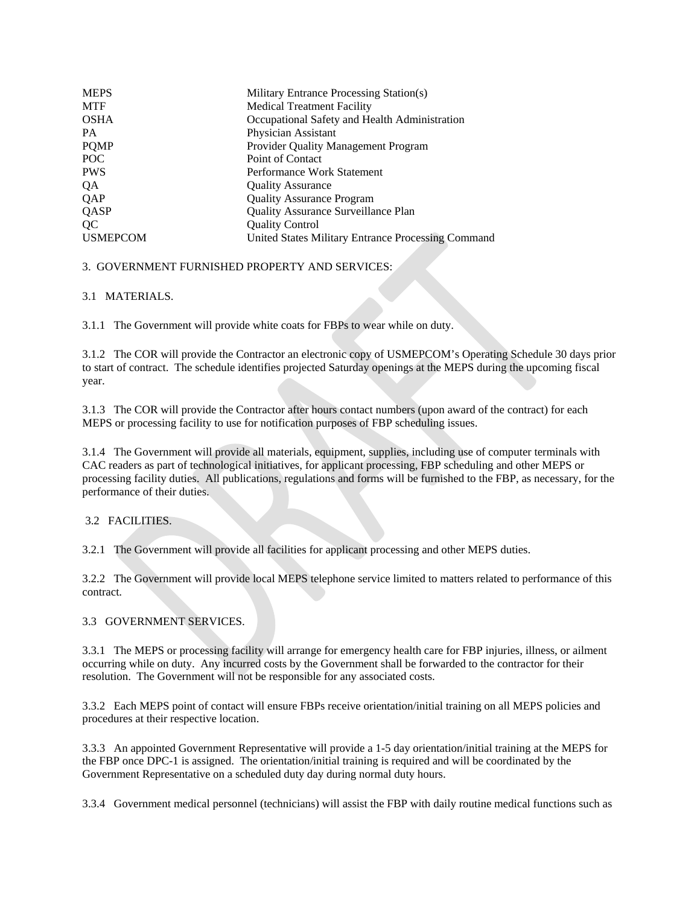| | |
|---|---|
| MEPS | Military Entrance Processing Station(s) |
| MTF | Medical Treatment Facility |
| OSHA | Occupational Safety and Health Administration |
| PA | Physician Assistant |
| PQMP | Provider Quality Management Program |
| POC | Point of Contact |
| PWS | Performance Work Statement |
| QA | Quality Assurance |
| QAP | Quality Assurance Program |
| QASP | Quality Assurance Surveillance Plan |
| QC | Quality Control |
| USMEPCOM | United States Military Entrance Processing Command |

3. GOVERNMENT FURNISHED PROPERTY AND SERVICES:

3.1 MATERIALS.

3.1.1 The Government will provide white coats for FBPs to wear while on duty.

3.1.2 The COR will provide the Contractor an electronic copy of USMEPCOM's Operating Schedule 30 days prior to start of contract. The schedule identifies projected Saturday openings at the MEPS during the upcoming fiscal year.

3.1.3 The COR will provide the Contractor after hours contact numbers (upon award of the contract) for each MEPS or processing facility to use for notification purposes of FBP scheduling issues.

3.1.4 The Government will provide all materials, equipment, supplies, including use of computer terminals with CAC readers as part of technological initiatives, for applicant processing, FBP scheduling and other MEPS or processing facility duties. All publications, regulations and forms will be furnished to the FBP, as necessary, for the performance of their duties.

3.2 FACILITIES.

3.2.1 The Government will provide all facilities for applicant processing and other MEPS duties.

3.2.2 The Government will provide local MEPS telephone service limited to matters related to performance of this contract.

3.3 GOVERNMENT SERVICES.

3.3.1 The MEPS or processing facility will arrange for emergency health care for FBP injuries, illness, or ailment occurring while on duty. Any incurred costs by the Government shall be forwarded to the contractor for their resolution. The Government will not be responsible for any associated costs.

3.3.2 Each MEPS point of contact will ensure FBPs receive orientation/initial training on all MEPS policies and procedures at their respective location.

3.3.3 An appointed Government Representative will provide a 1-5 day orientation/initial training at the MEPS for the FBP once DPC-1 is assigned. The orientation/initial training is required and will be coordinated by the Government Representative on a scheduled duty day during normal duty hours.

3.3.4 Government medical personnel (technicians) will assist the FBP with daily routine medical functions such as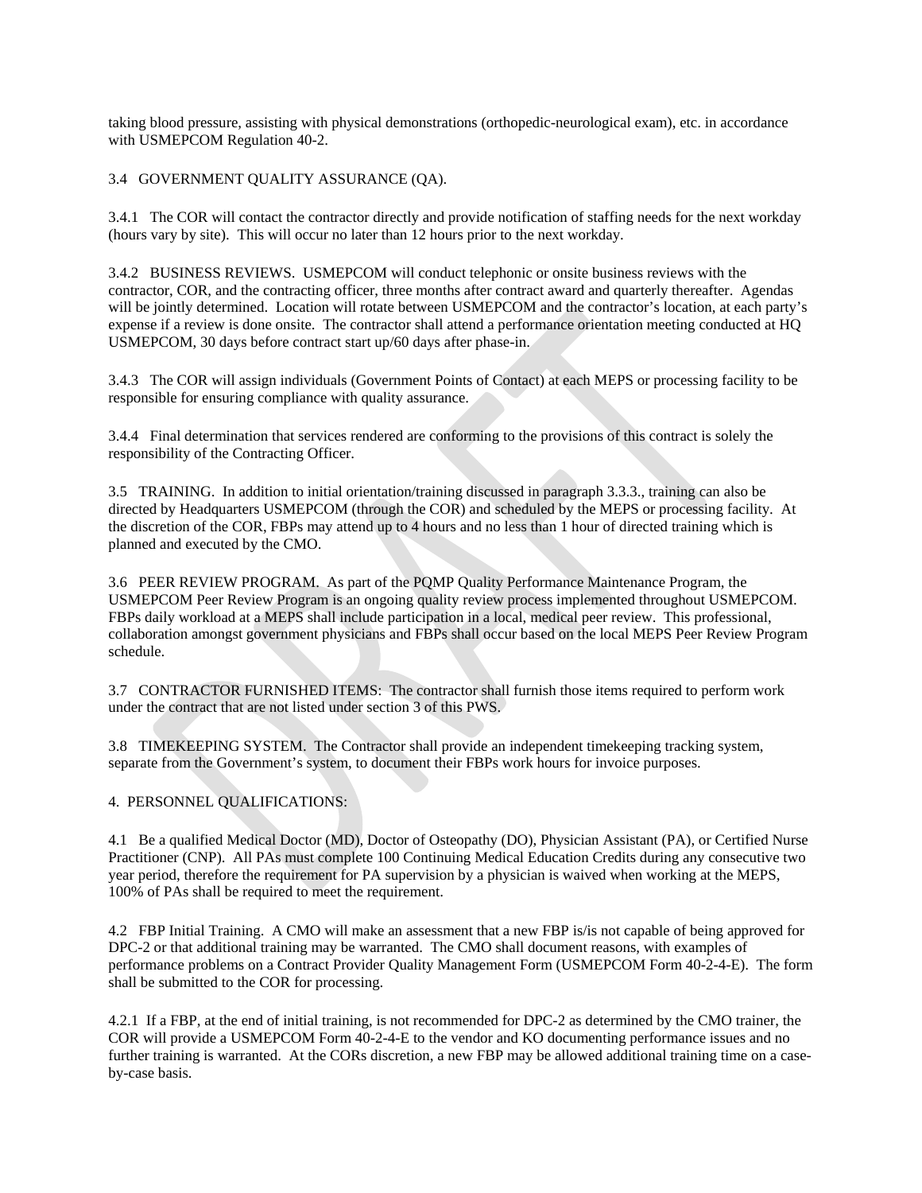taking blood pressure, assisting with physical demonstrations (orthopedic-neurological exam), etc. in accordance with USMEPCOM Regulation 40-2.

3.4 GOVERNMENT QUALITY ASSURANCE (QA).

3.4.1 The COR will contact the contractor directly and provide notification of staffing needs for the next workday (hours vary by site). This will occur no later than 12 hours prior to the next workday.

3.4.2 BUSINESS REVIEWS. USMEPCOM will conduct telephonic or onsite business reviews with the contractor, COR, and the contracting officer, three months after contract award and quarterly thereafter. Agendas will be jointly determined. Location will rotate between USMEPCOM and the contractor's location, at each party's expense if a review is done onsite. The contractor shall attend a performance orientation meeting conducted at HQ USMEPCOM, 30 days before contract start up/60 days after phase-in.

3.4.3 The COR will assign individuals (Government Points of Contact) at each MEPS or processing facility to be responsible for ensuring compliance with quality assurance.

3.4.4 Final determination that services rendered are conforming to the provisions of this contract is solely the responsibility of the Contracting Officer.

3.5 TRAINING. In addition to initial orientation/training discussed in paragraph 3.3.3., training can also be directed by Headquarters USMEPCOM (through the COR) and scheduled by the MEPS or processing facility. At the discretion of the COR, FBPs may attend up to 4 hours and no less than 1 hour of directed training which is planned and executed by the CMO.

3.6 PEER REVIEW PROGRAM. As part of the PQMP Quality Performance Maintenance Program, the USMEPCOM Peer Review Program is an ongoing quality review process implemented throughout USMEPCOM. FBPs daily workload at a MEPS shall include participation in a local, medical peer review. This professional, collaboration amongst government physicians and FBPs shall occur based on the local MEPS Peer Review Program schedule.

3.7 CONTRACTOR FURNISHED ITEMS: The contractor shall furnish those items required to perform work under the contract that are not listed under section 3 of this PWS.

3.8 TIMEKEEPING SYSTEM. The Contractor shall provide an independent timekeeping tracking system, separate from the Government's system, to document their FBPs work hours for invoice purposes.

4. PERSONNEL QUALIFICATIONS:

4.1 Be a qualified Medical Doctor (MD), Doctor of Osteopathy (DO), Physician Assistant (PA), or Certified Nurse Practitioner (CNP). All PAs must complete 100 Continuing Medical Education Credits during any consecutive two year period, therefore the requirement for PA supervision by a physician is waived when working at the MEPS, 100% of PAs shall be required to meet the requirement.

4.2 FBP Initial Training. A CMO will make an assessment that a new FBP is/is not capable of being approved for DPC-2 or that additional training may be warranted. The CMO shall document reasons, with examples of performance problems on a Contract Provider Quality Management Form (USMEPCOM Form 40-2-4-E). The form shall be submitted to the COR for processing.

4.2.1 If a FBP, at the end of initial training, is not recommended for DPC-2 as determined by the CMO trainer, the COR will provide a USMEPCOM Form 40-2-4-E to the vendor and KO documenting performance issues and no further training is warranted. At the CORs discretion, a new FBP may be allowed additional training time on a case-by-case basis.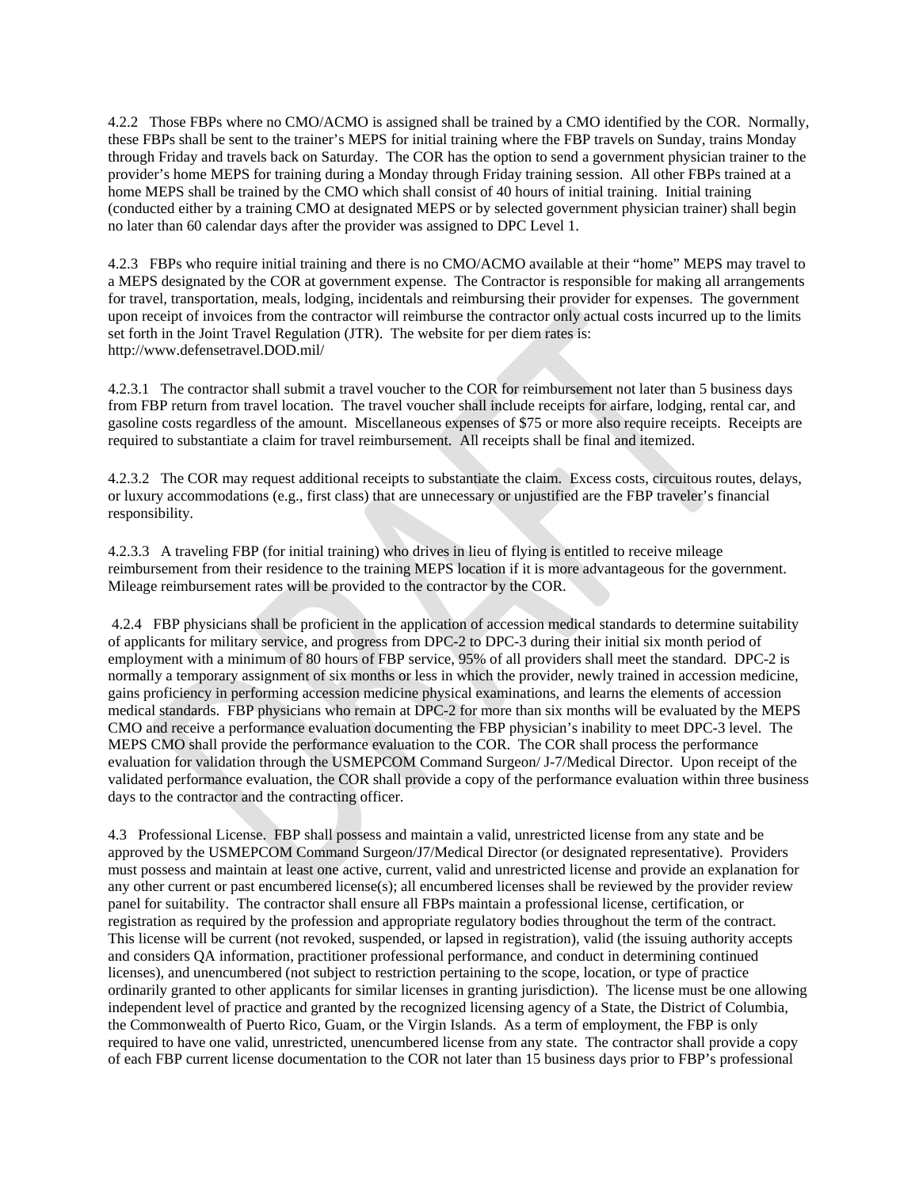4.2.2 Those FBPs where no CMO/ACMO is assigned shall be trained by a CMO identified by the COR. Normally, these FBPs shall be sent to the trainer's MEPS for initial training where the FBP travels on Sunday, trains Monday through Friday and travels back on Saturday. The COR has the option to send a government physician trainer to the provider's home MEPS for training during a Monday through Friday training session. All other FBPs trained at a home MEPS shall be trained by the CMO which shall consist of 40 hours of initial training. Initial training (conducted either by a training CMO at designated MEPS or by selected government physician trainer) shall begin no later than 60 calendar days after the provider was assigned to DPC Level 1.

4.2.3 FBPs who require initial training and there is no CMO/ACMO available at their "home" MEPS may travel to a MEPS designated by the COR at government expense. The Contractor is responsible for making all arrangements for travel, transportation, meals, lodging, incidentals and reimbursing their provider for expenses. The government upon receipt of invoices from the contractor will reimburse the contractor only actual costs incurred up to the limits set forth in the Joint Travel Regulation (JTR). The website for per diem rates is: http://www.defensetravel.DOD.mil/

4.2.3.1 The contractor shall submit a travel voucher to the COR for reimbursement not later than 5 business days from FBP return from travel location. The travel voucher shall include receipts for airfare, lodging, rental car, and gasoline costs regardless of the amount. Miscellaneous expenses of $75 or more also require receipts. Receipts are required to substantiate a claim for travel reimbursement. All receipts shall be final and itemized.

4.2.3.2 The COR may request additional receipts to substantiate the claim. Excess costs, circuitous routes, delays, or luxury accommodations (e.g., first class) that are unnecessary or unjustified are the FBP traveler's financial responsibility.

4.2.3.3 A traveling FBP (for initial training) who drives in lieu of flying is entitled to receive mileage reimbursement from their residence to the training MEPS location if it is more advantageous for the government. Mileage reimbursement rates will be provided to the contractor by the COR.

4.2.4 FBP physicians shall be proficient in the application of accession medical standards to determine suitability of applicants for military service, and progress from DPC-2 to DPC-3 during their initial six month period of employment with a minimum of 80 hours of FBP service, 95% of all providers shall meet the standard. DPC-2 is normally a temporary assignment of six months or less in which the provider, newly trained in accession medicine, gains proficiency in performing accession medicine physical examinations, and learns the elements of accession medical standards. FBP physicians who remain at DPC-2 for more than six months will be evaluated by the MEPS CMO and receive a performance evaluation documenting the FBP physician's inability to meet DPC-3 level. The MEPS CMO shall provide the performance evaluation to the COR. The COR shall process the performance evaluation for validation through the USMEPCOM Command Surgeon/ J-7/Medical Director. Upon receipt of the validated performance evaluation, the COR shall provide a copy of the performance evaluation within three business days to the contractor and the contracting officer.

4.3 Professional License. FBP shall possess and maintain a valid, unrestricted license from any state and be approved by the USMEPCOM Command Surgeon/J7/Medical Director (or designated representative). Providers must possess and maintain at least one active, current, valid and unrestricted license and provide an explanation for any other current or past encumbered license(s); all encumbered licenses shall be reviewed by the provider review panel for suitability. The contractor shall ensure all FBPs maintain a professional license, certification, or registration as required by the profession and appropriate regulatory bodies throughout the term of the contract. This license will be current (not revoked, suspended, or lapsed in registration), valid (the issuing authority accepts and considers QA information, practitioner professional performance, and conduct in determining continued licenses), and unencumbered (not subject to restriction pertaining to the scope, location, or type of practice ordinarily granted to other applicants for similar licenses in granting jurisdiction). The license must be one allowing independent level of practice and granted by the recognized licensing agency of a State, the District of Columbia, the Commonwealth of Puerto Rico, Guam, or the Virgin Islands. As a term of employment, the FBP is only required to have one valid, unrestricted, unencumbered license from any state. The contractor shall provide a copy of each FBP current license documentation to the COR not later than 15 business days prior to FBP's professional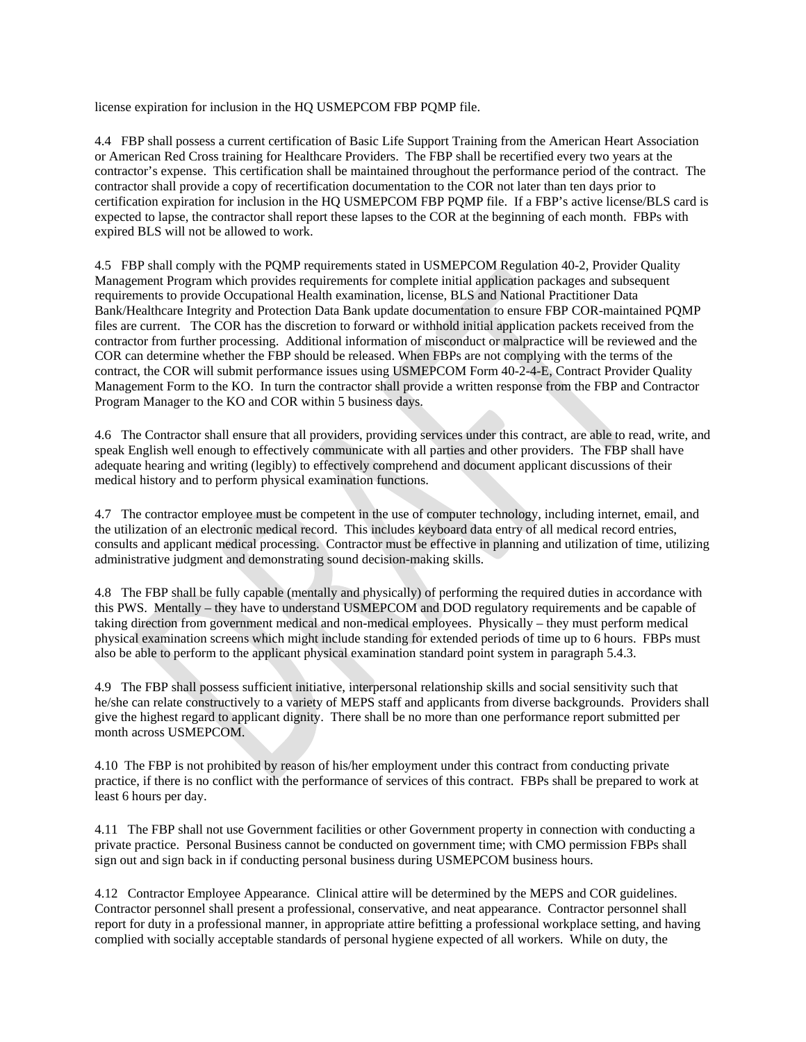license expiration for inclusion in the HQ USMEPCOM FBP PQMP file.

4.4 FBP shall possess a current certification of Basic Life Support Training from the American Heart Association or American Red Cross training for Healthcare Providers. The FBP shall be recertified every two years at the contractor's expense. This certification shall be maintained throughout the performance period of the contract. The contractor shall provide a copy of recertification documentation to the COR not later than ten days prior to certification expiration for inclusion in the HQ USMEPCOM FBP PQMP file. If a FBP's active license/BLS card is expected to lapse, the contractor shall report these lapses to the COR at the beginning of each month. FBPs with expired BLS will not be allowed to work.

4.5 FBP shall comply with the PQMP requirements stated in USMEPCOM Regulation 40-2, Provider Quality Management Program which provides requirements for complete initial application packages and subsequent requirements to provide Occupational Health examination, license, BLS and National Practitioner Data Bank/Healthcare Integrity and Protection Data Bank update documentation to ensure FBP COR-maintained PQMP files are current. The COR has the discretion to forward or withhold initial application packets received from the contractor from further processing. Additional information of misconduct or malpractice will be reviewed and the COR can determine whether the FBP should be released. When FBPs are not complying with the terms of the contract, the COR will submit performance issues using USMEPCOM Form 40-2-4-E, Contract Provider Quality Management Form to the KO. In turn the contractor shall provide a written response from the FBP and Contractor Program Manager to the KO and COR within 5 business days.

4.6 The Contractor shall ensure that all providers, providing services under this contract, are able to read, write, and speak English well enough to effectively communicate with all parties and other providers. The FBP shall have adequate hearing and writing (legibly) to effectively comprehend and document applicant discussions of their medical history and to perform physical examination functions.

4.7 The contractor employee must be competent in the use of computer technology, including internet, email, and the utilization of an electronic medical record. This includes keyboard data entry of all medical record entries, consults and applicant medical processing. Contractor must be effective in planning and utilization of time, utilizing administrative judgment and demonstrating sound decision-making skills.

4.8 The FBP shall be fully capable (mentally and physically) of performing the required duties in accordance with this PWS. Mentally – they have to understand USMEPCOM and DOD regulatory requirements and be capable of taking direction from government medical and non-medical employees. Physically – they must perform medical physical examination screens which might include standing for extended periods of time up to 6 hours. FBPs must also be able to perform to the applicant physical examination standard point system in paragraph 5.4.3.

4.9 The FBP shall possess sufficient initiative, interpersonal relationship skills and social sensitivity such that he/she can relate constructively to a variety of MEPS staff and applicants from diverse backgrounds. Providers shall give the highest regard to applicant dignity. There shall be no more than one performance report submitted per month across USMEPCOM.

4.10 The FBP is not prohibited by reason of his/her employment under this contract from conducting private practice, if there is no conflict with the performance of services of this contract. FBPs shall be prepared to work at least 6 hours per day.

4.11 The FBP shall not use Government facilities or other Government property in connection with conducting a private practice. Personal Business cannot be conducted on government time; with CMO permission FBPs shall sign out and sign back in if conducting personal business during USMEPCOM business hours.

4.12 Contractor Employee Appearance. Clinical attire will be determined by the MEPS and COR guidelines. Contractor personnel shall present a professional, conservative, and neat appearance. Contractor personnel shall report for duty in a professional manner, in appropriate attire befitting a professional workplace setting, and having complied with socially acceptable standards of personal hygiene expected of all workers. While on duty, the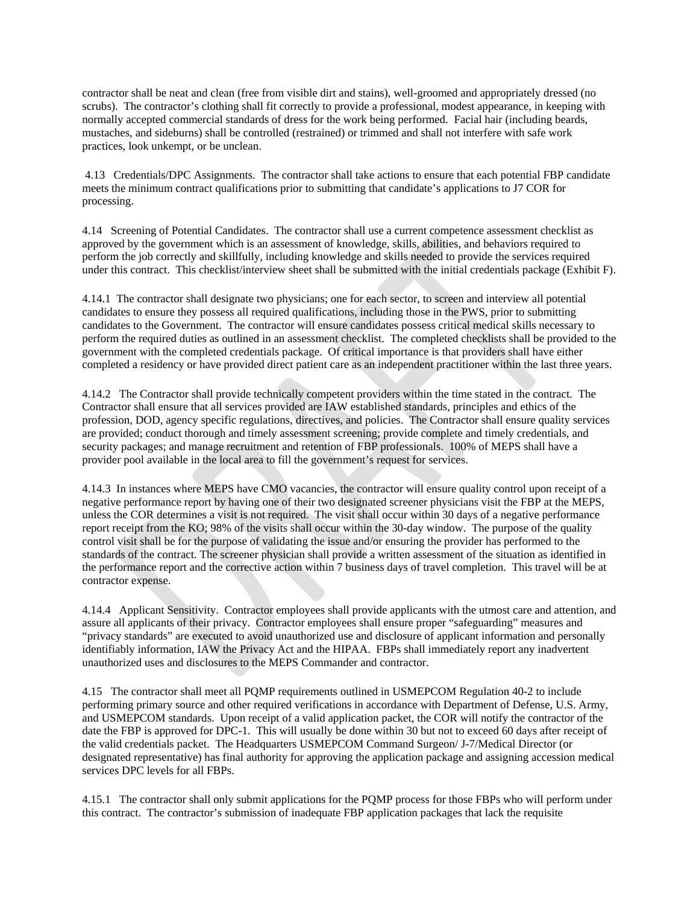contractor shall be neat and clean (free from visible dirt and stains), well-groomed and appropriately dressed (no scrubs). The contractor's clothing shall fit correctly to provide a professional, modest appearance, in keeping with normally accepted commercial standards of dress for the work being performed. Facial hair (including beards, mustaches, and sideburns) shall be controlled (restrained) or trimmed and shall not interfere with safe work practices, look unkempt, or be unclean.

4.13 Credentials/DPC Assignments. The contractor shall take actions to ensure that each potential FBP candidate meets the minimum contract qualifications prior to submitting that candidate's applications to J7 COR for processing.

4.14 Screening of Potential Candidates. The contractor shall use a current competence assessment checklist as approved by the government which is an assessment of knowledge, skills, abilities, and behaviors required to perform the job correctly and skillfully, including knowledge and skills needed to provide the services required under this contract. This checklist/interview sheet shall be submitted with the initial credentials package (Exhibit F).

4.14.1 The contractor shall designate two physicians; one for each sector, to screen and interview all potential candidates to ensure they possess all required qualifications, including those in the PWS, prior to submitting candidates to the Government. The contractor will ensure candidates possess critical medical skills necessary to perform the required duties as outlined in an assessment checklist. The completed checklists shall be provided to the government with the completed credentials package. Of critical importance is that providers shall have either completed a residency or have provided direct patient care as an independent practitioner within the last three years.

4.14.2 The Contractor shall provide technically competent providers within the time stated in the contract. The Contractor shall ensure that all services provided are IAW established standards, principles and ethics of the profession, DOD, agency specific regulations, directives, and policies. The Contractor shall ensure quality services are provided; conduct thorough and timely assessment screening; provide complete and timely credentials, and security packages; and manage recruitment and retention of FBP professionals. 100% of MEPS shall have a provider pool available in the local area to fill the government's request for services.

4.14.3 In instances where MEPS have CMO vacancies, the contractor will ensure quality control upon receipt of a negative performance report by having one of their two designated screener physicians visit the FBP at the MEPS, unless the COR determines a visit is not required. The visit shall occur within 30 days of a negative performance report receipt from the KO; 98% of the visits shall occur within the 30-day window. The purpose of the quality control visit shall be for the purpose of validating the issue and/or ensuring the provider has performed to the standards of the contract. The screener physician shall provide a written assessment of the situation as identified in the performance report and the corrective action within 7 business days of travel completion. This travel will be at contractor expense.

4.14.4 Applicant Sensitivity. Contractor employees shall provide applicants with the utmost care and attention, and assure all applicants of their privacy. Contractor employees shall ensure proper "safeguarding" measures and "privacy standards" are executed to avoid unauthorized use and disclosure of applicant information and personally identifiably information, IAW the Privacy Act and the HIPAA. FBPs shall immediately report any inadvertent unauthorized uses and disclosures to the MEPS Commander and contractor.

4.15 The contractor shall meet all PQMP requirements outlined in USMEPCOM Regulation 40-2 to include performing primary source and other required verifications in accordance with Department of Defense, U.S. Army, and USMEPCOM standards. Upon receipt of a valid application packet, the COR will notify the contractor of the date the FBP is approved for DPC-1. This will usually be done within 30 but not to exceed 60 days after receipt of the valid credentials packet. The Headquarters USMEPCOM Command Surgeon/ J-7/Medical Director (or designated representative) has final authority for approving the application package and assigning accession medical services DPC levels for all FBPs.

4.15.1 The contractor shall only submit applications for the PQMP process for those FBPs who will perform under this contract. The contractor's submission of inadequate FBP application packages that lack the requisite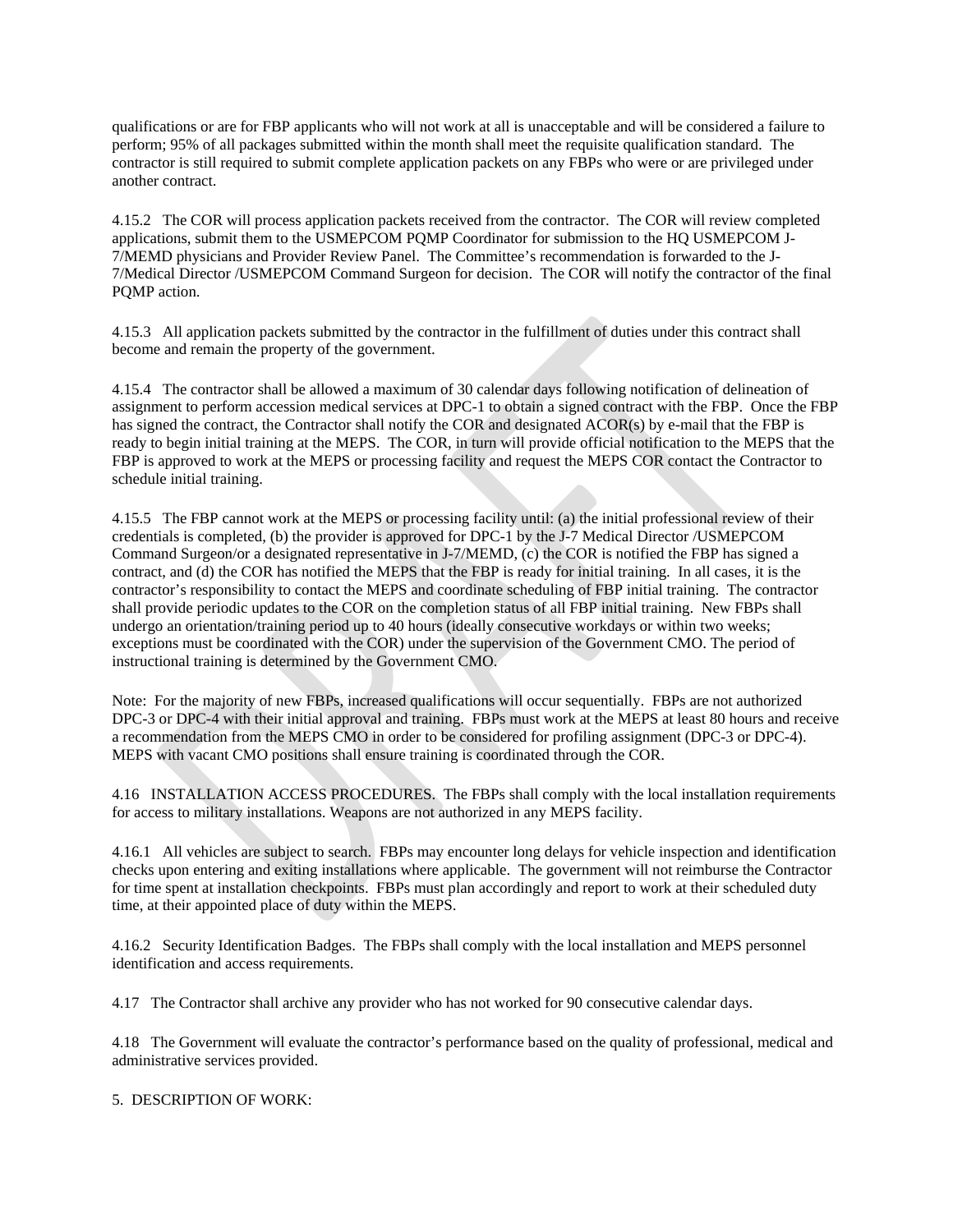qualifications or are for FBP applicants who will not work at all is unacceptable and will be considered a failure to perform; 95% of all packages submitted within the month shall meet the requisite qualification standard. The contractor is still required to submit complete application packets on any FBPs who were or are privileged under another contract.

4.15.2 The COR will process application packets received from the contractor. The COR will review completed applications, submit them to the USMEPCOM PQMP Coordinator for submission to the HQ USMEPCOM J-7/MEMD physicians and Provider Review Panel. The Committee's recommendation is forwarded to the J-7/Medical Director /USMEPCOM Command Surgeon for decision. The COR will notify the contractor of the final PQMP action.

4.15.3 All application packets submitted by the contractor in the fulfillment of duties under this contract shall become and remain the property of the government.

4.15.4 The contractor shall be allowed a maximum of 30 calendar days following notification of delineation of assignment to perform accession medical services at DPC-1 to obtain a signed contract with the FBP. Once the FBP has signed the contract, the Contractor shall notify the COR and designated ACOR(s) by e-mail that the FBP is ready to begin initial training at the MEPS. The COR, in turn will provide official notification to the MEPS that the FBP is approved to work at the MEPS or processing facility and request the MEPS COR contact the Contractor to schedule initial training.

4.15.5 The FBP cannot work at the MEPS or processing facility until: (a) the initial professional review of their credentials is completed, (b) the provider is approved for DPC-1 by the J-7 Medical Director /USMEPCOM Command Surgeon/or a designated representative in J-7/MEMD, (c) the COR is notified the FBP has signed a contract, and (d) the COR has notified the MEPS that the FBP is ready for initial training. In all cases, it is the contractor's responsibility to contact the MEPS and coordinate scheduling of FBP initial training. The contractor shall provide periodic updates to the COR on the completion status of all FBP initial training. New FBPs shall undergo an orientation/training period up to 40 hours (ideally consecutive workdays or within two weeks; exceptions must be coordinated with the COR) under the supervision of the Government CMO. The period of instructional training is determined by the Government CMO.

Note: For the majority of new FBPs, increased qualifications will occur sequentially. FBPs are not authorized DPC-3 or DPC-4 with their initial approval and training. FBPs must work at the MEPS at least 80 hours and receive a recommendation from the MEPS CMO in order to be considered for profiling assignment (DPC-3 or DPC-4). MEPS with vacant CMO positions shall ensure training is coordinated through the COR.

4.16 INSTALLATION ACCESS PROCEDURES. The FBPs shall comply with the local installation requirements for access to military installations. Weapons are not authorized in any MEPS facility.

4.16.1 All vehicles are subject to search. FBPs may encounter long delays for vehicle inspection and identification checks upon entering and exiting installations where applicable. The government will not reimburse the Contractor for time spent at installation checkpoints. FBPs must plan accordingly and report to work at their scheduled duty time, at their appointed place of duty within the MEPS.

4.16.2 Security Identification Badges. The FBPs shall comply with the local installation and MEPS personnel identification and access requirements.

4.17 The Contractor shall archive any provider who has not worked for 90 consecutive calendar days.

4.18 The Government will evaluate the contractor's performance based on the quality of professional, medical and administrative services provided.

5. DESCRIPTION OF WORK: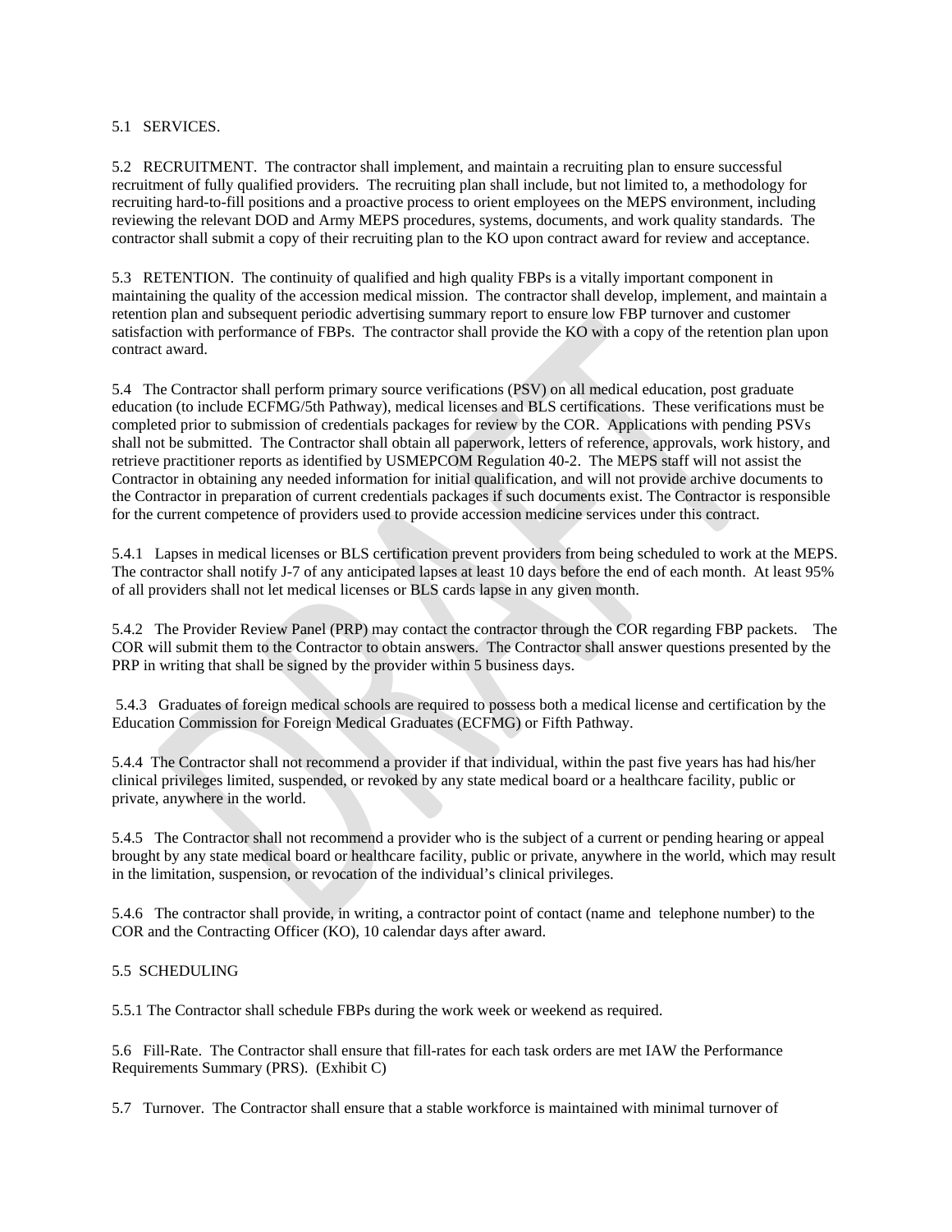5.1 SERVICES.

5.2 RECRUITMENT. The contractor shall implement, and maintain a recruiting plan to ensure successful recruitment of fully qualified providers. The recruiting plan shall include, but not limited to, a methodology for recruiting hard-to-fill positions and a proactive process to orient employees on the MEPS environment, including reviewing the relevant DOD and Army MEPS procedures, systems, documents, and work quality standards. The contractor shall submit a copy of their recruiting plan to the KO upon contract award for review and acceptance.

5.3 RETENTION. The continuity of qualified and high quality FBPs is a vitally important component in maintaining the quality of the accession medical mission. The contractor shall develop, implement, and maintain a retention plan and subsequent periodic advertising summary report to ensure low FBP turnover and customer satisfaction with performance of FBPs. The contractor shall provide the KO with a copy of the retention plan upon contract award.

5.4 The Contractor shall perform primary source verifications (PSV) on all medical education, post graduate education (to include ECFMG/5th Pathway), medical licenses and BLS certifications. These verifications must be completed prior to submission of credentials packages for review by the COR. Applications with pending PSVs shall not be submitted. The Contractor shall obtain all paperwork, letters of reference, approvals, work history, and retrieve practitioner reports as identified by USMEPCOM Regulation 40-2. The MEPS staff will not assist the Contractor in obtaining any needed information for initial qualification, and will not provide archive documents to the Contractor in preparation of current credentials packages if such documents exist. The Contractor is responsible for the current competence of providers used to provide accession medicine services under this contract.

5.4.1 Lapses in medical licenses or BLS certification prevent providers from being scheduled to work at the MEPS. The contractor shall notify J-7 of any anticipated lapses at least 10 days before the end of each month. At least 95% of all providers shall not let medical licenses or BLS cards lapse in any given month.

5.4.2 The Provider Review Panel (PRP) may contact the contractor through the COR regarding FBP packets. The COR will submit them to the Contractor to obtain answers. The Contractor shall answer questions presented by the PRP in writing that shall be signed by the provider within 5 business days.

5.4.3 Graduates of foreign medical schools are required to possess both a medical license and certification by the Education Commission for Foreign Medical Graduates (ECFMG) or Fifth Pathway.

5.4.4 The Contractor shall not recommend a provider if that individual, within the past five years has had his/her clinical privileges limited, suspended, or revoked by any state medical board or a healthcare facility, public or private, anywhere in the world.

5.4.5 The Contractor shall not recommend a provider who is the subject of a current or pending hearing or appeal brought by any state medical board or healthcare facility, public or private, anywhere in the world, which may result in the limitation, suspension, or revocation of the individual's clinical privileges.

5.4.6 The contractor shall provide, in writing, a contractor point of contact (name and telephone number) to the COR and the Contracting Officer (KO), 10 calendar days after award.

5.5 SCHEDULING

5.5.1 The Contractor shall schedule FBPs during the work week or weekend as required.

5.6 Fill-Rate. The Contractor shall ensure that fill-rates for each task orders are met IAW the Performance Requirements Summary (PRS). (Exhibit C)

5.7 Turnover. The Contractor shall ensure that a stable workforce is maintained with minimal turnover of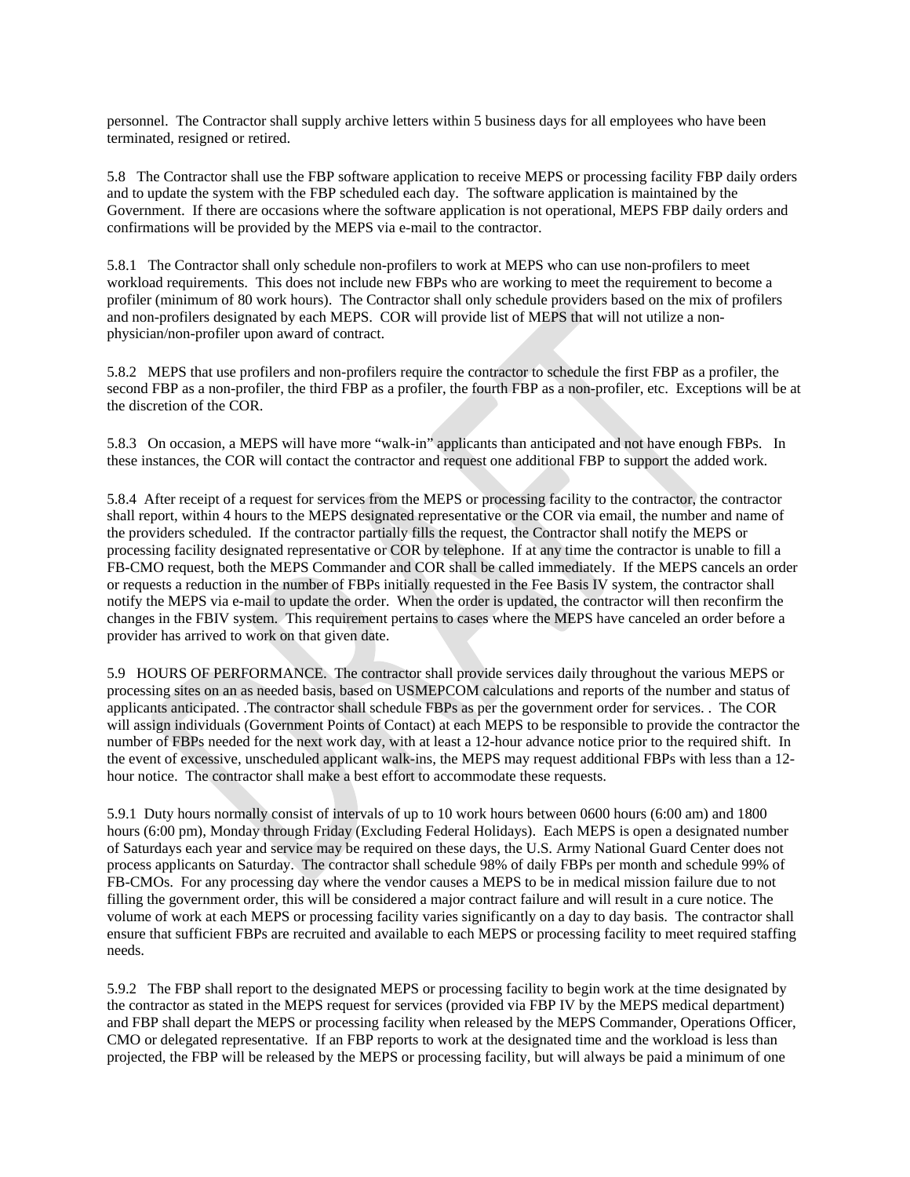personnel. The Contractor shall supply archive letters within 5 business days for all employees who have been terminated, resigned or retired.

5.8 The Contractor shall use the FBP software application to receive MEPS or processing facility FBP daily orders and to update the system with the FBP scheduled each day. The software application is maintained by the Government. If there are occasions where the software application is not operational, MEPS FBP daily orders and confirmations will be provided by the MEPS via e-mail to the contractor.

5.8.1 The Contractor shall only schedule non-profilers to work at MEPS who can use non-profilers to meet workload requirements. This does not include new FBPs who are working to meet the requirement to become a profiler (minimum of 80 work hours). The Contractor shall only schedule providers based on the mix of profilers and non-profilers designated by each MEPS. COR will provide list of MEPS that will not utilize a non-physician/non-profiler upon award of contract.

5.8.2 MEPS that use profilers and non-profilers require the contractor to schedule the first FBP as a profiler, the second FBP as a non-profiler, the third FBP as a profiler, the fourth FBP as a non-profiler, etc. Exceptions will be at the discretion of the COR.

5.8.3 On occasion, a MEPS will have more "walk-in" applicants than anticipated and not have enough FBPs. In these instances, the COR will contact the contractor and request one additional FBP to support the added work.

5.8.4 After receipt of a request for services from the MEPS or processing facility to the contractor, the contractor shall report, within 4 hours to the MEPS designated representative or the COR via email, the number and name of the providers scheduled. If the contractor partially fills the request, the Contractor shall notify the MEPS or processing facility designated representative or COR by telephone. If at any time the contractor is unable to fill a FB-CMO request, both the MEPS Commander and COR shall be called immediately. If the MEPS cancels an order or requests a reduction in the number of FBPs initially requested in the Fee Basis IV system, the contractor shall notify the MEPS via e-mail to update the order. When the order is updated, the contractor will then reconfirm the changes in the FBIV system. This requirement pertains to cases where the MEPS have canceled an order before a provider has arrived to work on that given date.

5.9 HOURS OF PERFORMANCE. The contractor shall provide services daily throughout the various MEPS or processing sites on an as needed basis, based on USMEPCOM calculations and reports of the number and status of applicants anticipated. .The contractor shall schedule FBPs as per the government order for services. . The COR will assign individuals (Government Points of Contact) at each MEPS to be responsible to provide the contractor the number of FBPs needed for the next work day, with at least a 12-hour advance notice prior to the required shift. In the event of excessive, unscheduled applicant walk-ins, the MEPS may request additional FBPs with less than a 12-hour notice. The contractor shall make a best effort to accommodate these requests.

5.9.1 Duty hours normally consist of intervals of up to 10 work hours between 0600 hours (6:00 am) and 1800 hours (6:00 pm), Monday through Friday (Excluding Federal Holidays). Each MEPS is open a designated number of Saturdays each year and service may be required on these days, the U.S. Army National Guard Center does not process applicants on Saturday. The contractor shall schedule 98% of daily FBPs per month and schedule 99% of FB-CMOs. For any processing day where the vendor causes a MEPS to be in medical mission failure due to not filling the government order, this will be considered a major contract failure and will result in a cure notice. The volume of work at each MEPS or processing facility varies significantly on a day to day basis. The contractor shall ensure that sufficient FBPs are recruited and available to each MEPS or processing facility to meet required staffing needs.

5.9.2 The FBP shall report to the designated MEPS or processing facility to begin work at the time designated by the contractor as stated in the MEPS request for services (provided via FBP IV by the MEPS medical department) and FBP shall depart the MEPS or processing facility when released by the MEPS Commander, Operations Officer, CMO or delegated representative. If an FBP reports to work at the designated time and the workload is less than projected, the FBP will be released by the MEPS or processing facility, but will always be paid a minimum of one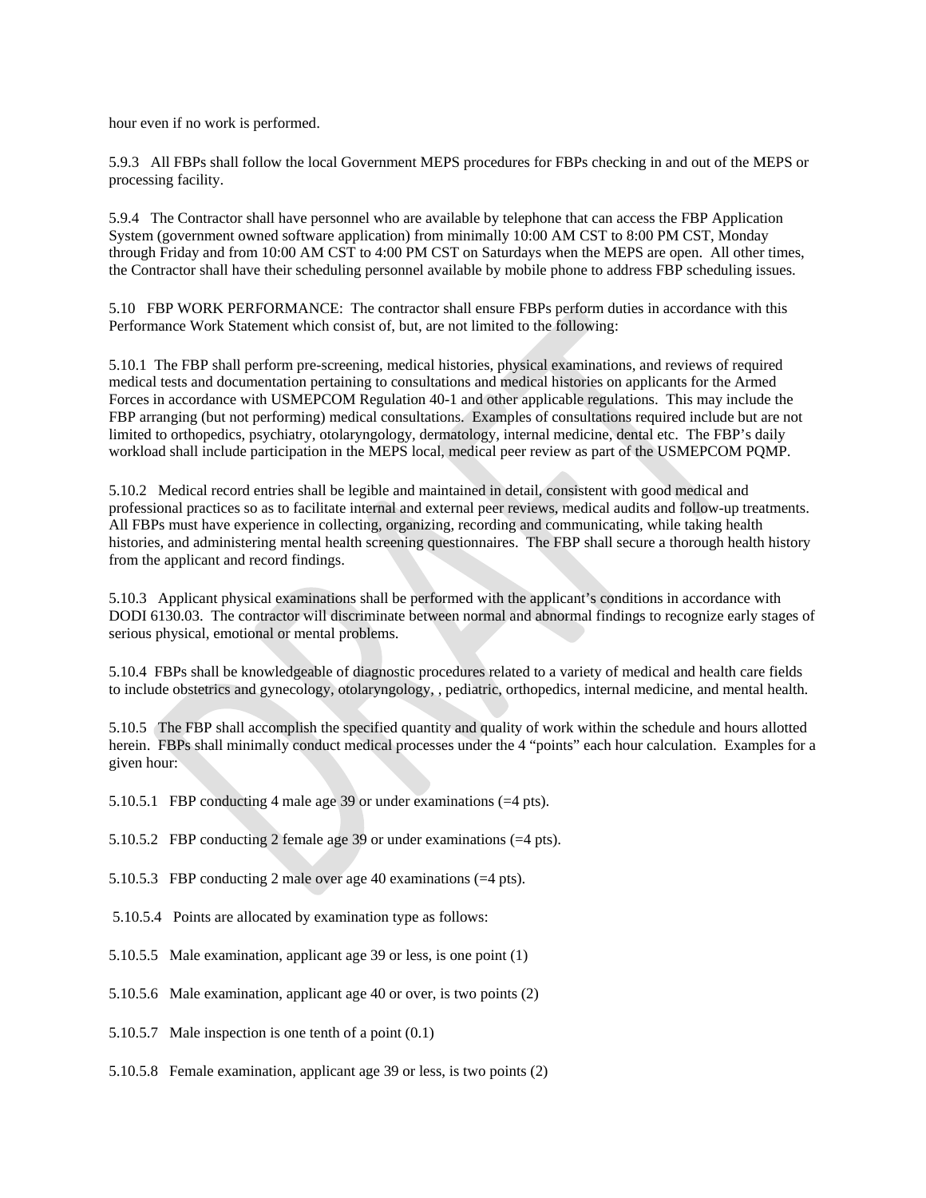hour even if no work is performed.

5.9.3 All FBPs shall follow the local Government MEPS procedures for FBPs checking in and out of the MEPS or processing facility.

5.9.4 The Contractor shall have personnel who are available by telephone that can access the FBP Application System (government owned software application) from minimally 10:00 AM CST to 8:00 PM CST, Monday through Friday and from 10:00 AM CST to 4:00 PM CST on Saturdays when the MEPS are open. All other times, the Contractor shall have their scheduling personnel available by mobile phone to address FBP scheduling issues.

5.10 FBP WORK PERFORMANCE: The contractor shall ensure FBPs perform duties in accordance with this Performance Work Statement which consist of, but, are not limited to the following:

5.10.1 The FBP shall perform pre-screening, medical histories, physical examinations, and reviews of required medical tests and documentation pertaining to consultations and medical histories on applicants for the Armed Forces in accordance with USMEPCOM Regulation 40-1 and other applicable regulations. This may include the FBP arranging (but not performing) medical consultations. Examples of consultations required include but are not limited to orthopedics, psychiatry, otolaryngology, dermatology, internal medicine, dental etc. The FBP's daily workload shall include participation in the MEPS local, medical peer review as part of the USMEPCOM PQMP.

5.10.2 Medical record entries shall be legible and maintained in detail, consistent with good medical and professional practices so as to facilitate internal and external peer reviews, medical audits and follow-up treatments. All FBPs must have experience in collecting, organizing, recording and communicating, while taking health histories, and administering mental health screening questionnaires. The FBP shall secure a thorough health history from the applicant and record findings.

5.10.3 Applicant physical examinations shall be performed with the applicant's conditions in accordance with DODI 6130.03. The contractor will discriminate between normal and abnormal findings to recognize early stages of serious physical, emotional or mental problems.

5.10.4 FBPs shall be knowledgeable of diagnostic procedures related to a variety of medical and health care fields to include obstetrics and gynecology, otolaryngology, , pediatric, orthopedics, internal medicine, and mental health.

5.10.5 The FBP shall accomplish the specified quantity and quality of work within the schedule and hours allotted herein. FBPs shall minimally conduct medical processes under the 4 "points" each hour calculation. Examples for a given hour:

5.10.5.1 FBP conducting 4 male age 39 or under examinations (=4 pts).

5.10.5.2 FBP conducting 2 female age 39 or under examinations (=4 pts).

5.10.5.3 FBP conducting 2 male over age 40 examinations (=4 pts).

5.10.5.4 Points are allocated by examination type as follows:

5.10.5.5 Male examination, applicant age 39 or less, is one point (1)

5.10.5.6 Male examination, applicant age 40 or over, is two points (2)

5.10.5.7 Male inspection is one tenth of a point (0.1)

5.10.5.8 Female examination, applicant age 39 or less, is two points (2)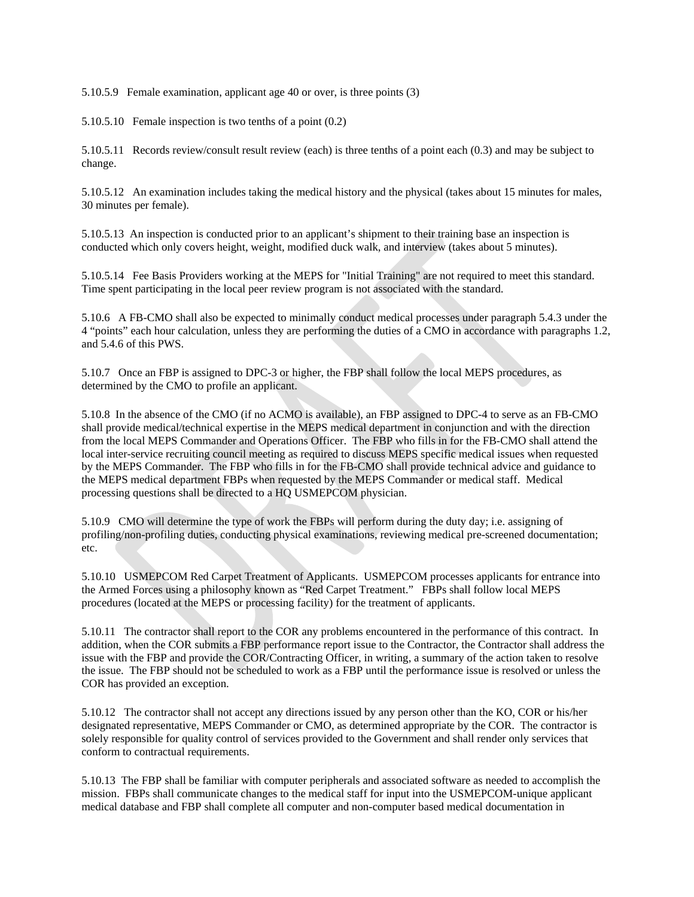5.10.5.9 Female examination, applicant age 40 or over, is three points (3)

5.10.5.10 Female inspection is two tenths of a point (0.2)

5.10.5.11 Records review/consult result review (each) is three tenths of a point each (0.3) and may be subject to change.

5.10.5.12 An examination includes taking the medical history and the physical (takes about 15 minutes for males, 30 minutes per female).

5.10.5.13 An inspection is conducted prior to an applicant's shipment to their training base an inspection is conducted which only covers height, weight, modified duck walk, and interview (takes about 5 minutes).

5.10.5.14 Fee Basis Providers working at the MEPS for "Initial Training" are not required to meet this standard. Time spent participating in the local peer review program is not associated with the standard.

5.10.6 A FB-CMO shall also be expected to minimally conduct medical processes under paragraph 5.4.3 under the 4 "points" each hour calculation, unless they are performing the duties of a CMO in accordance with paragraphs 1.2, and 5.4.6 of this PWS.

5.10.7 Once an FBP is assigned to DPC-3 or higher, the FBP shall follow the local MEPS procedures, as determined by the CMO to profile an applicant.

5.10.8 In the absence of the CMO (if no ACMO is available), an FBP assigned to DPC-4 to serve as an FB-CMO shall provide medical/technical expertise in the MEPS medical department in conjunction and with the direction from the local MEPS Commander and Operations Officer. The FBP who fills in for the FB-CMO shall attend the local inter-service recruiting council meeting as required to discuss MEPS specific medical issues when requested by the MEPS Commander. The FBP who fills in for the FB-CMO shall provide technical advice and guidance to the MEPS medical department FBPs when requested by the MEPS Commander or medical staff. Medical processing questions shall be directed to a HQ USMEPCOM physician.

5.10.9 CMO will determine the type of work the FBPs will perform during the duty day; i.e. assigning of profiling/non-profiling duties, conducting physical examinations, reviewing medical pre-screened documentation; etc.

5.10.10 USMEPCOM Red Carpet Treatment of Applicants. USMEPCOM processes applicants for entrance into the Armed Forces using a philosophy known as "Red Carpet Treatment." FBPs shall follow local MEPS procedures (located at the MEPS or processing facility) for the treatment of applicants.

5.10.11 The contractor shall report to the COR any problems encountered in the performance of this contract. In addition, when the COR submits a FBP performance report issue to the Contractor, the Contractor shall address the issue with the FBP and provide the COR/Contracting Officer, in writing, a summary of the action taken to resolve the issue. The FBP should not be scheduled to work as a FBP until the performance issue is resolved or unless the COR has provided an exception.

5.10.12 The contractor shall not accept any directions issued by any person other than the KO, COR or his/her designated representative, MEPS Commander or CMO, as determined appropriate by the COR. The contractor is solely responsible for quality control of services provided to the Government and shall render only services that conform to contractual requirements.

5.10.13 The FBP shall be familiar with computer peripherals and associated software as needed to accomplish the mission. FBPs shall communicate changes to the medical staff for input into the USMEPCOM-unique applicant medical database and FBP shall complete all computer and non-computer based medical documentation in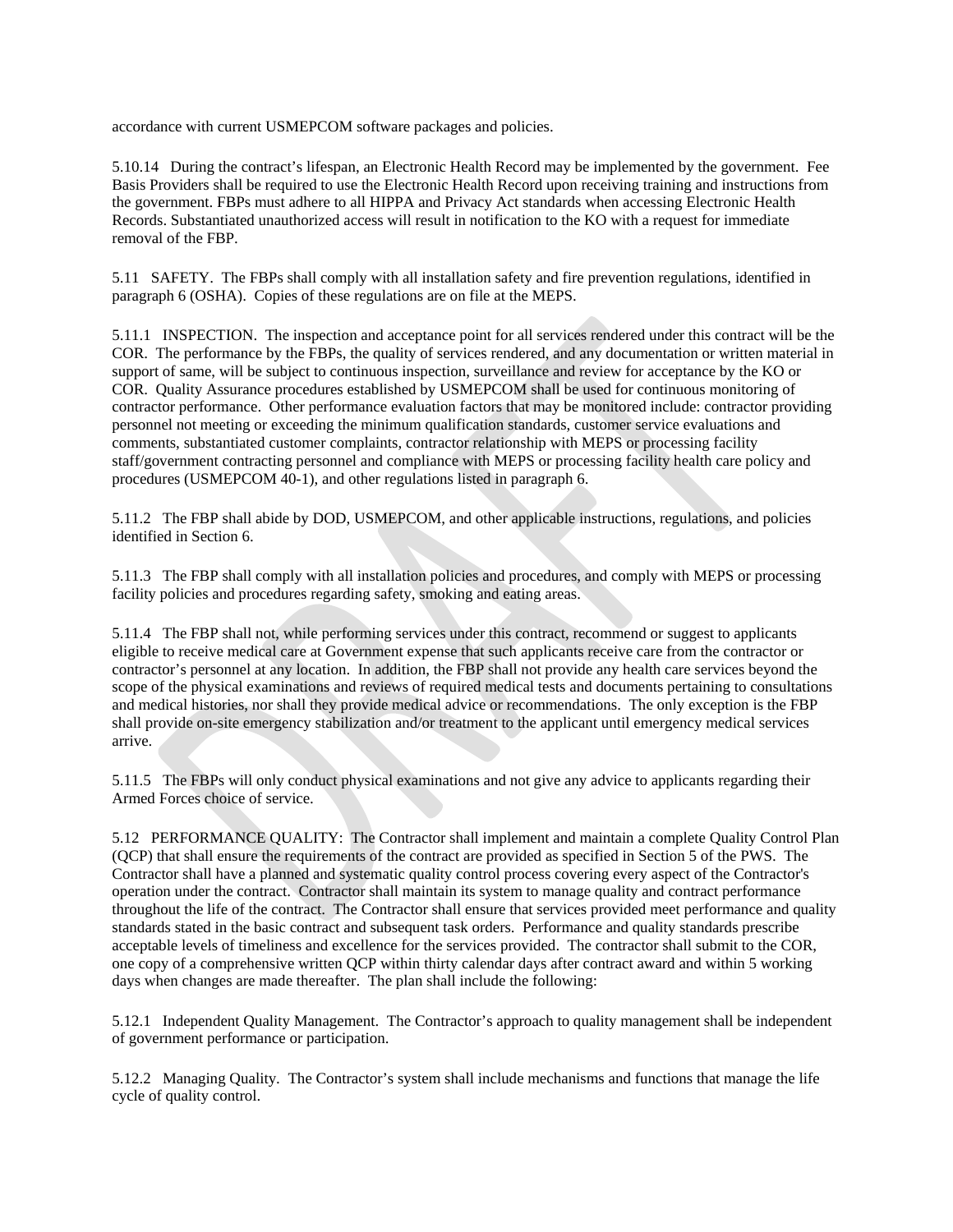accordance with current USMEPCOM software packages and policies.

5.10.14 During the contract's lifespan, an Electronic Health Record may be implemented by the government. Fee Basis Providers shall be required to use the Electronic Health Record upon receiving training and instructions from the government. FBPs must adhere to all HIPPA and Privacy Act standards when accessing Electronic Health Records. Substantiated unauthorized access will result in notification to the KO with a request for immediate removal of the FBP.

5.11 SAFETY. The FBPs shall comply with all installation safety and fire prevention regulations, identified in paragraph 6 (OSHA). Copies of these regulations are on file at the MEPS.

5.11.1 INSPECTION. The inspection and acceptance point for all services rendered under this contract will be the COR. The performance by the FBPs, the quality of services rendered, and any documentation or written material in support of same, will be subject to continuous inspection, surveillance and review for acceptance by the KO or COR. Quality Assurance procedures established by USMEPCOM shall be used for continuous monitoring of contractor performance. Other performance evaluation factors that may be monitored include: contractor providing personnel not meeting or exceeding the minimum qualification standards, customer service evaluations and comments, substantiated customer complaints, contractor relationship with MEPS or processing facility staff/government contracting personnel and compliance with MEPS or processing facility health care policy and procedures (USMEPCOM 40-1), and other regulations listed in paragraph 6.

5.11.2 The FBP shall abide by DOD, USMEPCOM, and other applicable instructions, regulations, and policies identified in Section 6.

5.11.3 The FBP shall comply with all installation policies and procedures, and comply with MEPS or processing facility policies and procedures regarding safety, smoking and eating areas.

5.11.4 The FBP shall not, while performing services under this contract, recommend or suggest to applicants eligible to receive medical care at Government expense that such applicants receive care from the contractor or contractor's personnel at any location. In addition, the FBP shall not provide any health care services beyond the scope of the physical examinations and reviews of required medical tests and documents pertaining to consultations and medical histories, nor shall they provide medical advice or recommendations. The only exception is the FBP shall provide on-site emergency stabilization and/or treatment to the applicant until emergency medical services arrive.

5.11.5 The FBPs will only conduct physical examinations and not give any advice to applicants regarding their Armed Forces choice of service.

5.12 PERFORMANCE QUALITY: The Contractor shall implement and maintain a complete Quality Control Plan (QCP) that shall ensure the requirements of the contract are provided as specified in Section 5 of the PWS. The Contractor shall have a planned and systematic quality control process covering every aspect of the Contractor's operation under the contract. Contractor shall maintain its system to manage quality and contract performance throughout the life of the contract. The Contractor shall ensure that services provided meet performance and quality standards stated in the basic contract and subsequent task orders. Performance and quality standards prescribe acceptable levels of timeliness and excellence for the services provided. The contractor shall submit to the COR, one copy of a comprehensive written QCP within thirty calendar days after contract award and within 5 working days when changes are made thereafter. The plan shall include the following:

5.12.1 Independent Quality Management. The Contractor's approach to quality management shall be independent of government performance or participation.

5.12.2 Managing Quality. The Contractor's system shall include mechanisms and functions that manage the life cycle of quality control.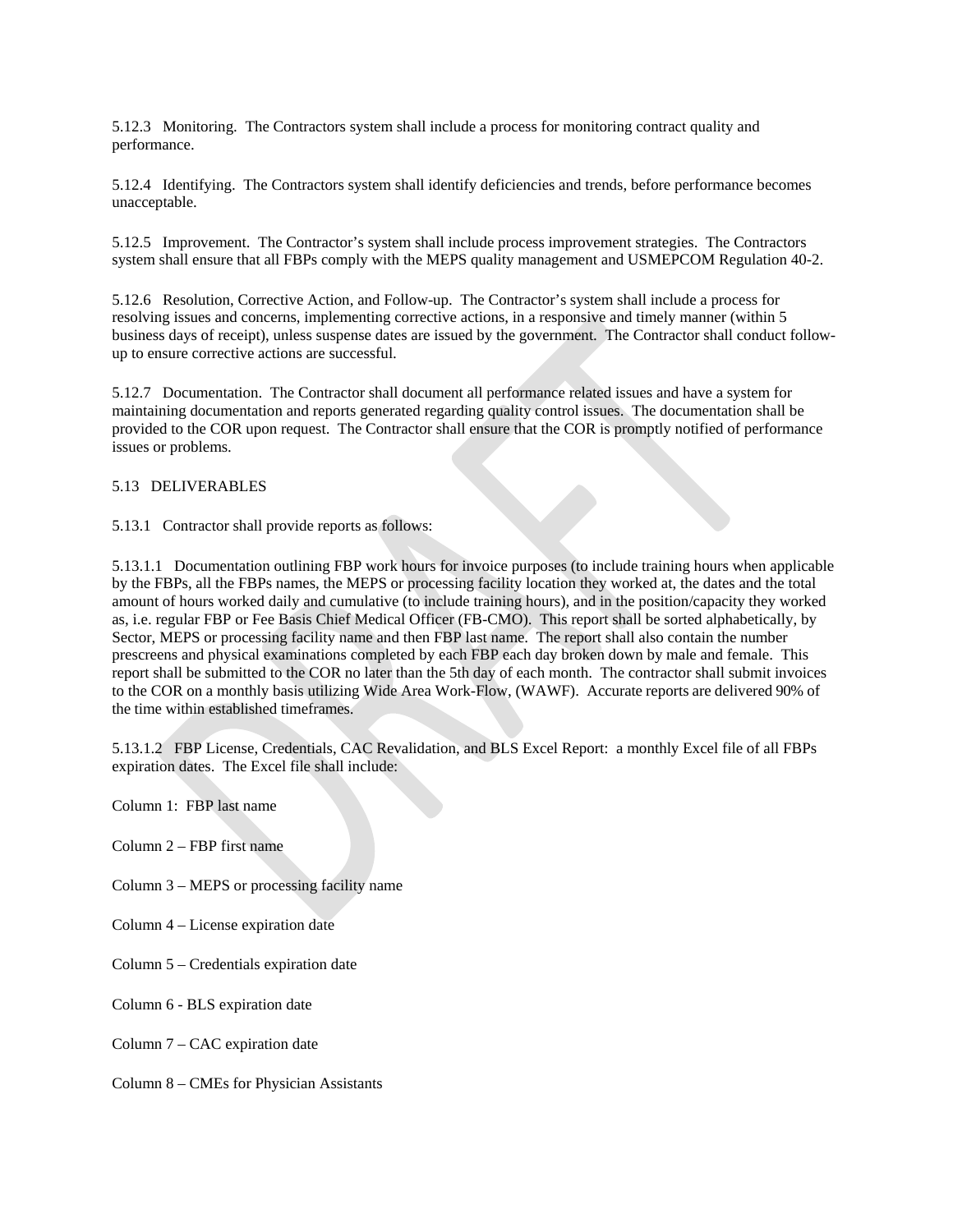5.12.3 Monitoring. The Contractors system shall include a process for monitoring contract quality and performance.

5.12.4 Identifying. The Contractors system shall identify deficiencies and trends, before performance becomes unacceptable.

5.12.5 Improvement. The Contractor's system shall include process improvement strategies. The Contractors system shall ensure that all FBPs comply with the MEPS quality management and USMEPCOM Regulation 40-2.

5.12.6 Resolution, Corrective Action, and Follow-up. The Contractor's system shall include a process for resolving issues and concerns, implementing corrective actions, in a responsive and timely manner (within 5 business days of receipt), unless suspense dates are issued by the government. The Contractor shall conduct follow-up to ensure corrective actions are successful.

5.12.7 Documentation. The Contractor shall document all performance related issues and have a system for maintaining documentation and reports generated regarding quality control issues. The documentation shall be provided to the COR upon request. The Contractor shall ensure that the COR is promptly notified of performance issues or problems.

5.13 DELIVERABLES

5.13.1 Contractor shall provide reports as follows:

5.13.1.1 Documentation outlining FBP work hours for invoice purposes (to include training hours when applicable by the FBPs, all the FBPs names, the MEPS or processing facility location they worked at, the dates and the total amount of hours worked daily and cumulative (to include training hours), and in the position/capacity they worked as, i.e. regular FBP or Fee Basis Chief Medical Officer (FB-CMO). This report shall be sorted alphabetically, by Sector, MEPS or processing facility name and then FBP last name. The report shall also contain the number prescreens and physical examinations completed by each FBP each day broken down by male and female. This report shall be submitted to the COR no later than the 5th day of each month. The contractor shall submit invoices to the COR on a monthly basis utilizing Wide Area Work-Flow, (WAWF). Accurate reports are delivered 90% of the time within established timeframes.

5.13.1.2 FBP License, Credentials, CAC Revalidation, and BLS Excel Report: a monthly Excel file of all FBPs expiration dates. The Excel file shall include:

Column 1: FBP last name

Column 2 – FBP first name

Column 3 – MEPS or processing facility name

Column 4 – License expiration date

Column 5 – Credentials expiration date

Column 6 - BLS expiration date

Column 7 – CAC expiration date

Column 8 – CMEs for Physician Assistants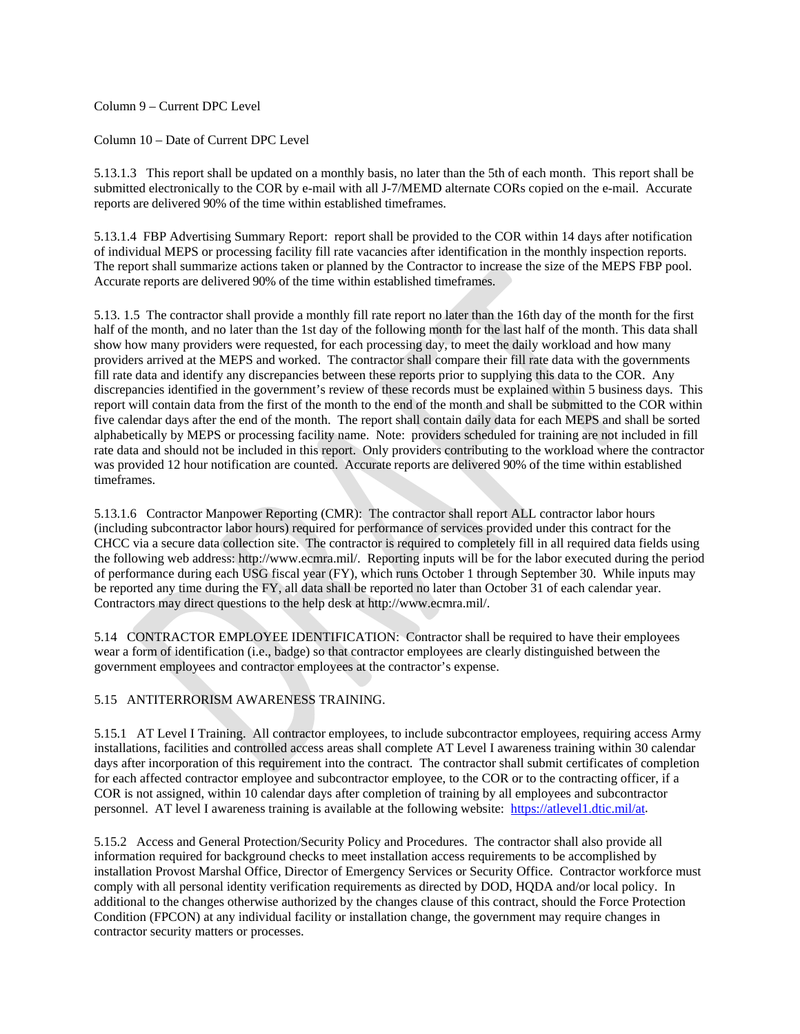Column 9 – Current DPC Level

Column 10 – Date of Current DPC Level

5.13.1.3 This report shall be updated on a monthly basis, no later than the 5th of each month. This report shall be submitted electronically to the COR by e-mail with all J-7/MEMD alternate CORs copied on the e-mail. Accurate reports are delivered 90% of the time within established timeframes.

5.13.1.4 FBP Advertising Summary Report: report shall be provided to the COR within 14 days after notification of individual MEPS or processing facility fill rate vacancies after identification in the monthly inspection reports. The report shall summarize actions taken or planned by the Contractor to increase the size of the MEPS FBP pool. Accurate reports are delivered 90% of the time within established timeframes.

5.13. 1.5 The contractor shall provide a monthly fill rate report no later than the 16th day of the month for the first half of the month, and no later than the 1st day of the following month for the last half of the month. This data shall show how many providers were requested, for each processing day, to meet the daily workload and how many providers arrived at the MEPS and worked. The contractor shall compare their fill rate data with the governments fill rate data and identify any discrepancies between these reports prior to supplying this data to the COR. Any discrepancies identified in the government's review of these records must be explained within 5 business days. This report will contain data from the first of the month to the end of the month and shall be submitted to the COR within five calendar days after the end of the month. The report shall contain daily data for each MEPS and shall be sorted alphabetically by MEPS or processing facility name. Note: providers scheduled for training are not included in fill rate data and should not be included in this report. Only providers contributing to the workload where the contractor was provided 12 hour notification are counted. Accurate reports are delivered 90% of the time within established timeframes.

5.13.1.6 Contractor Manpower Reporting (CMR): The contractor shall report ALL contractor labor hours (including subcontractor labor hours) required for performance of services provided under this contract for the CHCC via a secure data collection site. The contractor is required to completely fill in all required data fields using the following web address: http://www.ecmra.mil/. Reporting inputs will be for the labor executed during the period of performance during each USG fiscal year (FY), which runs October 1 through September 30. While inputs may be reported any time during the FY, all data shall be reported no later than October 31 of each calendar year. Contractors may direct questions to the help desk at http://www.ecmra.mil/.

5.14 CONTRACTOR EMPLOYEE IDENTIFICATION: Contractor shall be required to have their employees wear a form of identification (i.e., badge) so that contractor employees are clearly distinguished between the government employees and contractor employees at the contractor's expense.

5.15 ANTITERRORISM AWARENESS TRAINING.

5.15.1 AT Level I Training. All contractor employees, to include subcontractor employees, requiring access Army installations, facilities and controlled access areas shall complete AT Level I awareness training within 30 calendar days after incorporation of this requirement into the contract. The contractor shall submit certificates of completion for each affected contractor employee and subcontractor employee, to the COR or to the contracting officer, if a COR is not assigned, within 10 calendar days after completion of training by all employees and subcontractor personnel. AT level I awareness training is available at the following website: https://atlevel1.dtic.mil/at.

5.15.2 Access and General Protection/Security Policy and Procedures. The contractor shall also provide all information required for background checks to meet installation access requirements to be accomplished by installation Provost Marshal Office, Director of Emergency Services or Security Office. Contractor workforce must comply with all personal identity verification requirements as directed by DOD, HQDA and/or local policy. In additional to the changes otherwise authorized by the changes clause of this contract, should the Force Protection Condition (FPCON) at any individual facility or installation change, the government may require changes in contractor security matters or processes.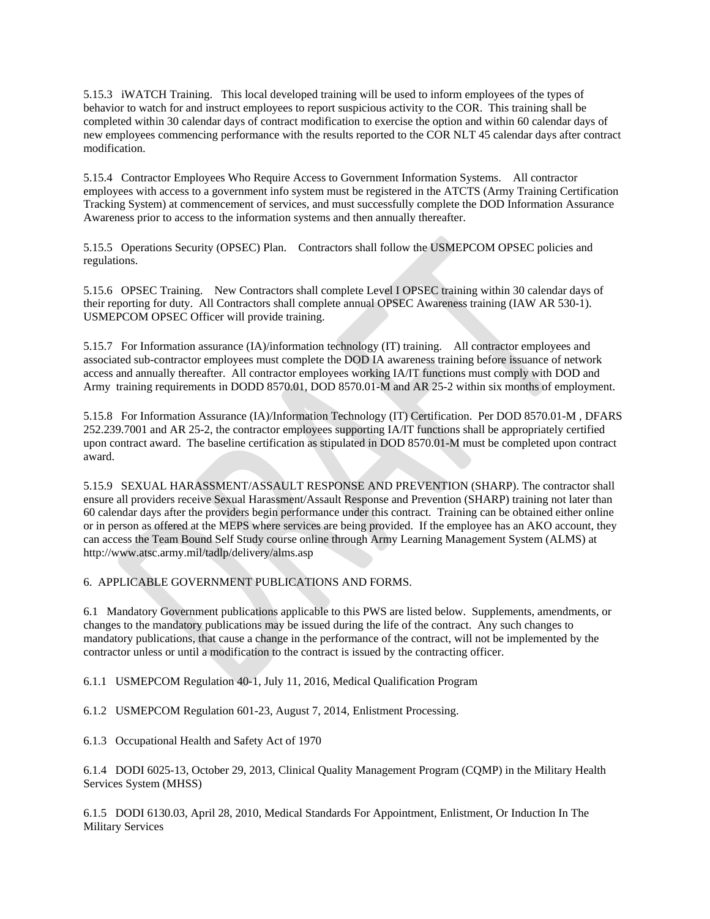5.15.3 iWATCH Training. This local developed training will be used to inform employees of the types of behavior to watch for and instruct employees to report suspicious activity to the COR. This training shall be completed within 30 calendar days of contract modification to exercise the option and within 60 calendar days of new employees commencing performance with the results reported to the COR NLT 45 calendar days after contract modification.

5.15.4 Contractor Employees Who Require Access to Government Information Systems. All contractor employees with access to a government info system must be registered in the ATCTS (Army Training Certification Tracking System) at commencement of services, and must successfully complete the DOD Information Assurance Awareness prior to access to the information systems and then annually thereafter.

5.15.5 Operations Security (OPSEC) Plan. Contractors shall follow the USMEPCOM OPSEC policies and regulations.

5.15.6 OPSEC Training. New Contractors shall complete Level I OPSEC training within 30 calendar days of their reporting for duty. All Contractors shall complete annual OPSEC Awareness training (IAW AR 530-1). USMEPCOM OPSEC Officer will provide training.

5.15.7 For Information assurance (IA)/information technology (IT) training. All contractor employees and associated sub-contractor employees must complete the DOD IA awareness training before issuance of network access and annually thereafter. All contractor employees working IA/IT functions must comply with DOD and Army training requirements in DODD 8570.01, DOD 8570.01-M and AR 25-2 within six months of employment.

5.15.8 For Information Assurance (IA)/Information Technology (IT) Certification. Per DOD 8570.01-M , DFARS 252.239.7001 and AR 25-2, the contractor employees supporting IA/IT functions shall be appropriately certified upon contract award. The baseline certification as stipulated in DOD 8570.01-M must be completed upon contract award.

5.15.9 SEXUAL HARASSMENT/ASSAULT RESPONSE AND PREVENTION (SHARP). The contractor shall ensure all providers receive Sexual Harassment/Assault Response and Prevention (SHARP) training not later than 60 calendar days after the providers begin performance under this contract. Training can be obtained either online or in person as offered at the MEPS where services are being provided. If the employee has an AKO account, they can access the Team Bound Self Study course online through Army Learning Management System (ALMS) at http://www.atsc.army.mil/tadlp/delivery/alms.asp

6. APPLICABLE GOVERNMENT PUBLICATIONS AND FORMS.

6.1 Mandatory Government publications applicable to this PWS are listed below. Supplements, amendments, or changes to the mandatory publications may be issued during the life of the contract. Any such changes to mandatory publications, that cause a change in the performance of the contract, will not be implemented by the contractor unless or until a modification to the contract is issued by the contracting officer.

6.1.1 USMEPCOM Regulation 40-1, July 11, 2016, Medical Qualification Program

6.1.2 USMEPCOM Regulation 601-23, August 7, 2014, Enlistment Processing.

6.1.3 Occupational Health and Safety Act of 1970

6.1.4 DODI 6025-13, October 29, 2013, Clinical Quality Management Program (CQMP) in the Military Health Services System (MHSS)

6.1.5 DODI 6130.03, April 28, 2010, Medical Standards For Appointment, Enlistment, Or Induction In The Military Services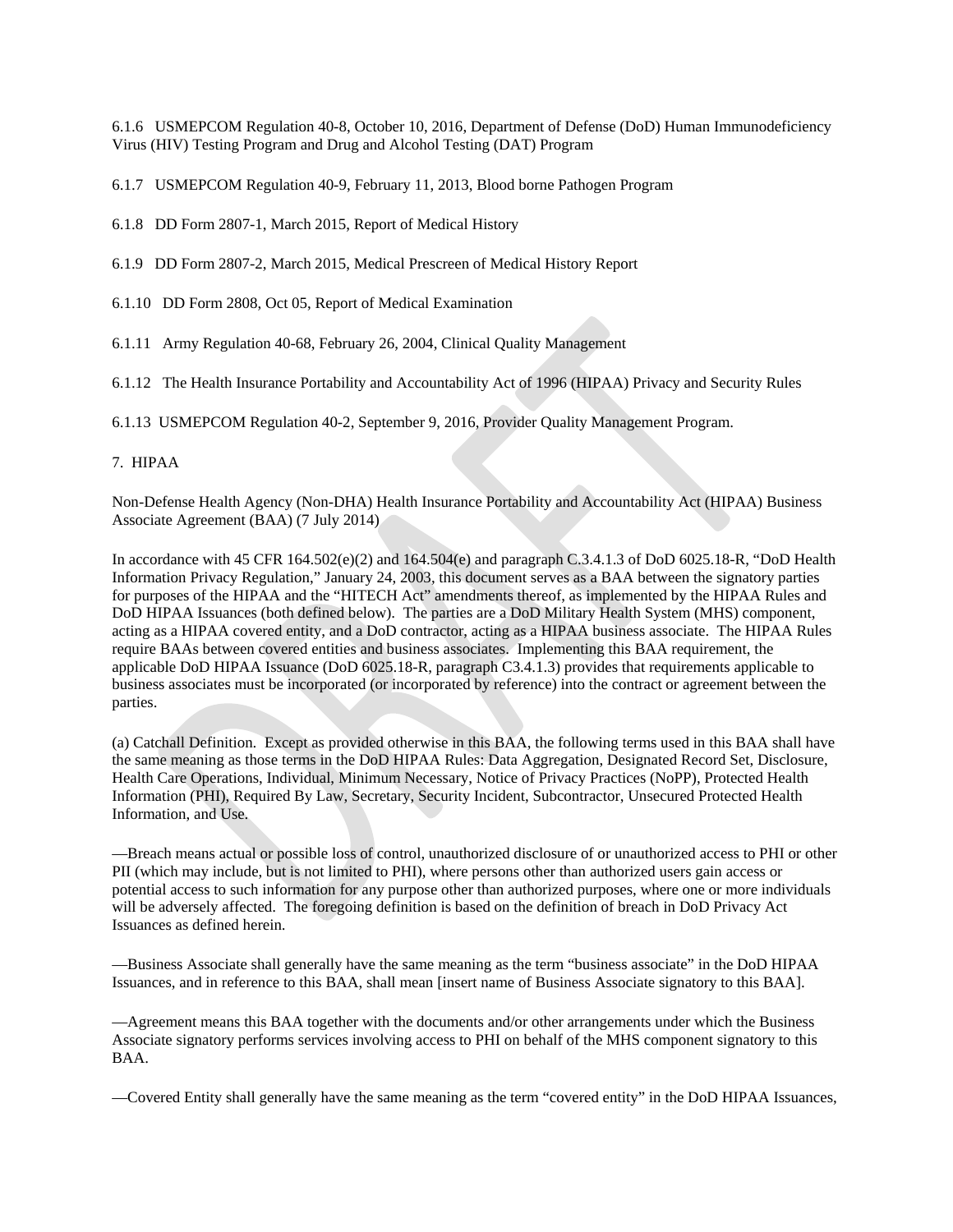6.1.6 USMEPCOM Regulation 40-8, October 10, 2016, Department of Defense (DoD) Human Immunodeficiency Virus (HIV) Testing Program and Drug and Alcohol Testing (DAT) Program

6.1.7 USMEPCOM Regulation 40-9, February 11, 2013, Blood borne Pathogen Program

6.1.8 DD Form 2807-1, March 2015, Report of Medical History

6.1.9 DD Form 2807-2, March 2015, Medical Prescreen of Medical History Report

6.1.10 DD Form 2808, Oct 05, Report of Medical Examination

6.1.11 Army Regulation 40-68, February 26, 2004, Clinical Quality Management

6.1.12 The Health Insurance Portability and Accountability Act of 1996 (HIPAA) Privacy and Security Rules

6.1.13 USMEPCOM Regulation 40-2, September 9, 2016, Provider Quality Management Program.

7. HIPAA

Non-Defense Health Agency (Non-DHA) Health Insurance Portability and Accountability Act (HIPAA) Business Associate Agreement (BAA) (7 July 2014)

In accordance with 45 CFR 164.502(e)(2) and 164.504(e) and paragraph C.3.4.1.3 of DoD 6025.18-R, "DoD Health Information Privacy Regulation," January 24, 2003, this document serves as a BAA between the signatory parties for purposes of the HIPAA and the "HITECH Act" amendments thereof, as implemented by the HIPAA Rules and DoD HIPAA Issuances (both defined below). The parties are a DoD Military Health System (MHS) component, acting as a HIPAA covered entity, and a DoD contractor, acting as a HIPAA business associate. The HIPAA Rules require BAAs between covered entities and business associates. Implementing this BAA requirement, the applicable DoD HIPAA Issuance (DoD 6025.18-R, paragraph C3.4.1.3) provides that requirements applicable to business associates must be incorporated (or incorporated by reference) into the contract or agreement between the parties.

(a) Catchall Definition. Except as provided otherwise in this BAA, the following terms used in this BAA shall have the same meaning as those terms in the DoD HIPAA Rules: Data Aggregation, Designated Record Set, Disclosure, Health Care Operations, Individual, Minimum Necessary, Notice of Privacy Practices (NoPP), Protected Health Information (PHI), Required By Law, Secretary, Security Incident, Subcontractor, Unsecured Protected Health Information, and Use.

—Breach means actual or possible loss of control, unauthorized disclosure of or unauthorized access to PHI or other PII (which may include, but is not limited to PHI), where persons other than authorized users gain access or potential access to such information for any purpose other than authorized purposes, where one or more individuals will be adversely affected. The foregoing definition is based on the definition of breach in DoD Privacy Act Issuances as defined herein.

—Business Associate shall generally have the same meaning as the term "business associate" in the DoD HIPAA Issuances, and in reference to this BAA, shall mean [insert name of Business Associate signatory to this BAA].

—Agreement means this BAA together with the documents and/or other arrangements under which the Business Associate signatory performs services involving access to PHI on behalf of the MHS component signatory to this BAA.

—Covered Entity shall generally have the same meaning as the term "covered entity" in the DoD HIPAA Issuances,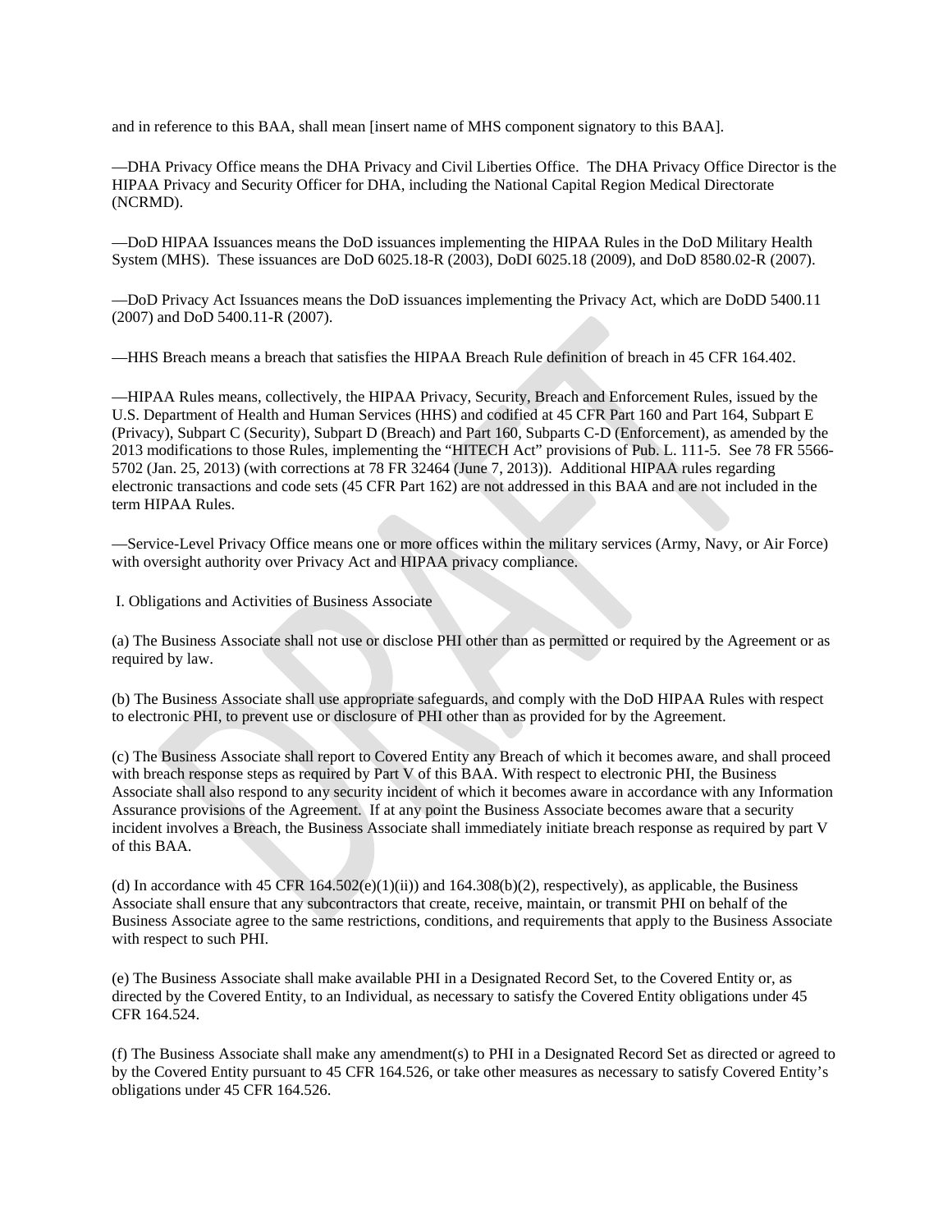and in reference to this BAA, shall mean [insert name of MHS component signatory to this BAA].

—DHA Privacy Office means the DHA Privacy and Civil Liberties Office. The DHA Privacy Office Director is the HIPAA Privacy and Security Officer for DHA, including the National Capital Region Medical Directorate (NCRMD).

—DoD HIPAA Issuances means the DoD issuances implementing the HIPAA Rules in the DoD Military Health System (MHS). These issuances are DoD 6025.18-R (2003), DoDI 6025.18 (2009), and DoD 8580.02-R (2007).

—DoD Privacy Act Issuances means the DoD issuances implementing the Privacy Act, which are DoDD 5400.11 (2007) and DoD 5400.11-R (2007).

—HHS Breach means a breach that satisfies the HIPAA Breach Rule definition of breach in 45 CFR 164.402.

—HIPAA Rules means, collectively, the HIPAA Privacy, Security, Breach and Enforcement Rules, issued by the U.S. Department of Health and Human Services (HHS) and codified at 45 CFR Part 160 and Part 164, Subpart E (Privacy), Subpart C (Security), Subpart D (Breach) and Part 160, Subparts C-D (Enforcement), as amended by the 2013 modifications to those Rules, implementing the "HITECH Act" provisions of Pub. L. 111-5. See 78 FR 5566-5702 (Jan. 25, 2013) (with corrections at 78 FR 32464 (June 7, 2013)). Additional HIPAA rules regarding electronic transactions and code sets (45 CFR Part 162) are not addressed in this BAA and are not included in the term HIPAA Rules.

—Service-Level Privacy Office means one or more offices within the military services (Army, Navy, or Air Force) with oversight authority over Privacy Act and HIPAA privacy compliance.

I. Obligations and Activities of Business Associate

(a) The Business Associate shall not use or disclose PHI other than as permitted or required by the Agreement or as required by law.

(b) The Business Associate shall use appropriate safeguards, and comply with the DoD HIPAA Rules with respect to electronic PHI, to prevent use or disclosure of PHI other than as provided for by the Agreement.

(c) The Business Associate shall report to Covered Entity any Breach of which it becomes aware, and shall proceed with breach response steps as required by Part V of this BAA. With respect to electronic PHI, the Business Associate shall also respond to any security incident of which it becomes aware in accordance with any Information Assurance provisions of the Agreement. If at any point the Business Associate becomes aware that a security incident involves a Breach, the Business Associate shall immediately initiate breach response as required by part V of this BAA.

(d) In accordance with 45 CFR 164.502(e)(1)(ii)) and 164.308(b)(2), respectively), as applicable, the Business Associate shall ensure that any subcontractors that create, receive, maintain, or transmit PHI on behalf of the Business Associate agree to the same restrictions, conditions, and requirements that apply to the Business Associate with respect to such PHI.

(e) The Business Associate shall make available PHI in a Designated Record Set, to the Covered Entity or, as directed by the Covered Entity, to an Individual, as necessary to satisfy the Covered Entity obligations under 45 CFR 164.524.

(f) The Business Associate shall make any amendment(s) to PHI in a Designated Record Set as directed or agreed to by the Covered Entity pursuant to 45 CFR 164.526, or take other measures as necessary to satisfy Covered Entity's obligations under 45 CFR 164.526.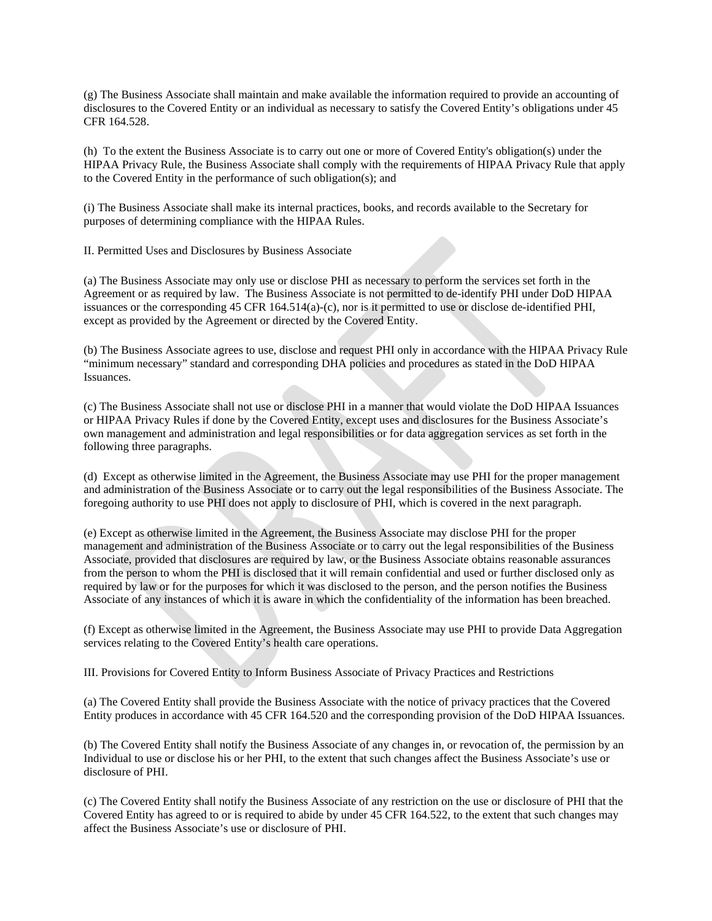(g) The Business Associate shall maintain and make available the information required to provide an accounting of disclosures to the Covered Entity or an individual as necessary to satisfy the Covered Entity's obligations under 45 CFR 164.528.

(h) To the extent the Business Associate is to carry out one or more of Covered Entity's obligation(s) under the HIPAA Privacy Rule, the Business Associate shall comply with the requirements of HIPAA Privacy Rule that apply to the Covered Entity in the performance of such obligation(s); and

(i) The Business Associate shall make its internal practices, books, and records available to the Secretary for purposes of determining compliance with the HIPAA Rules.

II. Permitted Uses and Disclosures by Business Associate

(a) The Business Associate may only use or disclose PHI as necessary to perform the services set forth in the Agreement or as required by law. The Business Associate is not permitted to de-identify PHI under DoD HIPAA issuances or the corresponding 45 CFR 164.514(a)-(c), nor is it permitted to use or disclose de-identified PHI, except as provided by the Agreement or directed by the Covered Entity.

(b) The Business Associate agrees to use, disclose and request PHI only in accordance with the HIPAA Privacy Rule "minimum necessary" standard and corresponding DHA policies and procedures as stated in the DoD HIPAA Issuances.

(c) The Business Associate shall not use or disclose PHI in a manner that would violate the DoD HIPAA Issuances or HIPAA Privacy Rules if done by the Covered Entity, except uses and disclosures for the Business Associate's own management and administration and legal responsibilities or for data aggregation services as set forth in the following three paragraphs.

(d) Except as otherwise limited in the Agreement, the Business Associate may use PHI for the proper management and administration of the Business Associate or to carry out the legal responsibilities of the Business Associate. The foregoing authority to use PHI does not apply to disclosure of PHI, which is covered in the next paragraph.

(e) Except as otherwise limited in the Agreement, the Business Associate may disclose PHI for the proper management and administration of the Business Associate or to carry out the legal responsibilities of the Business Associate, provided that disclosures are required by law, or the Business Associate obtains reasonable assurances from the person to whom the PHI is disclosed that it will remain confidential and used or further disclosed only as required by law or for the purposes for which it was disclosed to the person, and the person notifies the Business Associate of any instances of which it is aware in which the confidentiality of the information has been breached.

(f) Except as otherwise limited in the Agreement, the Business Associate may use PHI to provide Data Aggregation services relating to the Covered Entity's health care operations.

III. Provisions for Covered Entity to Inform Business Associate of Privacy Practices and Restrictions

(a) The Covered Entity shall provide the Business Associate with the notice of privacy practices that the Covered Entity produces in accordance with 45 CFR 164.520 and the corresponding provision of the DoD HIPAA Issuances.

(b) The Covered Entity shall notify the Business Associate of any changes in, or revocation of, the permission by an Individual to use or disclose his or her PHI, to the extent that such changes affect the Business Associate's use or disclosure of PHI.

(c) The Covered Entity shall notify the Business Associate of any restriction on the use or disclosure of PHI that the Covered Entity has agreed to or is required to abide by under 45 CFR 164.522, to the extent that such changes may affect the Business Associate's use or disclosure of PHI.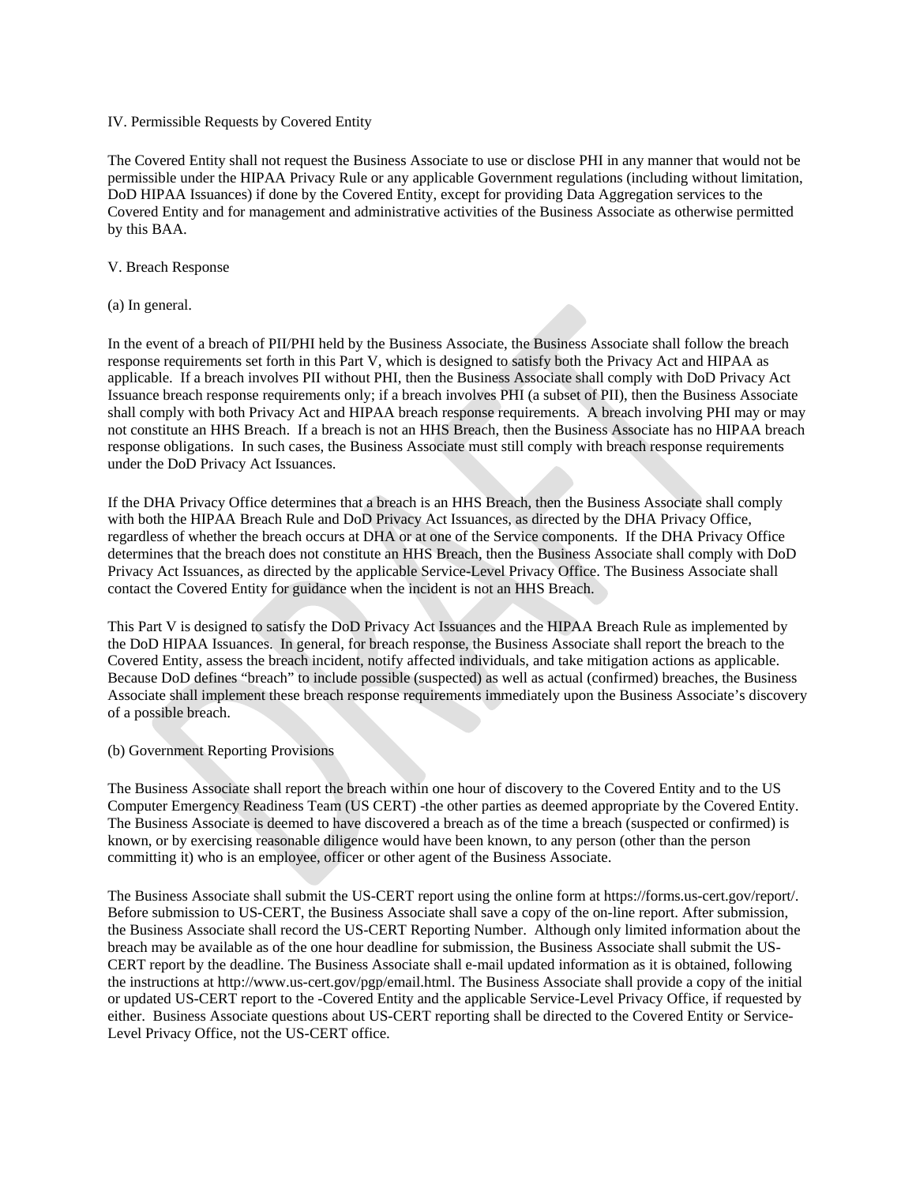IV. Permissible Requests by Covered Entity

The Covered Entity shall not request the Business Associate to use or disclose PHI in any manner that would not be permissible under the HIPAA Privacy Rule or any applicable Government regulations (including without limitation, DoD HIPAA Issuances) if done by the Covered Entity, except for providing Data Aggregation services to the Covered Entity and for management and administrative activities of the Business Associate as otherwise permitted by this BAA.

V. Breach Response

(a) In general.

In the event of a breach of PII/PHI held by the Business Associate, the Business Associate shall follow the breach response requirements set forth in this Part V, which is designed to satisfy both the Privacy Act and HIPAA as applicable. If a breach involves PII without PHI, then the Business Associate shall comply with DoD Privacy Act Issuance breach response requirements only; if a breach involves PHI (a subset of PII), then the Business Associate shall comply with both Privacy Act and HIPAA breach response requirements. A breach involving PHI may or may not constitute an HHS Breach. If a breach is not an HHS Breach, then the Business Associate has no HIPAA breach response obligations. In such cases, the Business Associate must still comply with breach response requirements under the DoD Privacy Act Issuances.

If the DHA Privacy Office determines that a breach is an HHS Breach, then the Business Associate shall comply with both the HIPAA Breach Rule and DoD Privacy Act Issuances, as directed by the DHA Privacy Office, regardless of whether the breach occurs at DHA or at one of the Service components. If the DHA Privacy Office determines that the breach does not constitute an HHS Breach, then the Business Associate shall comply with DoD Privacy Act Issuances, as directed by the applicable Service-Level Privacy Office. The Business Associate shall contact the Covered Entity for guidance when the incident is not an HHS Breach.

This Part V is designed to satisfy the DoD Privacy Act Issuances and the HIPAA Breach Rule as implemented by the DoD HIPAA Issuances. In general, for breach response, the Business Associate shall report the breach to the Covered Entity, assess the breach incident, notify affected individuals, and take mitigation actions as applicable. Because DoD defines "breach" to include possible (suspected) as well as actual (confirmed) breaches, the Business Associate shall implement these breach response requirements immediately upon the Business Associate's discovery of a possible breach.

(b) Government Reporting Provisions

The Business Associate shall report the breach within one hour of discovery to the Covered Entity and to the US Computer Emergency Readiness Team (US CERT) -the other parties as deemed appropriate by the Covered Entity. The Business Associate is deemed to have discovered a breach as of the time a breach (suspected or confirmed) is known, or by exercising reasonable diligence would have been known, to any person (other than the person committing it) who is an employee, officer or other agent of the Business Associate.

The Business Associate shall submit the US-CERT report using the online form at https://forms.us-cert.gov/report/. Before submission to US-CERT, the Business Associate shall save a copy of the on-line report. After submission, the Business Associate shall record the US-CERT Reporting Number. Although only limited information about the breach may be available as of the one hour deadline for submission, the Business Associate shall submit the US-CERT report by the deadline. The Business Associate shall e-mail updated information as it is obtained, following the instructions at http://www.us-cert.gov/pgp/email.html. The Business Associate shall provide a copy of the initial or updated US-CERT report to the -Covered Entity and the applicable Service-Level Privacy Office, if requested by either. Business Associate questions about US-CERT reporting shall be directed to the Covered Entity or Service-Level Privacy Office, not the US-CERT office.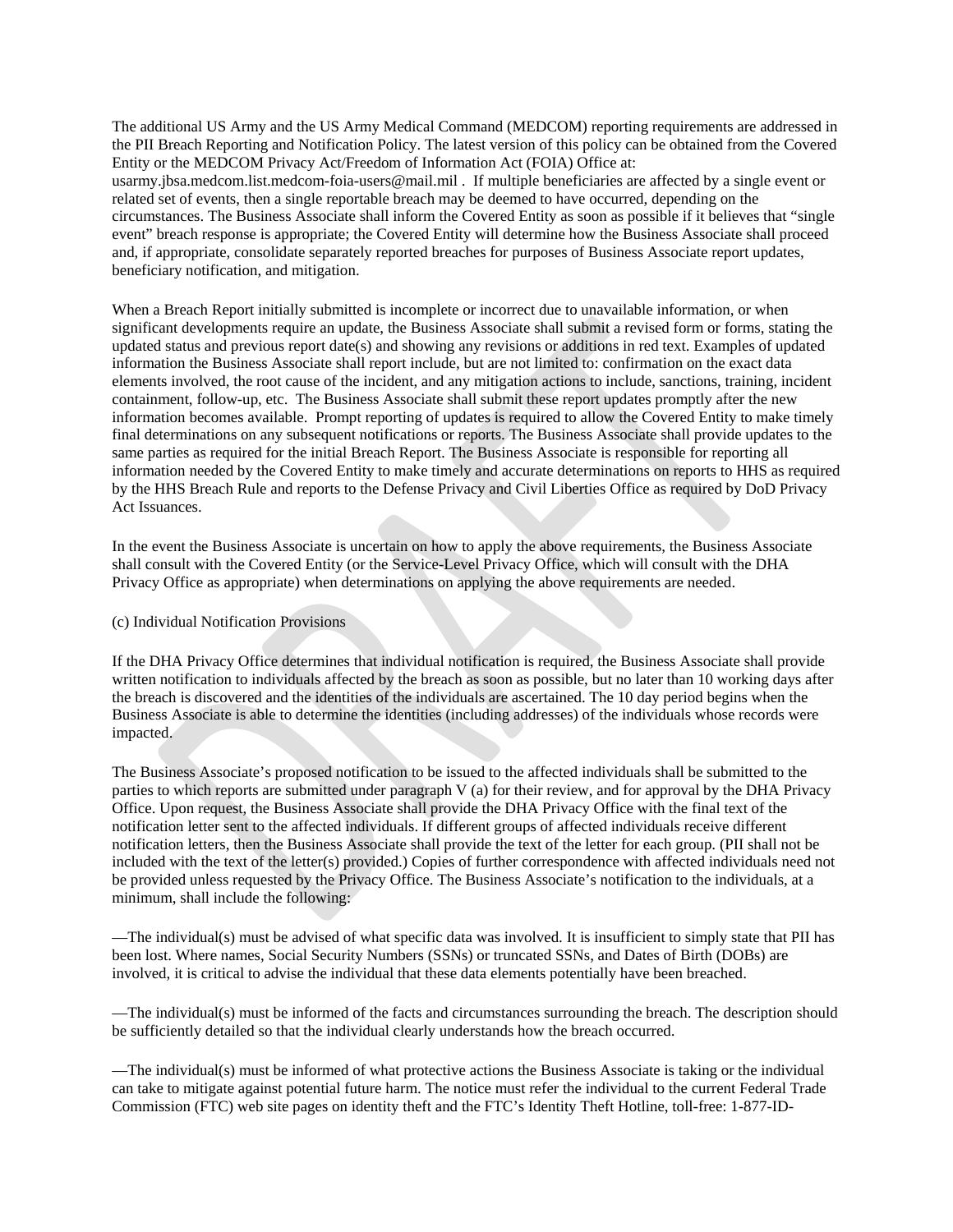The additional US Army and the US Army Medical Command (MEDCOM) reporting requirements are addressed in the PII Breach Reporting and Notification Policy. The latest version of this policy can be obtained from the Covered Entity or the MEDCOM Privacy Act/Freedom of Information Act (FOIA) Office at: usarmy.jbsa.medcom.list.medcom-foia-users@mail.mil . If multiple beneficiaries are affected by a single event or related set of events, then a single reportable breach may be deemed to have occurred, depending on the circumstances. The Business Associate shall inform the Covered Entity as soon as possible if it believes that "single event" breach response is appropriate; the Covered Entity will determine how the Business Associate shall proceed and, if appropriate, consolidate separately reported breaches for purposes of Business Associate report updates, beneficiary notification, and mitigation.

When a Breach Report initially submitted is incomplete or incorrect due to unavailable information, or when significant developments require an update, the Business Associate shall submit a revised form or forms, stating the updated status and previous report date(s) and showing any revisions or additions in red text. Examples of updated information the Business Associate shall report include, but are not limited to: confirmation on the exact data elements involved, the root cause of the incident, and any mitigation actions to include, sanctions, training, incident containment, follow-up, etc. The Business Associate shall submit these report updates promptly after the new information becomes available. Prompt reporting of updates is required to allow the Covered Entity to make timely final determinations on any subsequent notifications or reports. The Business Associate shall provide updates to the same parties as required for the initial Breach Report. The Business Associate is responsible for reporting all information needed by the Covered Entity to make timely and accurate determinations on reports to HHS as required by the HHS Breach Rule and reports to the Defense Privacy and Civil Liberties Office as required by DoD Privacy Act Issuances.

In the event the Business Associate is uncertain on how to apply the above requirements, the Business Associate shall consult with the Covered Entity (or the Service-Level Privacy Office, which will consult with the DHA Privacy Office as appropriate) when determinations on applying the above requirements are needed.

(c) Individual Notification Provisions

If the DHA Privacy Office determines that individual notification is required, the Business Associate shall provide written notification to individuals affected by the breach as soon as possible, but no later than 10 working days after the breach is discovered and the identities of the individuals are ascertained. The 10 day period begins when the Business Associate is able to determine the identities (including addresses) of the individuals whose records were impacted.

The Business Associate's proposed notification to be issued to the affected individuals shall be submitted to the parties to which reports are submitted under paragraph V (a) for their review, and for approval by the DHA Privacy Office. Upon request, the Business Associate shall provide the DHA Privacy Office with the final text of the notification letter sent to the affected individuals. If different groups of affected individuals receive different notification letters, then the Business Associate shall provide the text of the letter for each group. (PII shall not be included with the text of the letter(s) provided.) Copies of further correspondence with affected individuals need not be provided unless requested by the Privacy Office. The Business Associate's notification to the individuals, at a minimum, shall include the following:

—The individual(s) must be advised of what specific data was involved. It is insufficient to simply state that PII has been lost. Where names, Social Security Numbers (SSNs) or truncated SSNs, and Dates of Birth (DOBs) are involved, it is critical to advise the individual that these data elements potentially have been breached.

—The individual(s) must be informed of the facts and circumstances surrounding the breach. The description should be sufficiently detailed so that the individual clearly understands how the breach occurred.

—The individual(s) must be informed of what protective actions the Business Associate is taking or the individual can take to mitigate against potential future harm. The notice must refer the individual to the current Federal Trade Commission (FTC) web site pages on identity theft and the FTC's Identity Theft Hotline, toll-free: 1-877-ID-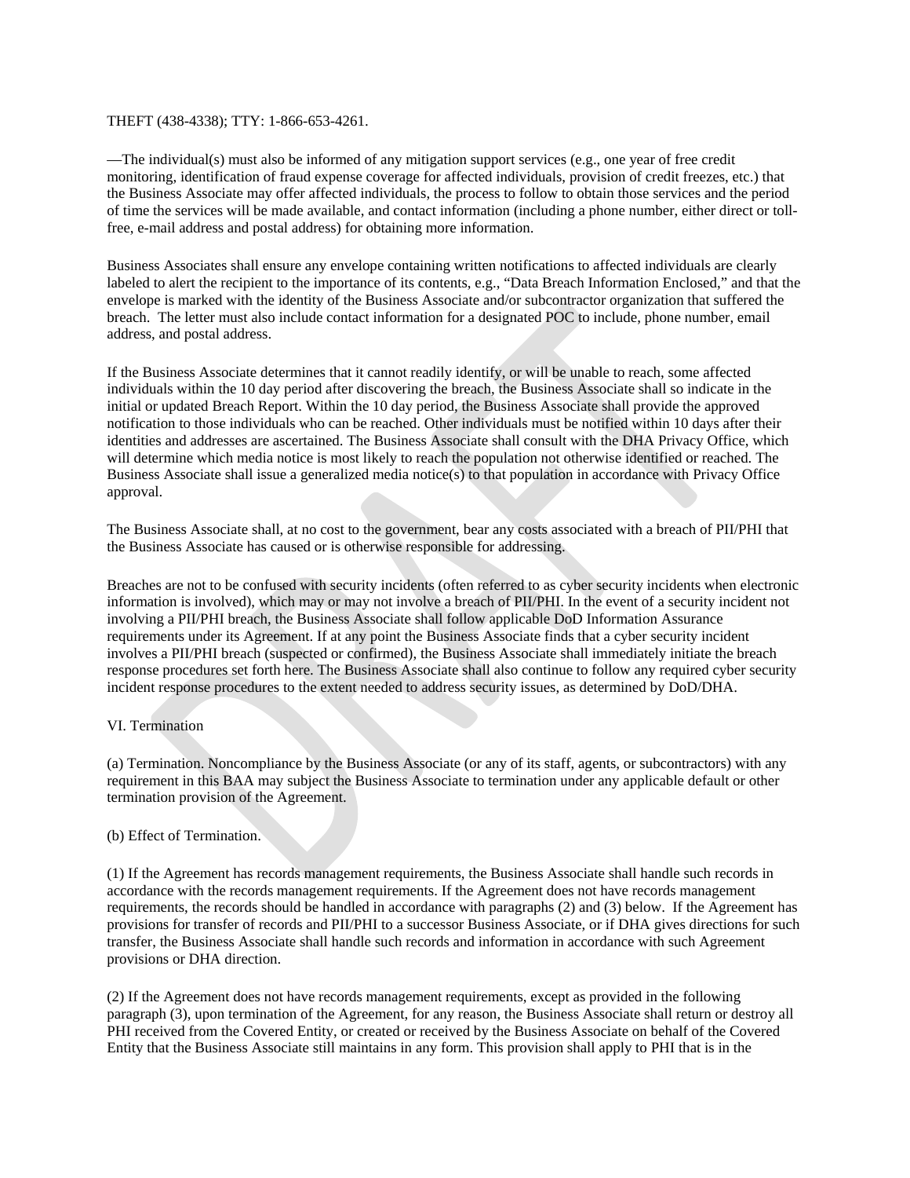THEFT (438-4338); TTY: 1-866-653-4261.

—The individual(s) must also be informed of any mitigation support services (e.g., one year of free credit monitoring, identification of fraud expense coverage for affected individuals, provision of credit freezes, etc.) that the Business Associate may offer affected individuals, the process to follow to obtain those services and the period of time the services will be made available, and contact information (including a phone number, either direct or toll-free, e-mail address and postal address) for obtaining more information.

Business Associates shall ensure any envelope containing written notifications to affected individuals are clearly labeled to alert the recipient to the importance of its contents, e.g., "Data Breach Information Enclosed," and that the envelope is marked with the identity of the Business Associate and/or subcontractor organization that suffered the breach. The letter must also include contact information for a designated POC to include, phone number, email address, and postal address.

If the Business Associate determines that it cannot readily identify, or will be unable to reach, some affected individuals within the 10 day period after discovering the breach, the Business Associate shall so indicate in the initial or updated Breach Report. Within the 10 day period, the Business Associate shall provide the approved notification to those individuals who can be reached. Other individuals must be notified within 10 days after their identities and addresses are ascertained. The Business Associate shall consult with the DHA Privacy Office, which will determine which media notice is most likely to reach the population not otherwise identified or reached. The Business Associate shall issue a generalized media notice(s) to that population in accordance with Privacy Office approval.

The Business Associate shall, at no cost to the government, bear any costs associated with a breach of PII/PHI that the Business Associate has caused or is otherwise responsible for addressing.

Breaches are not to be confused with security incidents (often referred to as cyber security incidents when electronic information is involved), which may or may not involve a breach of PII/PHI. In the event of a security incident not involving a PII/PHI breach, the Business Associate shall follow applicable DoD Information Assurance requirements under its Agreement. If at any point the Business Associate finds that a cyber security incident involves a PII/PHI breach (suspected or confirmed), the Business Associate shall immediately initiate the breach response procedures set forth here. The Business Associate shall also continue to follow any required cyber security incident response procedures to the extent needed to address security issues, as determined by DoD/DHA.

VI. Termination

(a) Termination. Noncompliance by the Business Associate (or any of its staff, agents, or subcontractors) with any requirement in this BAA may subject the Business Associate to termination under any applicable default or other termination provision of the Agreement.

(b) Effect of Termination.

(1) If the Agreement has records management requirements, the Business Associate shall handle such records in accordance with the records management requirements. If the Agreement does not have records management requirements, the records should be handled in accordance with paragraphs (2) and (3) below. If the Agreement has provisions for transfer of records and PII/PHI to a successor Business Associate, or if DHA gives directions for such transfer, the Business Associate shall handle such records and information in accordance with such Agreement provisions or DHA direction.

(2) If the Agreement does not have records management requirements, except as provided in the following paragraph (3), upon termination of the Agreement, for any reason, the Business Associate shall return or destroy all PHI received from the Covered Entity, or created or received by the Business Associate on behalf of the Covered Entity that the Business Associate still maintains in any form. This provision shall apply to PHI that is in the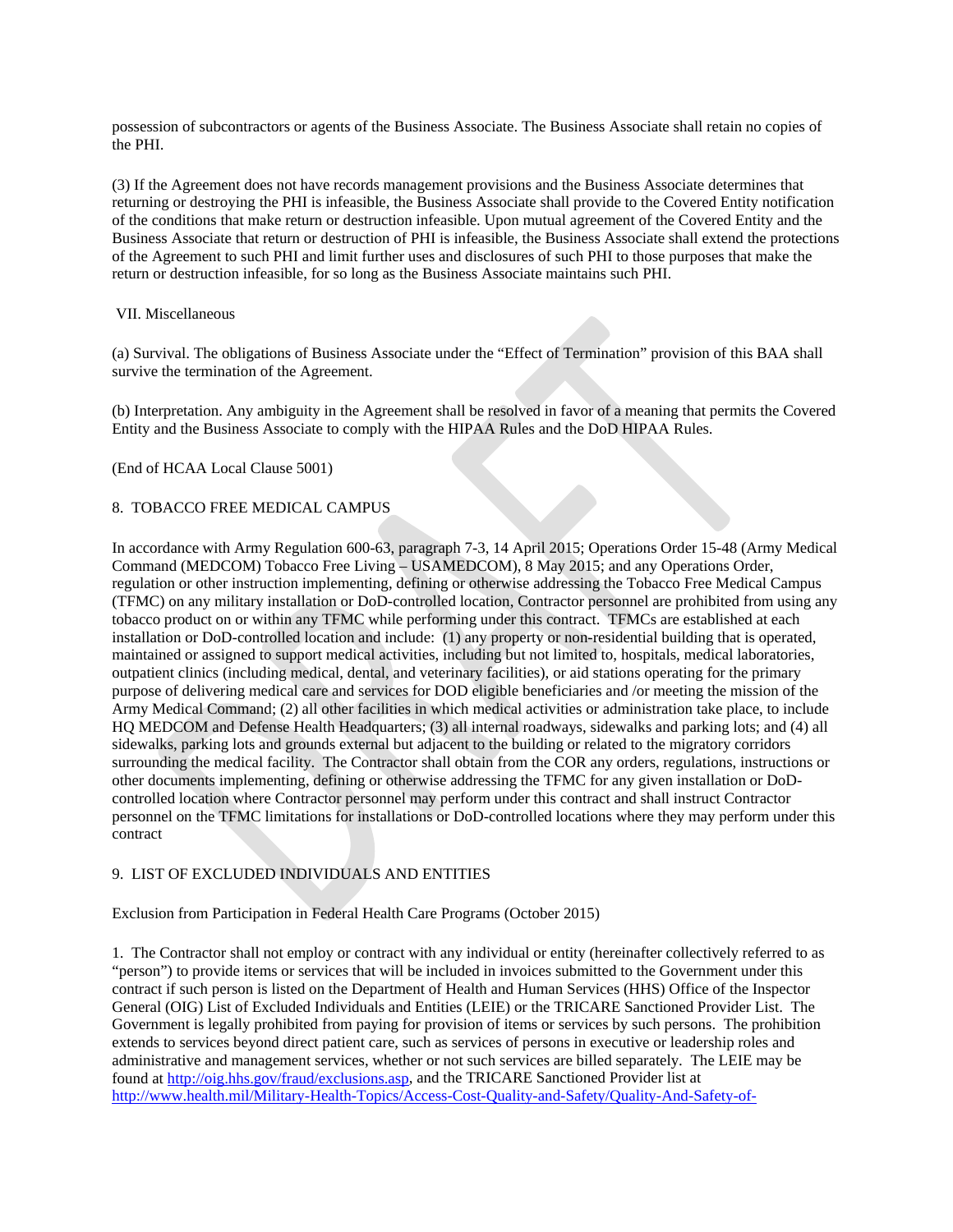possession of subcontractors or agents of the Business Associate. The Business Associate shall retain no copies of the PHI.

(3) If the Agreement does not have records management provisions and the Business Associate determines that returning or destroying the PHI is infeasible, the Business Associate shall provide to the Covered Entity notification of the conditions that make return or destruction infeasible. Upon mutual agreement of the Covered Entity and the Business Associate that return or destruction of PHI is infeasible, the Business Associate shall extend the protections of the Agreement to such PHI and limit further uses and disclosures of such PHI to those purposes that make the return or destruction infeasible, for so long as the Business Associate maintains such PHI.

VII. Miscellaneous

(a) Survival. The obligations of Business Associate under the “Effect of Termination” provision of this BAA shall survive the termination of the Agreement.

(b) Interpretation. Any ambiguity in the Agreement shall be resolved in favor of a meaning that permits the Covered Entity and the Business Associate to comply with the HIPAA Rules and the DoD HIPAA Rules.

(End of HCAA Local Clause 5001)

8. TOBACCO FREE MEDICAL CAMPUS

In accordance with Army Regulation 600-63, paragraph 7-3, 14 April 2015; Operations Order 15-48 (Army Medical Command (MEDCOM) Tobacco Free Living – USAMEDCOM), 8 May 2015; and any Operations Order, regulation or other instruction implementing, defining or otherwise addressing the Tobacco Free Medical Campus (TFMC) on any military installation or DoD-controlled location, Contractor personnel are prohibited from using any tobacco product on or within any TFMC while performing under this contract. TFMCs are established at each installation or DoD-controlled location and include: (1) any property or non-residential building that is operated, maintained or assigned to support medical activities, including but not limited to, hospitals, medical laboratories, outpatient clinics (including medical, dental, and veterinary facilities), or aid stations operating for the primary purpose of delivering medical care and services for DOD eligible beneficiaries and /or meeting the mission of the Army Medical Command; (2) all other facilities in which medical activities or administration take place, to include HQ MEDCOM and Defense Health Headquarters; (3) all internal roadways, sidewalks and parking lots; and (4) all sidewalks, parking lots and grounds external but adjacent to the building or related to the migratory corridors surrounding the medical facility. The Contractor shall obtain from the COR any orders, regulations, instructions or other documents implementing, defining or otherwise addressing the TFMC for any given installation or DoD-controlled location where Contractor personnel may perform under this contract and shall instruct Contractor personnel on the TFMC limitations for installations or DoD-controlled locations where they may perform under this contract

9. LIST OF EXCLUDED INDIVIDUALS AND ENTITIES

Exclusion from Participation in Federal Health Care Programs (October 2015)

1. The Contractor shall not employ or contract with any individual or entity (hereinafter collectively referred to as “person”) to provide items or services that will be included in invoices submitted to the Government under this contract if such person is listed on the Department of Health and Human Services (HHS) Office of the Inspector General (OIG) List of Excluded Individuals and Entities (LEIE) or the TRICARE Sanctioned Provider List. The Government is legally prohibited from paying for provision of items or services by such persons. The prohibition extends to services beyond direct patient care, such as services of persons in executive or leadership roles and administrative and management services, whether or not such services are billed separately. The LEIE may be found at http://oig.hhs.gov/fraud/exclusions.asp, and the TRICARE Sanctioned Provider list at http://www.health.mil/Military-Health-Topics/Access-Cost-Quality-and-Safety/Quality-And-Safety-of-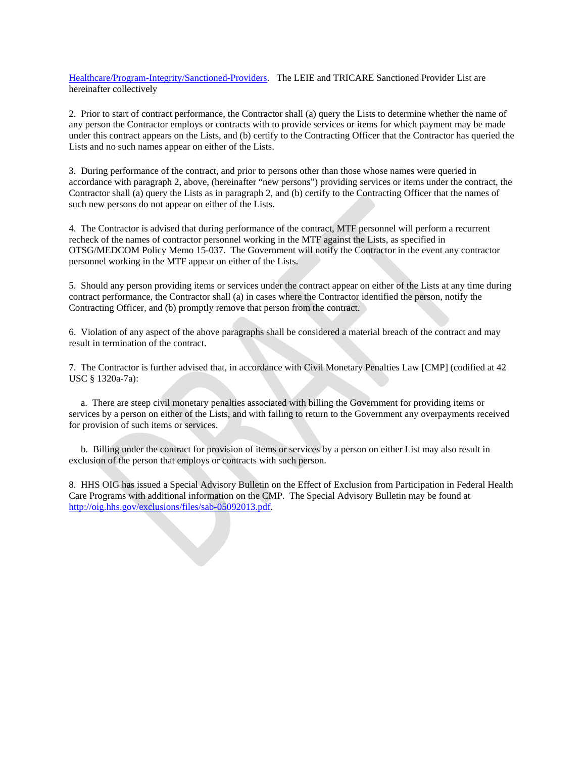Healthcare/Program-Integrity/Sanctioned-Providers. The LEIE and TRICARE Sanctioned Provider List are hereinafter collectively

2. Prior to start of contract performance, the Contractor shall (a) query the Lists to determine whether the name of any person the Contractor employs or contracts with to provide services or items for which payment may be made under this contract appears on the Lists, and (b) certify to the Contracting Officer that the Contractor has queried the Lists and no such names appear on either of the Lists.

3. During performance of the contract, and prior to persons other than those whose names were queried in accordance with paragraph 2, above, (hereinafter "new persons") providing services or items under the contract, the Contractor shall (a) query the Lists as in paragraph 2, and (b) certify to the Contracting Officer that the names of such new persons do not appear on either of the Lists.

4. The Contractor is advised that during performance of the contract, MTF personnel will perform a recurrent recheck of the names of contractor personnel working in the MTF against the Lists, as specified in OTSG/MEDCOM Policy Memo 15-037. The Government will notify the Contractor in the event any contractor personnel working in the MTF appear on either of the Lists.

5. Should any person providing items or services under the contract appear on either of the Lists at any time during contract performance, the Contractor shall (a) in cases where the Contractor identified the person, notify the Contracting Officer, and (b) promptly remove that person from the contract.

6. Violation of any aspect of the above paragraphs shall be considered a material breach of the contract and may result in termination of the contract.

7. The Contractor is further advised that, in accordance with Civil Monetary Penalties Law [CMP] (codified at 42 USC § 1320a-7a):

a. There are steep civil monetary penalties associated with billing the Government for providing items or services by a person on either of the Lists, and with failing to return to the Government any overpayments received for provision of such items or services.

b. Billing under the contract for provision of items or services by a person on either List may also result in exclusion of the person that employs or contracts with such person.

8. HHS OIG has issued a Special Advisory Bulletin on the Effect of Exclusion from Participation in Federal Health Care Programs with additional information on the CMP. The Special Advisory Bulletin may be found at http://oig.hhs.gov/exclusions/files/sab-05092013.pdf.